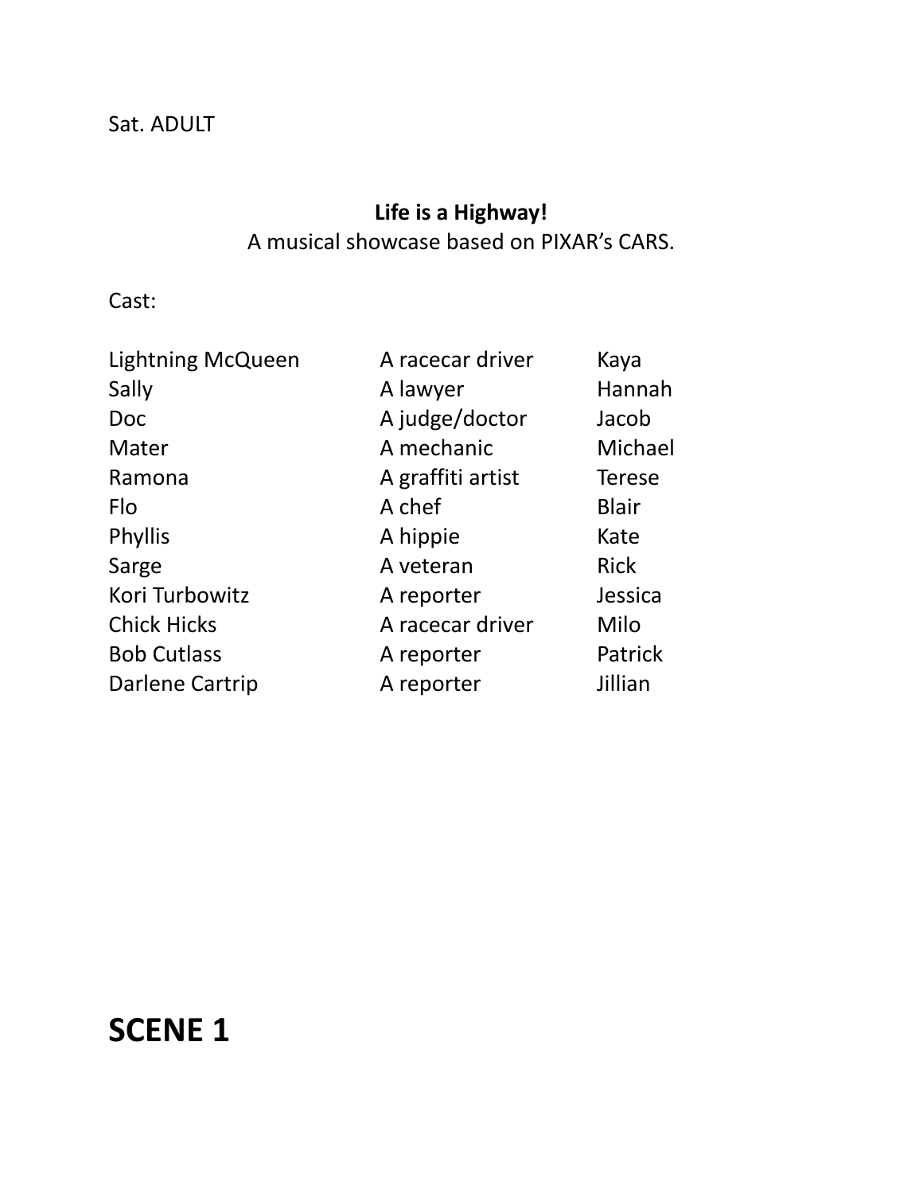Sat. ADULT

**Life is a Highway!**

A musical showcase based on PIXAR's CARS.

Cast:

| | | |
|---|---|---|
| Lightning McQueen | A racecar driver | Kaya |
| Sally | A lawyer | Hannah |
| Doc | A judge/doctor | Jacob |
| Mater | A mechanic | Michael |
| Ramona | A graffiti artist | Terese |
| Flo | A chef | Blair |
| Phyllis | A hippie | Kate |
| Sarge | A veteran | Rick |
| Kori Turbowitz | A reporter | Jessica |
| Chick Hicks | A racecar driver | Milo |
| Bob Cutlass | A reporter | Patrick |
| Darlene Cartrip | A reporter | Jillian |

# SCENE 1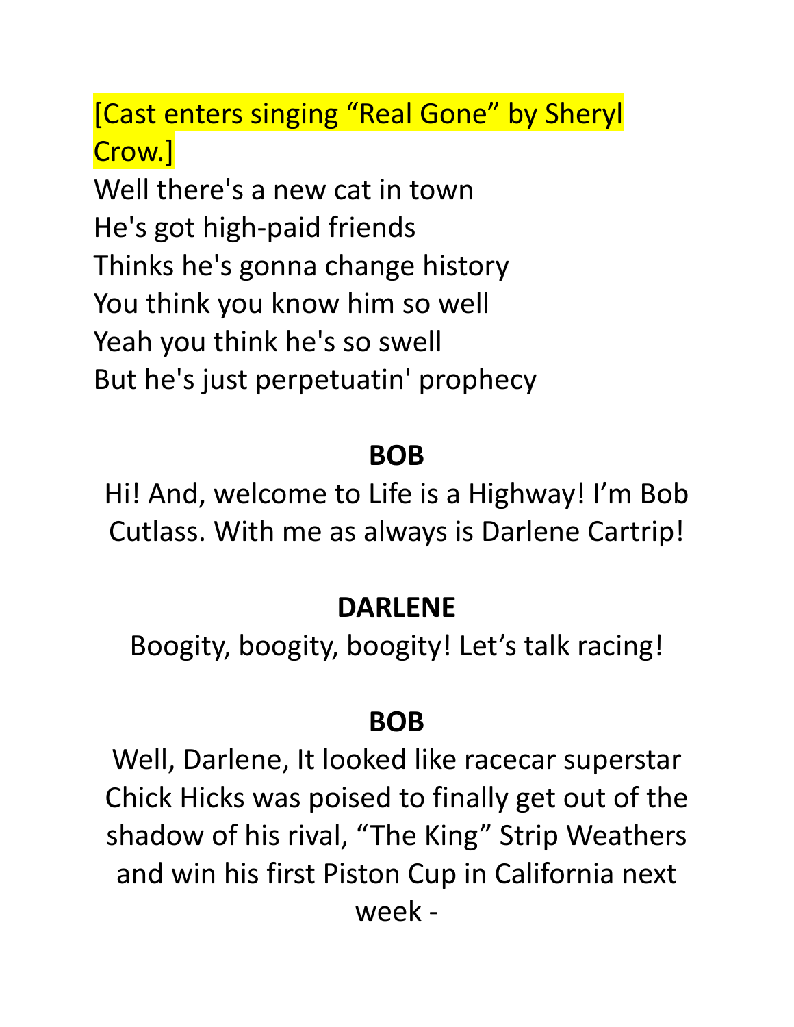[Cast enters singing “Real Gone” by Sheryl Crow.]

Well there's a new cat in town
He's got high-paid friends
Thinks he's gonna change history
You think you know him so well
Yeah you think he's so swell
But he's just perpetuatin' prophecy

**BOB**

Hi! And, welcome to Life is a Highway! I’m Bob Cutlass. With me as always is Darlene Cartrip!

**DARLENE**

Boogity, boogity, boogity! Let’s talk racing!

**BOB**

Well, Darlene, It looked like racecar superstar Chick Hicks was poised to finally get out of the shadow of his rival, “The King” Strip Weathers and win his first Piston Cup in California next week -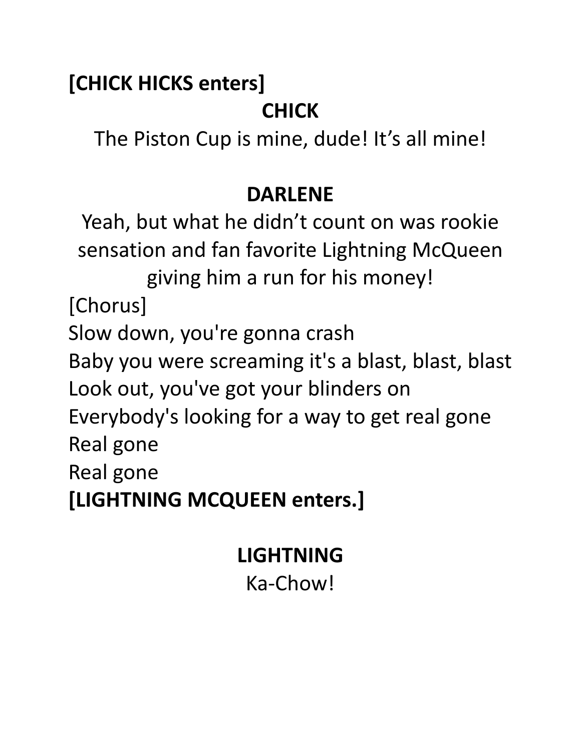**[CHICK HICKS enters]**

**CHICK**

The Piston Cup is mine, dude! It's all mine!

**DARLENE**

Yeah, but what he didn't count on was rookie sensation and fan favorite Lightning McQueen giving him a run for his money!

[Chorus]
Slow down, you're gonna crash
Baby you were screaming it's a blast, blast, blast
Look out, you've got your blinders on
Everybody's looking for a way to get real gone
Real gone
Real gone

**[LIGHTNING MCQUEEN enters.]**

**LIGHTNING**

Ka-Chow!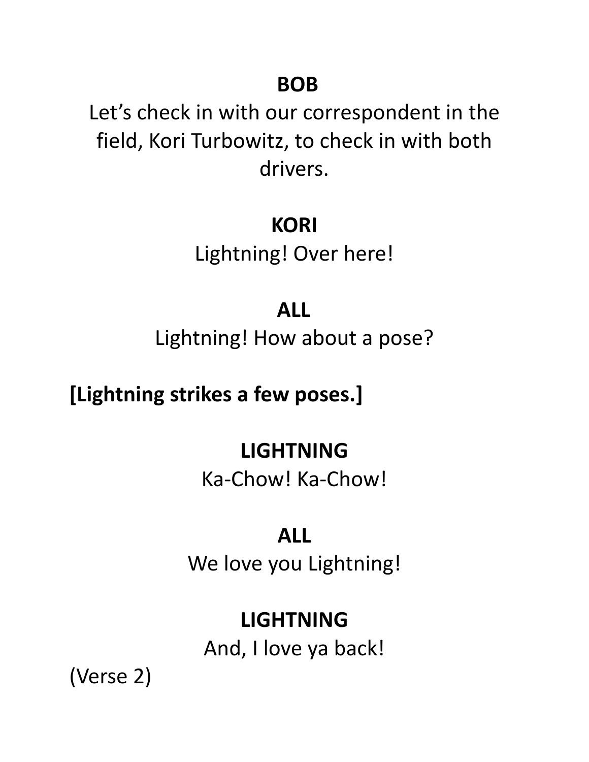**BOB**

Let's check in with our correspondent in the field, Kori Turbowitz, to check in with both drivers.

**KORI**

Lightning! Over here!

**ALL**

Lightning! How about a pose?

**[Lightning strikes a few poses.]**

**LIGHTNING**

Ka-Chow! Ka-Chow!

**ALL**

We love you Lightning!

**LIGHTNING**

And, I love ya back!

(Verse 2)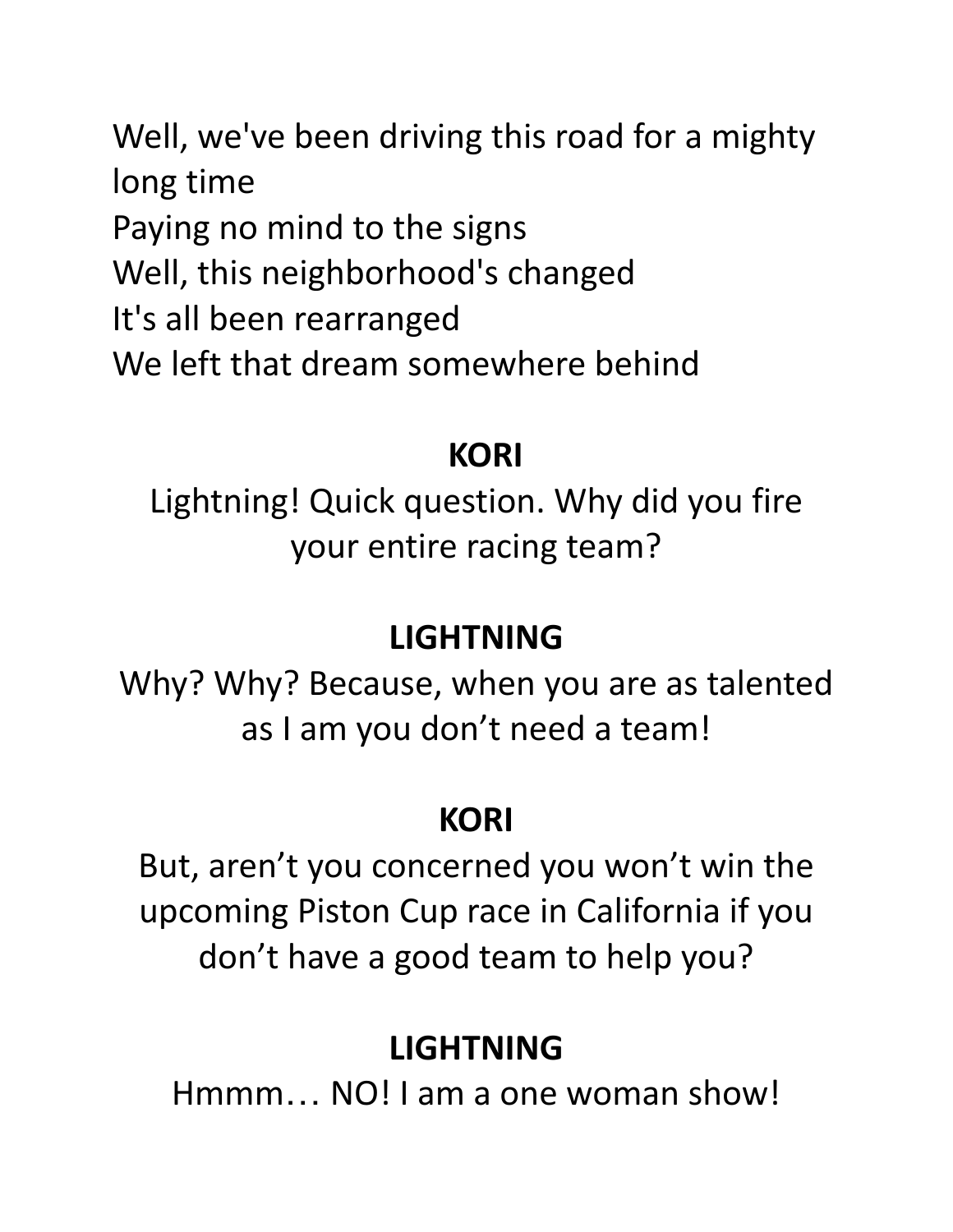Well, we've been driving this road for a mighty long time
Paying no mind to the signs
Well, this neighborhood's changed
It's all been rearranged
We left that dream somewhere behind

**KORI**

Lightning! Quick question. Why did you fire your entire racing team?

**LIGHTNING**

Why? Why? Because, when you are as talented as I am you don't need a team!

**KORI**

But, aren't you concerned you won't win the upcoming Piston Cup race in California if you don't have a good team to help you?

**LIGHTNING**

Hmmm… NO! I am a one woman show!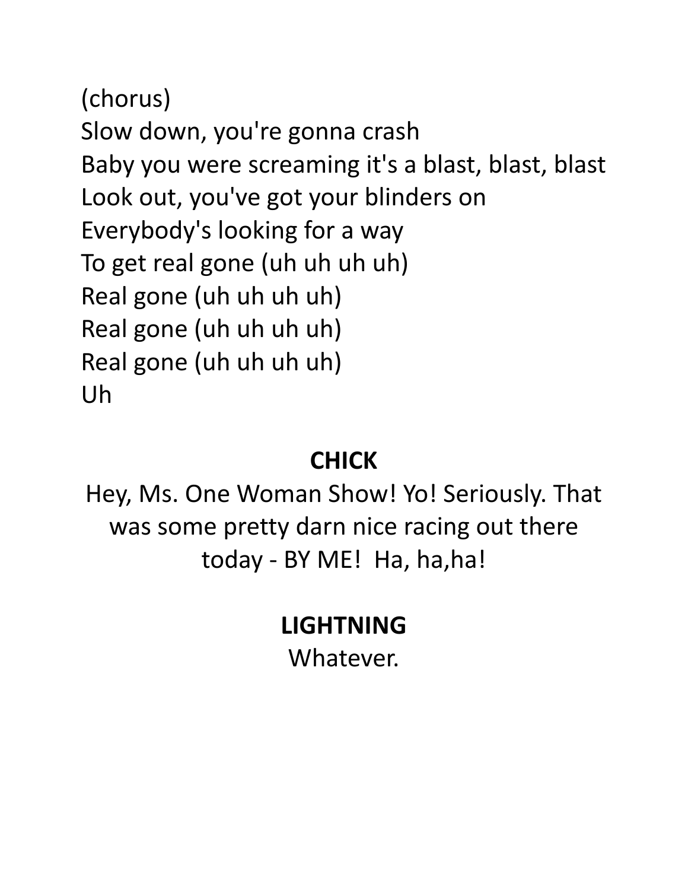(chorus)
Slow down, you're gonna crash
Baby you were screaming it's a blast, blast, blast
Look out, you've got your blinders on
Everybody's looking for a way
To get real gone (uh uh uh uh)
Real gone (uh uh uh uh)
Real gone (uh uh uh uh)
Real gone (uh uh uh uh)
Uh

**CHICK**

Hey, Ms. One Woman Show! Yo! Seriously. That was some pretty darn nice racing out there today - BY ME!  Ha, ha,ha!

**LIGHTNING**

Whatever.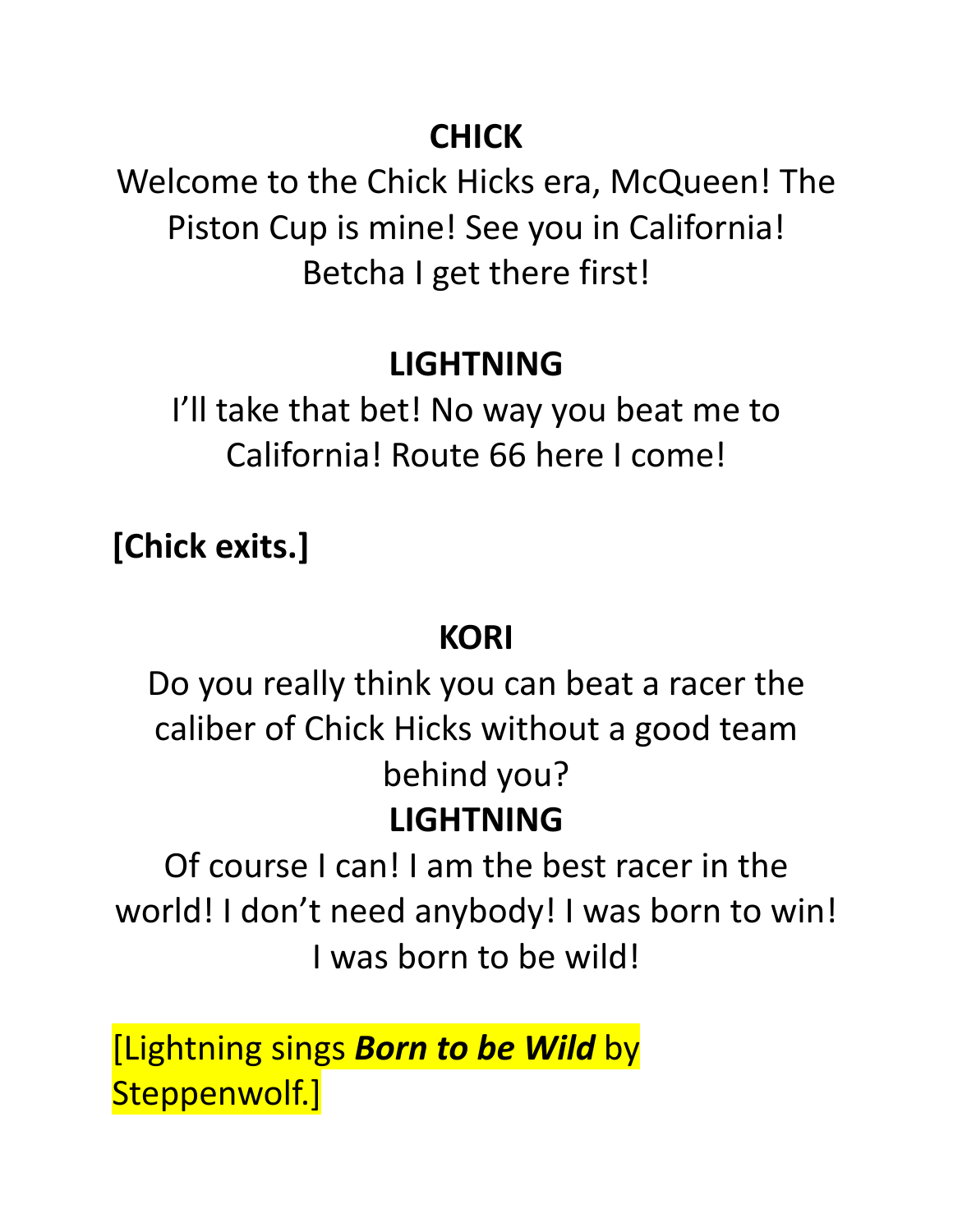**CHICK**

Welcome to the Chick Hicks era, McQueen! The Piston Cup is mine! See you in California! Betcha I get there first!

**LIGHTNING**

I'll take that bet! No way you beat me to California! Route 66 here I come!

**[Chick exits.]**

**KORI**

Do you really think you can beat a racer the caliber of Chick Hicks without a good team behind you?

**LIGHTNING**

Of course I can! I am the best racer in the world! I don't need anybody! I was born to win! I was born to be wild!

[Lightning sings ***Born to be Wild*** by Steppenwolf.]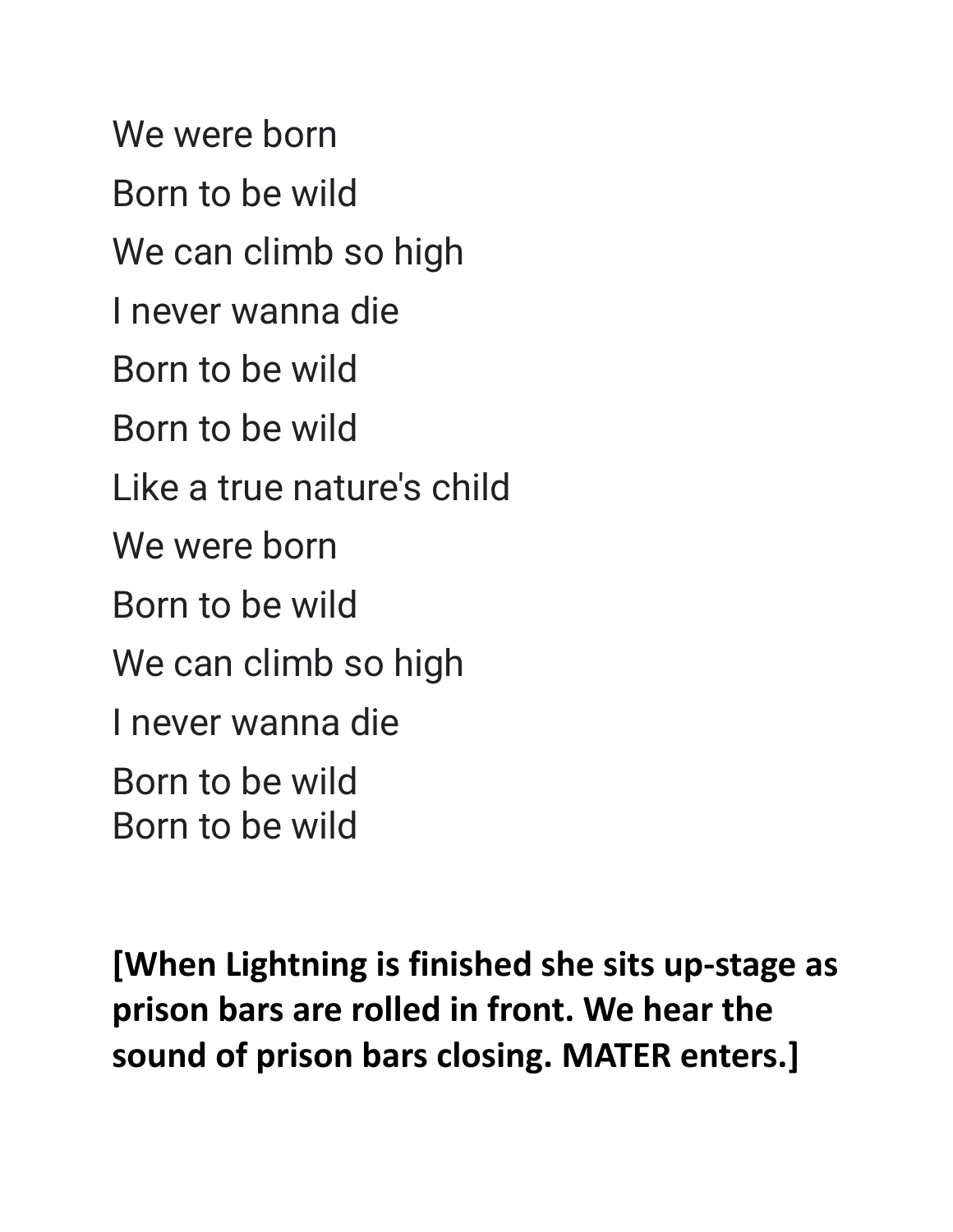We were born

Born to be wild

We can climb so high

I never wanna die

Born to be wild

Born to be wild

Like a true nature's child

We were born

Born to be wild

We can climb so high

I never wanna die

Born to be wild
Born to be wild

**[When Lightning is finished she sits up-stage as prison bars are rolled in front. We hear the sound of prison bars closing. MATER enters.]**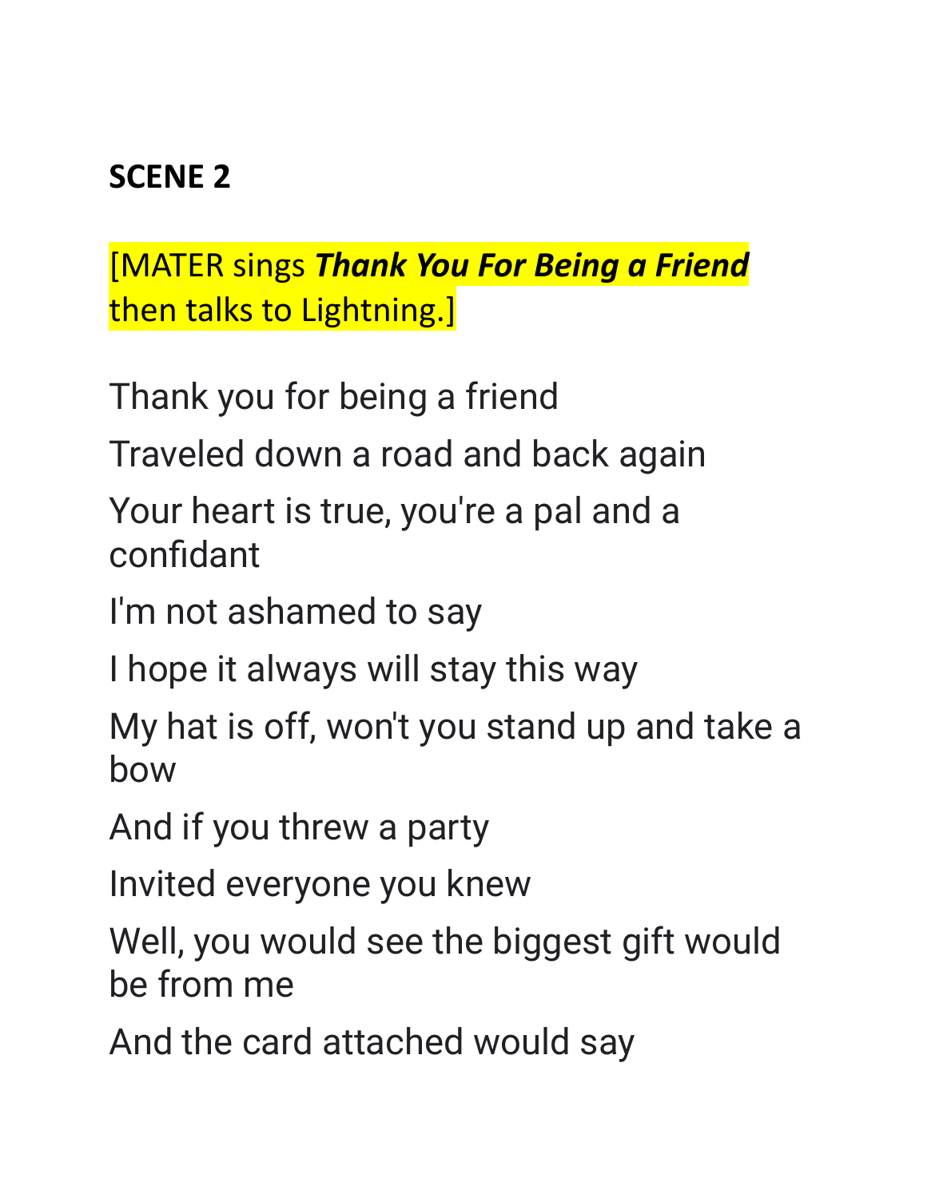**SCENE 2**

[MATER sings ***Thank You For Being a Friend*** then talks to Lightning.]

Thank you for being a friend

Traveled down a road and back again

Your heart is true, you're a pal and a confidant

I'm not ashamed to say

I hope it always will stay this way

My hat is off, won't you stand up and take a bow

And if you threw a party

Invited everyone you knew

Well, you would see the biggest gift would be from me

And the card attached would say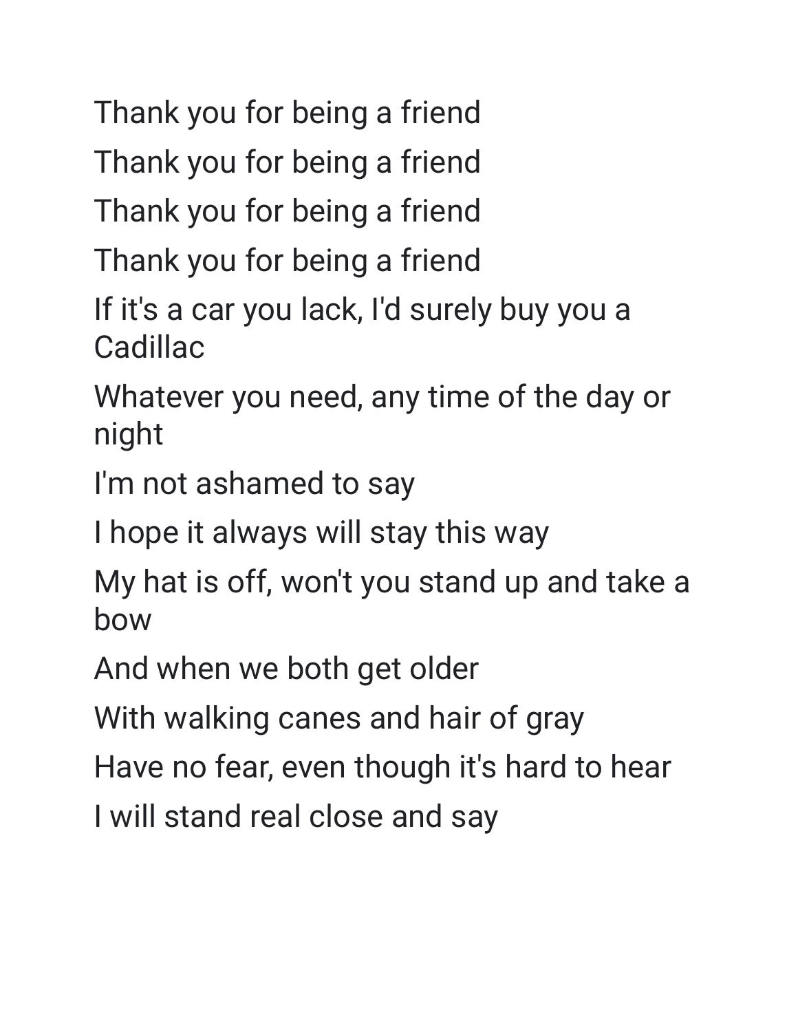Thank you for being a friend

Thank you for being a friend

Thank you for being a friend

Thank you for being a friend

If it's a car you lack, I'd surely buy you a Cadillac

Whatever you need, any time of the day or night

I'm not ashamed to say

I hope it always will stay this way

My hat is off, won't you stand up and take a bow

And when we both get older

With walking canes and hair of gray

Have no fear, even though it's hard to hear

I will stand real close and say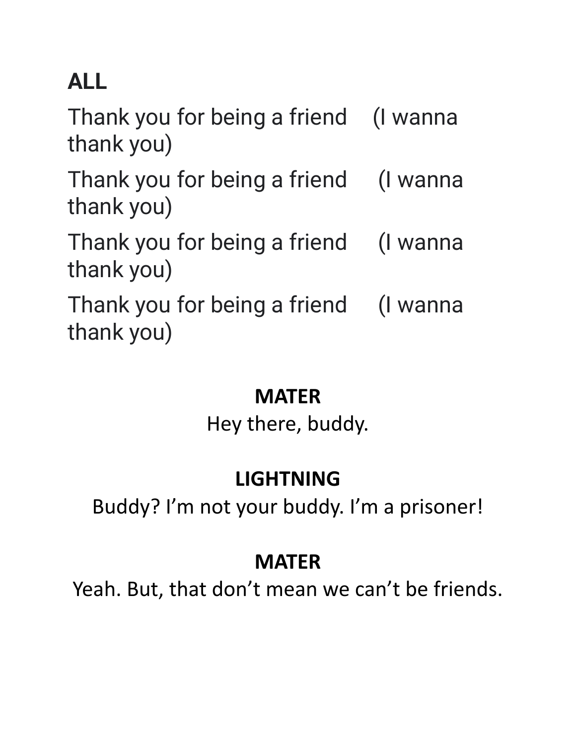**ALL**

Thank you for being a friend (I wanna thank you)

Thank you for being a friend (I wanna thank you)

Thank you for being a friend (I wanna thank you)

Thank you for being a friend (I wanna thank you)

**MATER**

Hey there, buddy.

**LIGHTNING**

Buddy? I'm not your buddy. I'm a prisoner!

**MATER**

Yeah. But, that don't mean we can't be friends.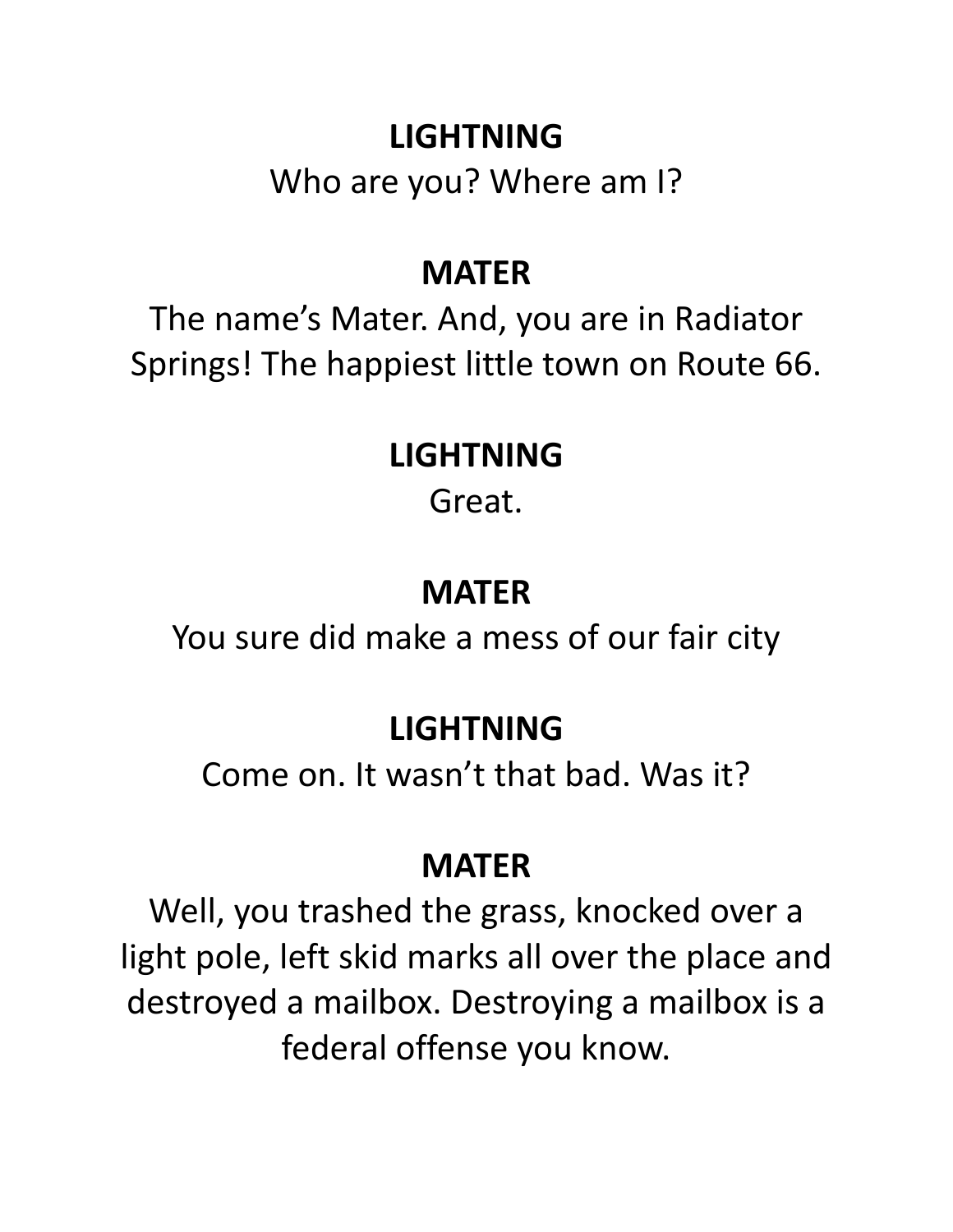**LIGHTNING**

Who are you? Where am I?

**MATER**

The name's Mater. And, you are in Radiator Springs! The happiest little town on Route 66.

**LIGHTNING**

Great.

**MATER**

You sure did make a mess of our fair city

**LIGHTNING**

Come on. It wasn't that bad. Was it?

**MATER**

Well, you trashed the grass, knocked over a light pole, left skid marks all over the place and destroyed a mailbox. Destroying a mailbox is a federal offense you know.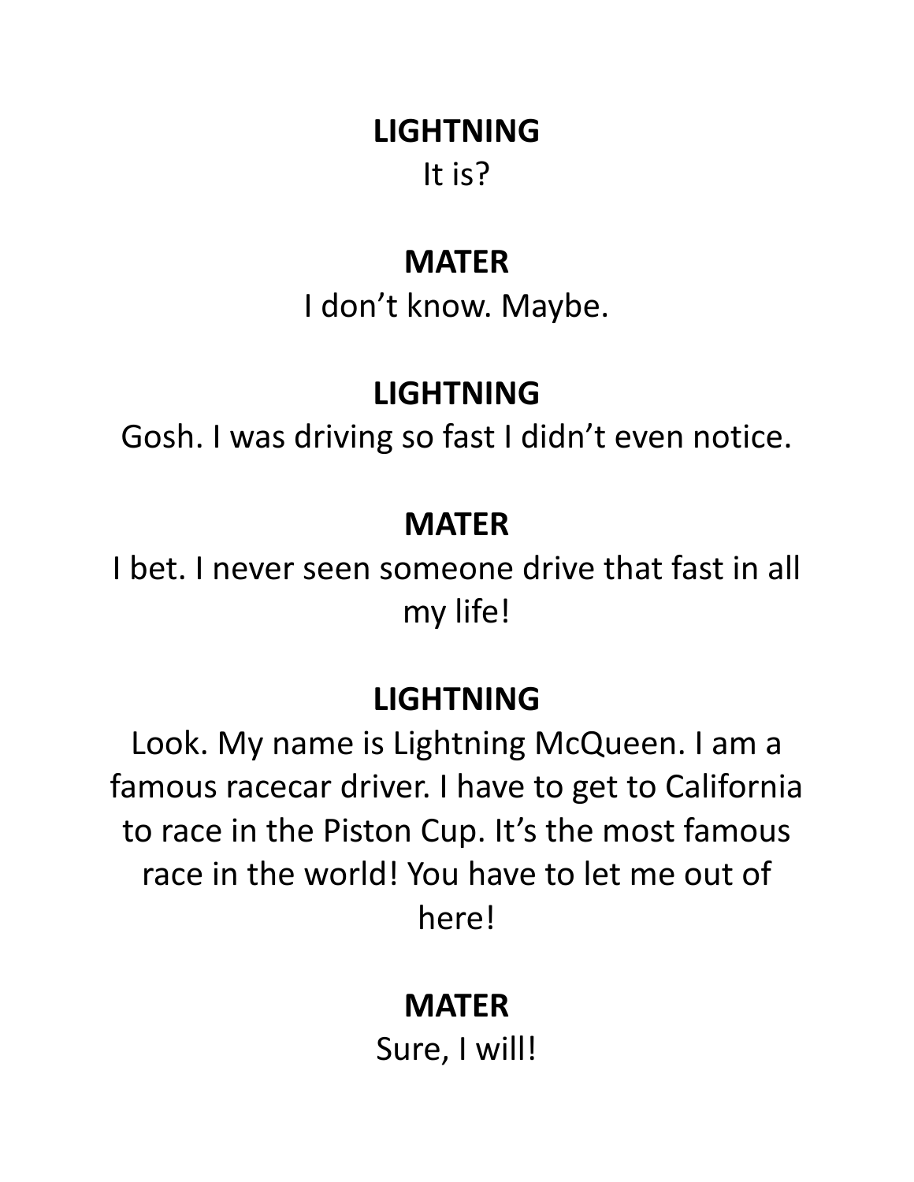**LIGHTNING**

It is?

**MATER**

I don't know. Maybe.

**LIGHTNING**

Gosh. I was driving so fast I didn't even notice.

**MATER**

I bet. I never seen someone drive that fast in all my life!

**LIGHTNING**

Look. My name is Lightning McQueen. I am a famous racecar driver. I have to get to California to race in the Piston Cup. It's the most famous race in the world! You have to let me out of here!

**MATER**

Sure, I will!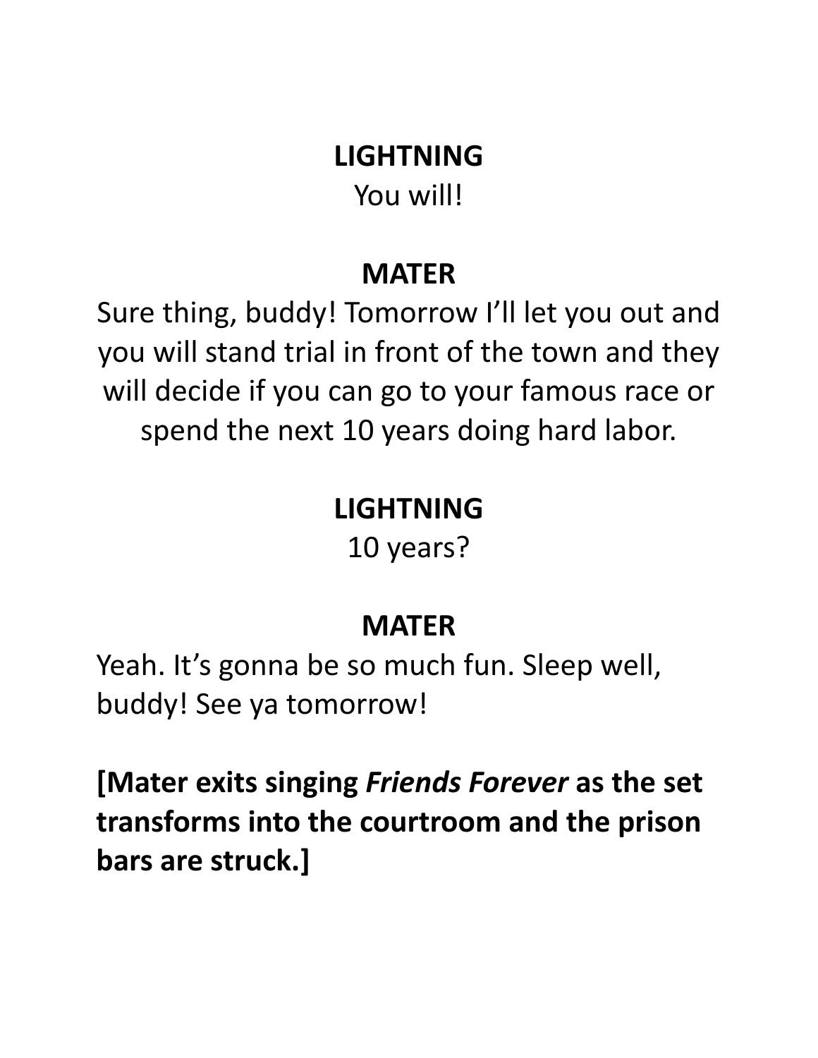**LIGHTNING**

You will!

**MATER**

Sure thing, buddy! Tomorrow I'll let you out and you will stand trial in front of the town and they will decide if you can go to your famous race or spend the next 10 years doing hard labor.

**LIGHTNING**

10 years?

**MATER**

Yeah. It's gonna be so much fun. Sleep well, buddy! See ya tomorrow!

**[Mater exits singing *Friends Forever* as the set transforms into the courtroom and the prison bars are struck.]**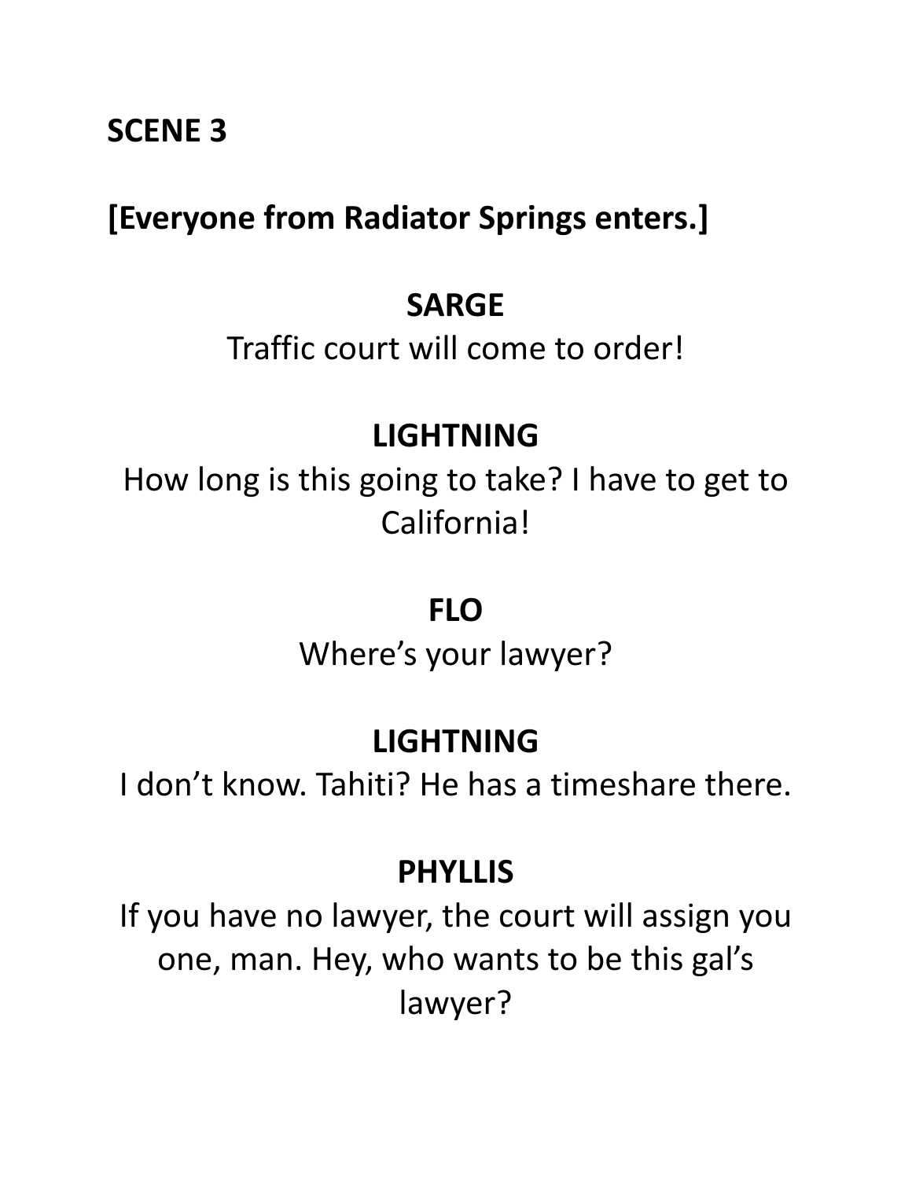**SCENE 3**

**[Everyone from Radiator Springs enters.]**

**SARGE**

Traffic court will come to order!

**LIGHTNING**

How long is this going to take? I have to get to California!

**FLO**

Where's your lawyer?

**LIGHTNING**

I don't know. Tahiti? He has a timeshare there.

**PHYLLIS**

If you have no lawyer, the court will assign you one, man. Hey, who wants to be this gal's lawyer?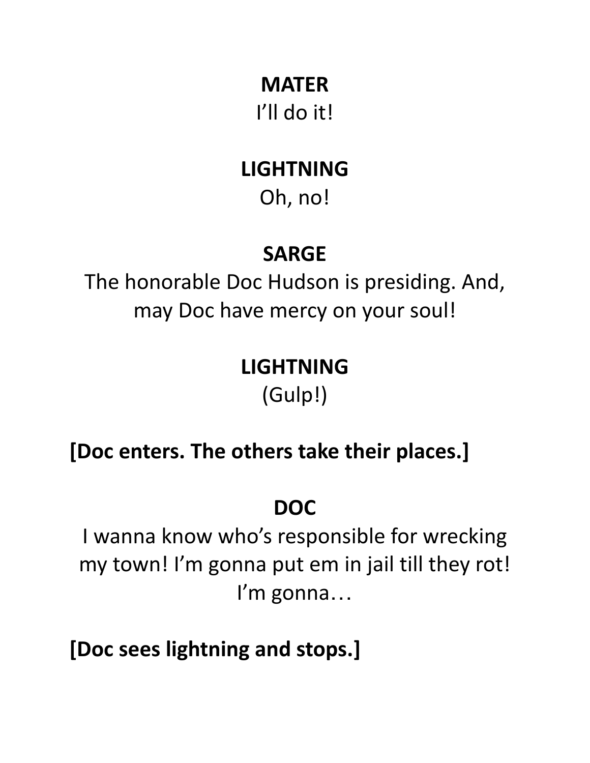**MATER**

I'll do it!

**LIGHTNING**

Oh, no!

**SARGE**

The honorable Doc Hudson is presiding. And, may Doc have mercy on your soul!

**LIGHTNING**

(Gulp!)

**[Doc enters. The others take their places.]**

**DOC**

I wanna know who's responsible for wrecking my town! I'm gonna put em in jail till they rot! I'm gonna…

**[Doc sees lightning and stops.]**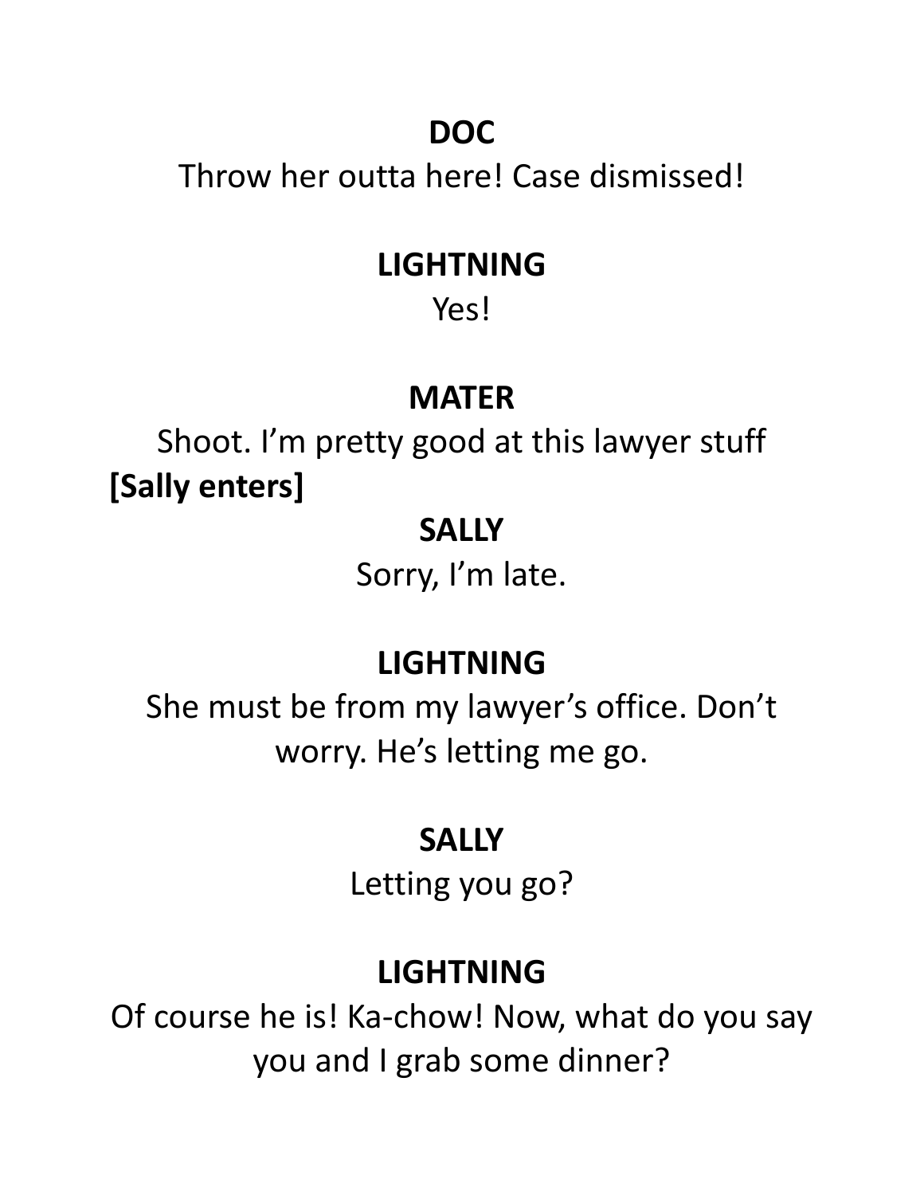**DOC**

Throw her outta here! Case dismissed!

**LIGHTNING**

Yes!

**MATER**

Shoot. I'm pretty good at this lawyer stuff

**[Sally enters]**

**SALLY**

Sorry, I'm late.

**LIGHTNING**

She must be from my lawyer's office. Don't worry. He's letting me go.

**SALLY**

Letting you go?

**LIGHTNING**

Of course he is! Ka-chow! Now, what do you say you and I grab some dinner?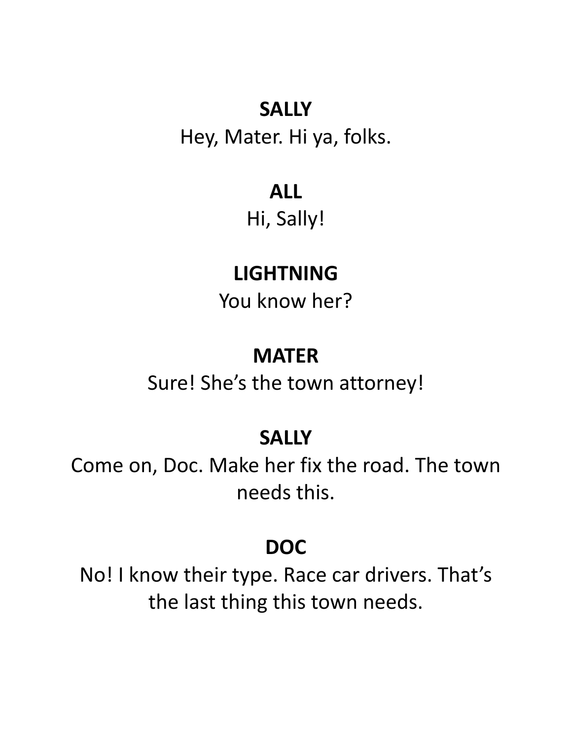**SALLY**

Hey, Mater. Hi ya, folks.

**ALL**

Hi, Sally!

**LIGHTNING**

You know her?

**MATER**

Sure! She's the town attorney!

**SALLY**

Come on, Doc. Make her fix the road. The town needs this.

**DOC**

No! I know their type. Race car drivers. That's the last thing this town needs.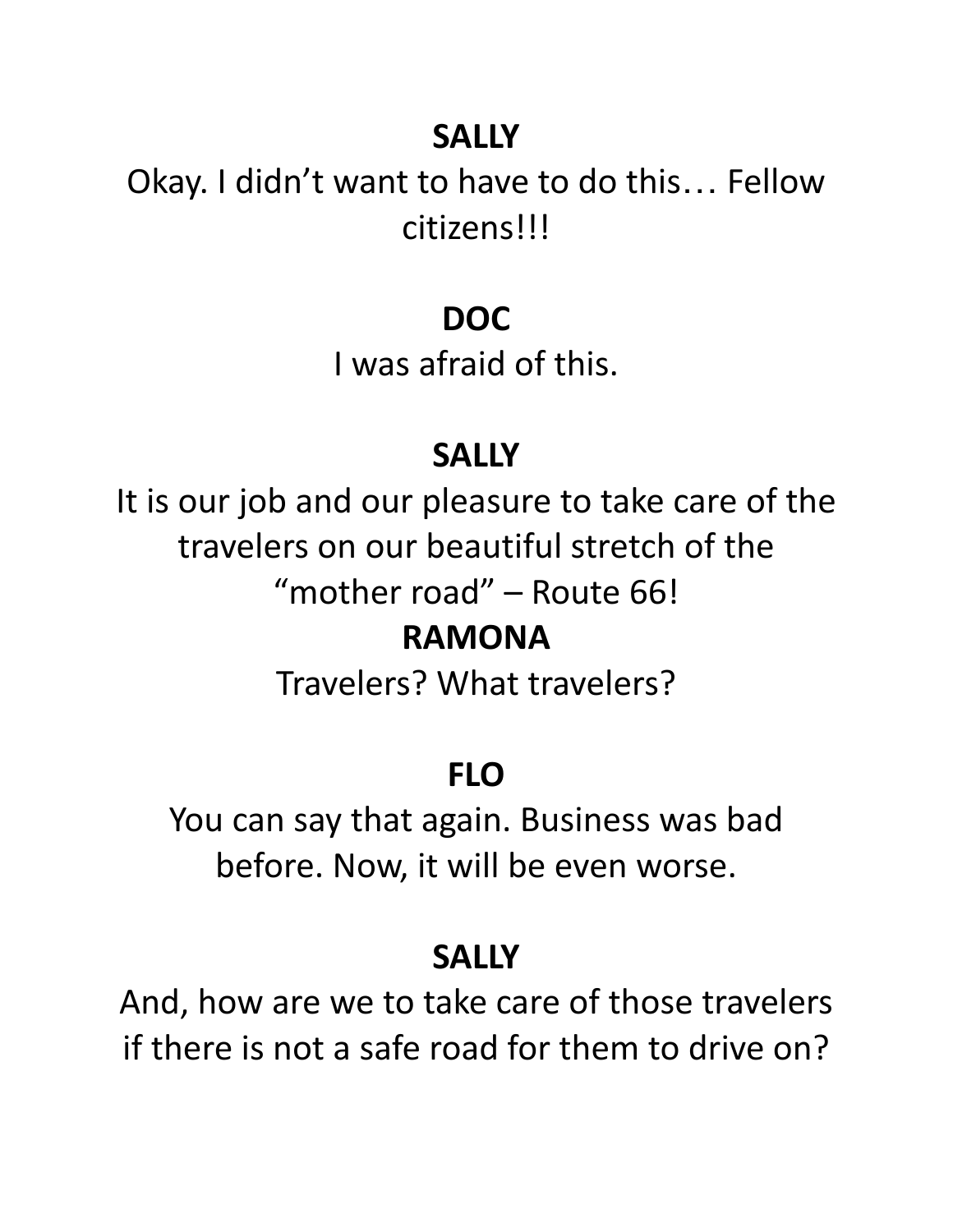**SALLY**

Okay. I didn't want to have to do this… Fellow citizens!!!

**DOC**

I was afraid of this.

**SALLY**

It is our job and our pleasure to take care of the travelers on our beautiful stretch of the "mother road" – Route 66!

**RAMONA**

Travelers? What travelers?

**FLO**

You can say that again. Business was bad before. Now, it will be even worse.

**SALLY**

And, how are we to take care of those travelers if there is not a safe road for them to drive on?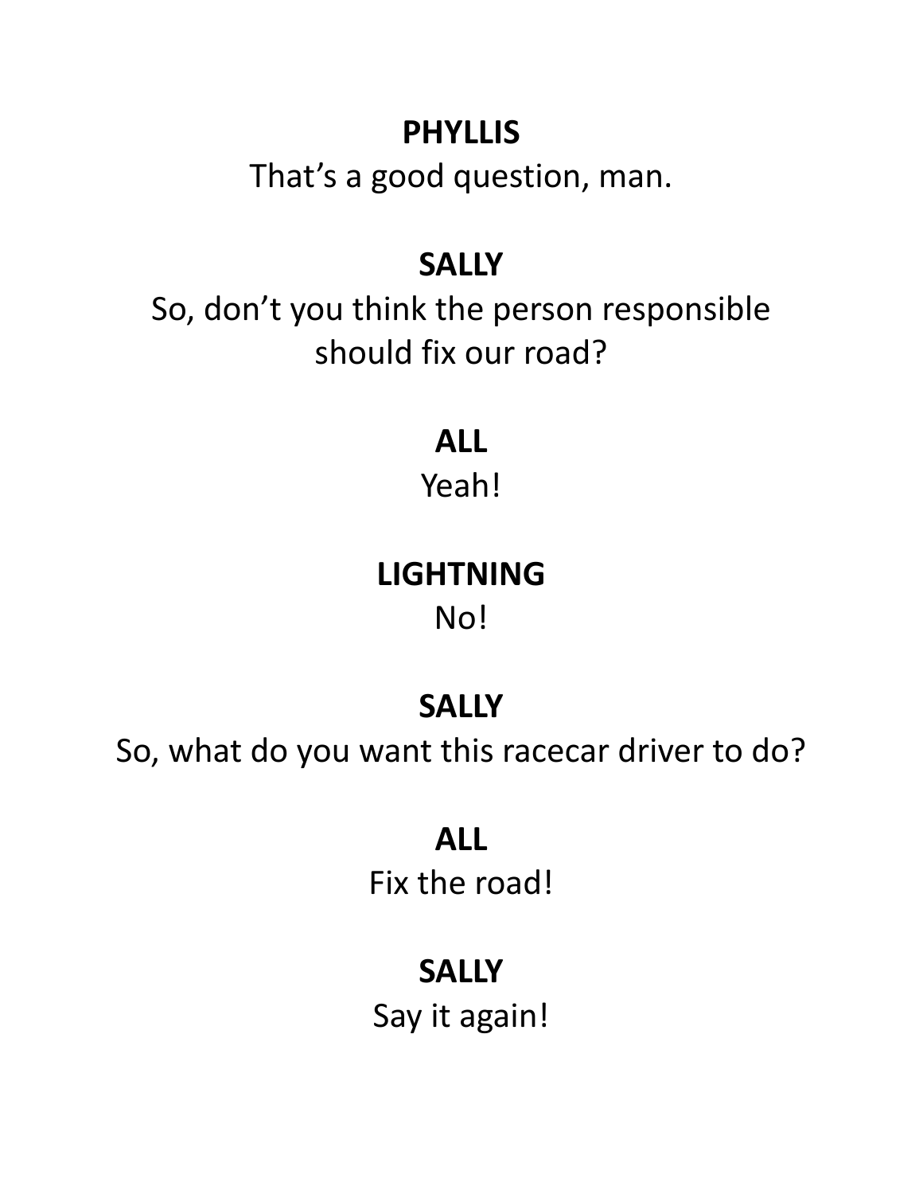**PHYLLIS**
That's a good question, man.

**SALLY**
So, don't you think the person responsible should fix our road?

**ALL**
Yeah!

**LIGHTNING**
No!

**SALLY**
So, what do you want this racecar driver to do?

**ALL**
Fix the road!

**SALLY**
Say it again!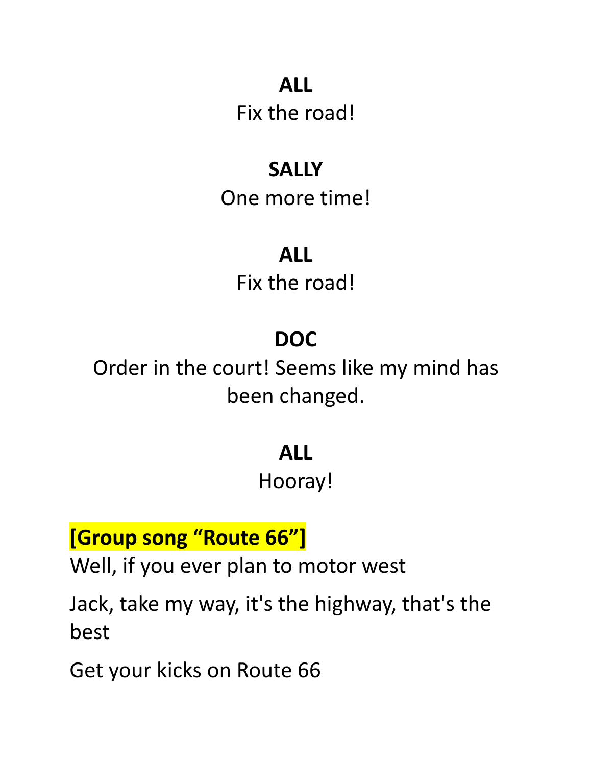**ALL**

Fix the road!

**SALLY**

One more time!

**ALL**

Fix the road!

**DOC**

Order in the court! Seems like my mind has been changed.

**ALL**

Hooray!

**[Group song "Route 66"]**

Well, if you ever plan to motor west

Jack, take my way, it's the highway, that's the best

Get your kicks on Route 66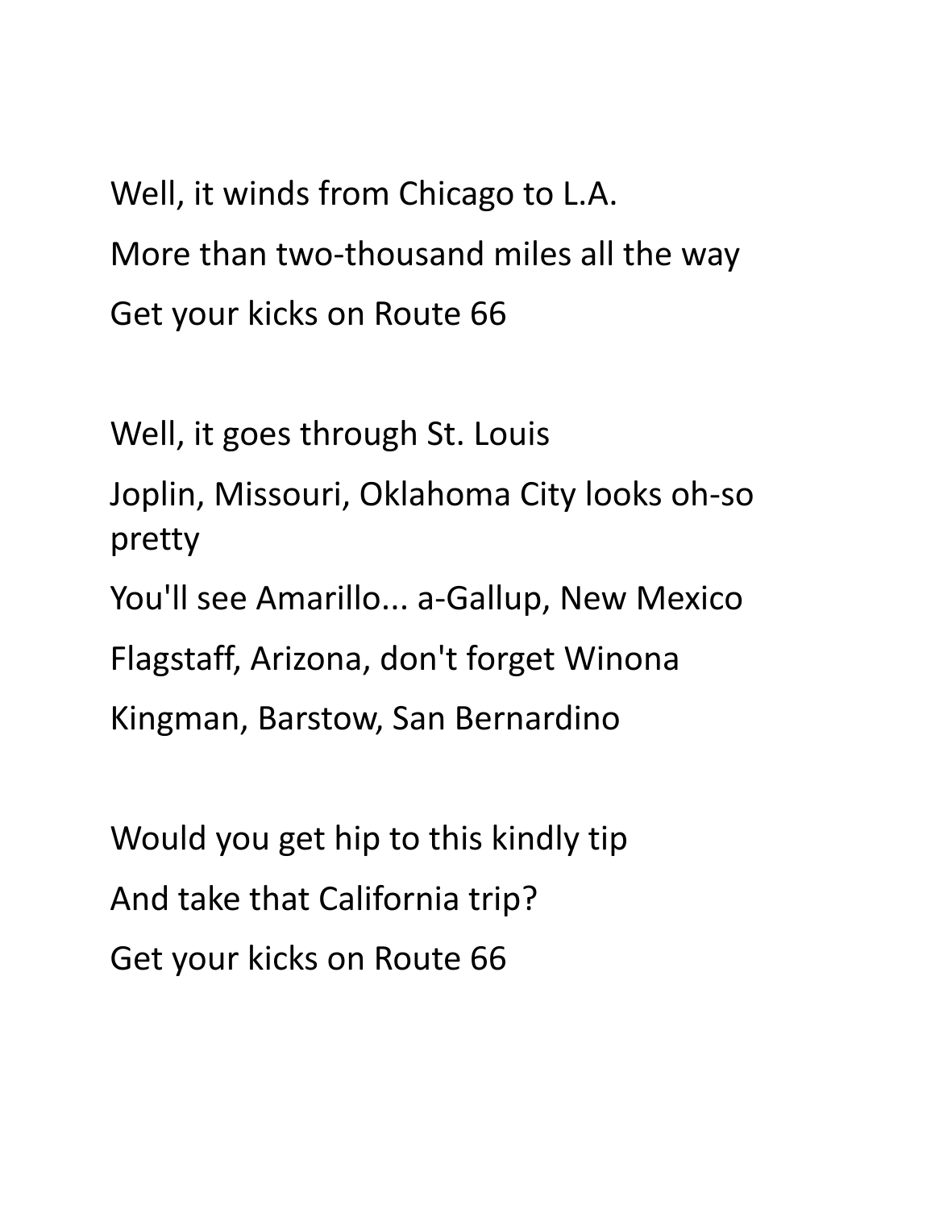Well, it winds from Chicago to L.A.

More than two-thousand miles all the way

Get your kicks on Route 66

Well, it goes through St. Louis

Joplin, Missouri, Oklahoma City looks oh-so pretty

You'll see Amarillo... a-Gallup, New Mexico

Flagstaff, Arizona, don't forget Winona

Kingman, Barstow, San Bernardino

Would you get hip to this kindly tip

And take that California trip?

Get your kicks on Route 66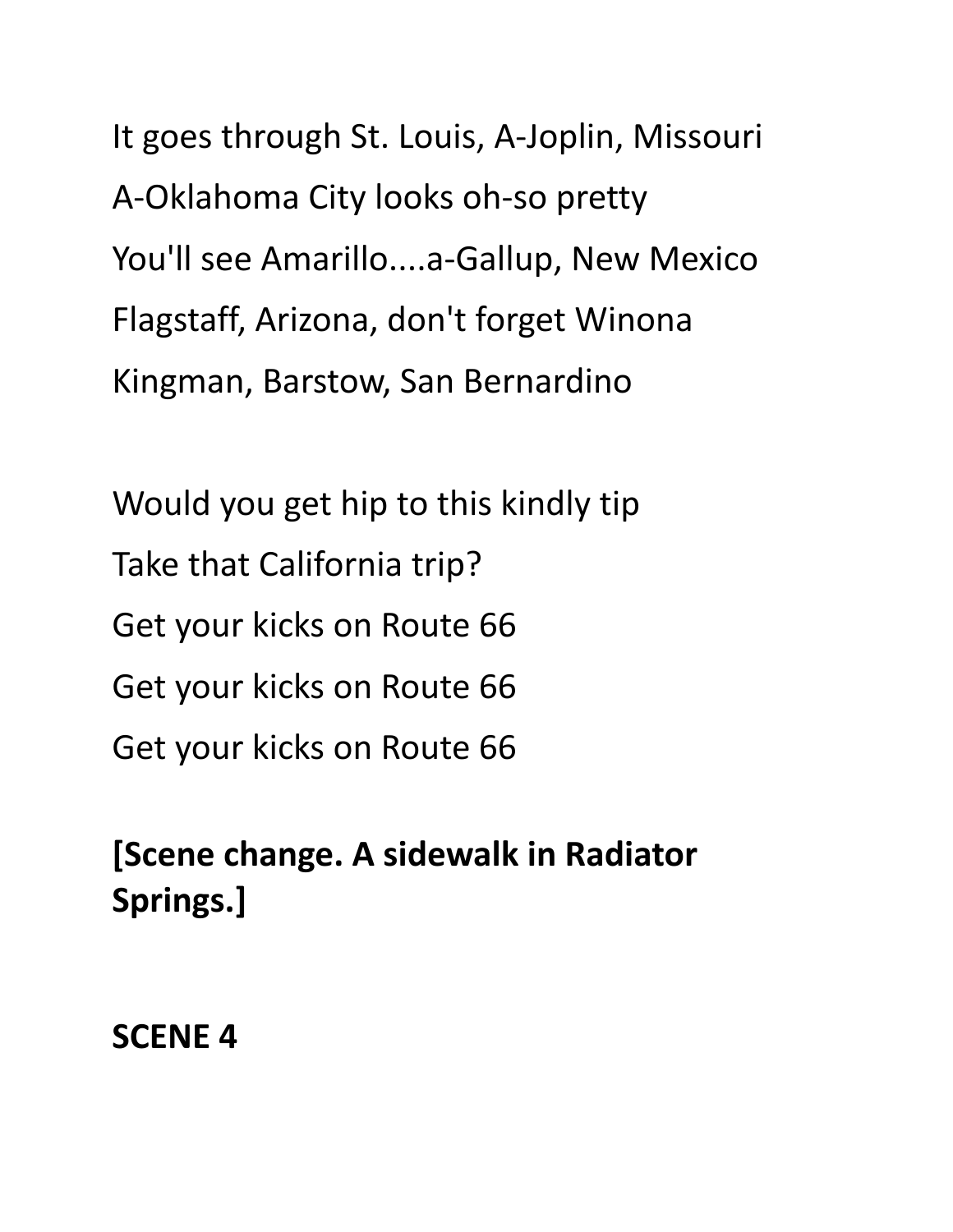It goes through St. Louis, A-Joplin, Missouri

A-Oklahoma City looks oh-so pretty

You'll see Amarillo....a-Gallup, New Mexico

Flagstaff, Arizona, don't forget Winona

Kingman, Barstow, San Bernardino

Would you get hip to this kindly tip

Take that California trip?

Get your kicks on Route 66

Get your kicks on Route 66

Get your kicks on Route 66

**[Scene change. A sidewalk in Radiator Springs.]**

**SCENE 4**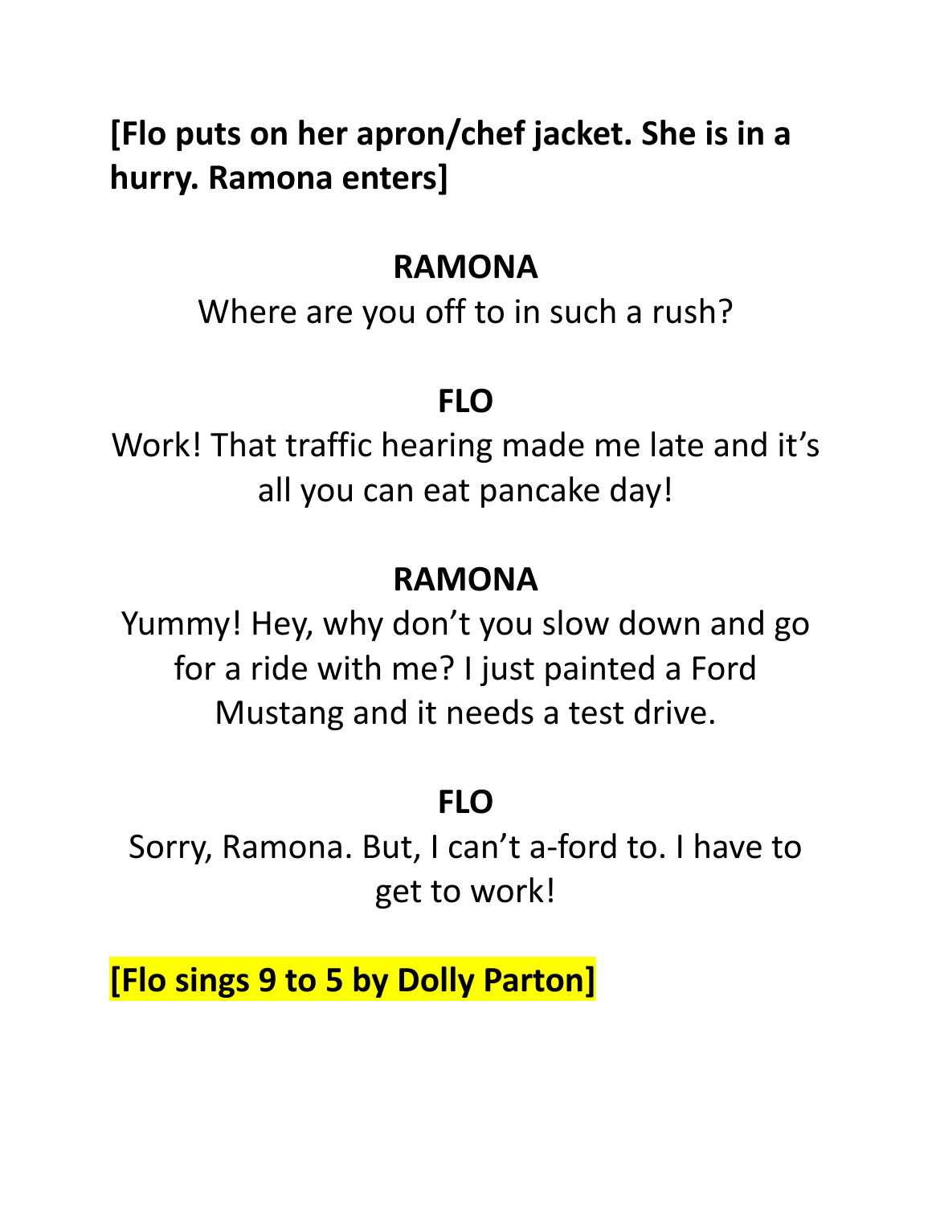**[Flo puts on her apron/chef jacket. She is in a hurry. Ramona enters]**

**RAMONA**

Where are you off to in such a rush?

**FLO**

Work! That traffic hearing made me late and it's all you can eat pancake day!

**RAMONA**

Yummy! Hey, why don't you slow down and go for a ride with me? I just painted a Ford Mustang and it needs a test drive.

**FLO**

Sorry, Ramona. But, I can't a-ford to. I have to get to work!

**[Flo sings 9 to 5 by Dolly Parton]**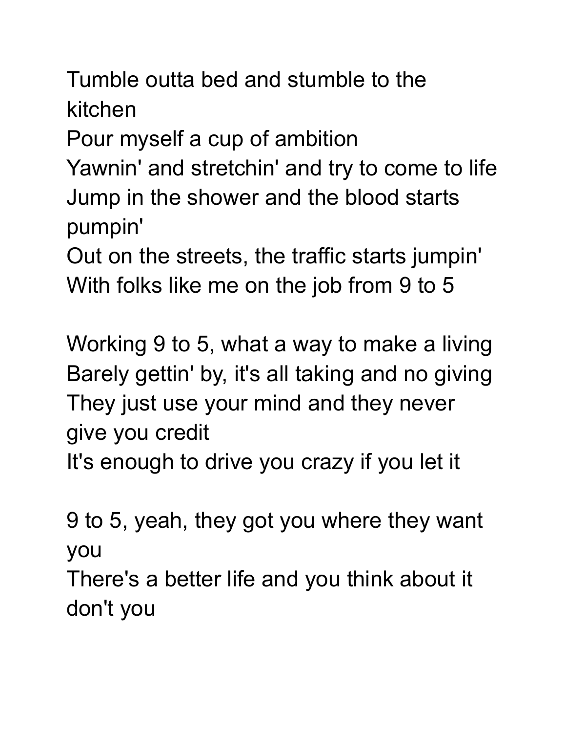Tumble outta bed and stumble to the kitchen
Pour myself a cup of ambition
Yawnin' and stretchin' and try to come to life
Jump in the shower and the blood starts pumpin'
Out on the streets, the traffic starts jumpin'
With folks like me on the job from 9 to 5

Working 9 to 5, what a way to make a living
Barely gettin' by, it's all taking and no giving
They just use your mind and they never give you credit
It's enough to drive you crazy if you let it

9 to 5, yeah, they got you where they want you
There's a better life and you think about it don't you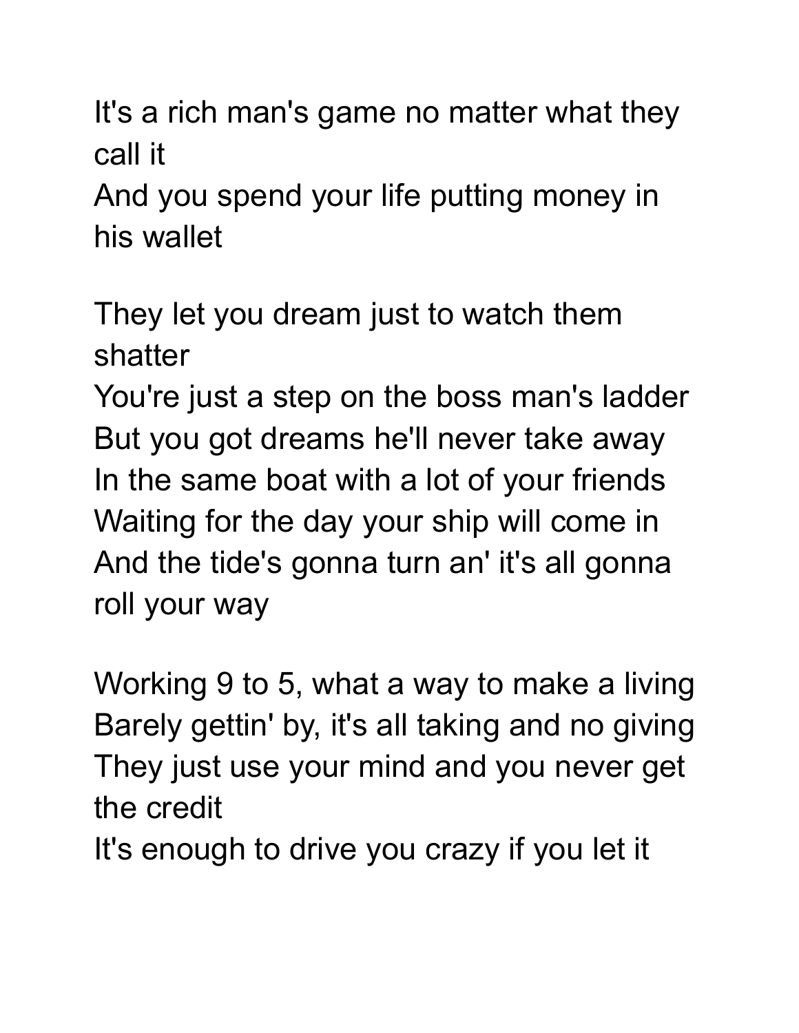It's a rich man's game no matter what they call it
And you spend your life putting money in his wallet

They let you dream just to watch them shatter
You're just a step on the boss man's ladder
But you got dreams he'll never take away
In the same boat with a lot of your friends
Waiting for the day your ship will come in
And the tide's gonna turn an' it's all gonna roll your way

Working 9 to 5, what a way to make a living
Barely gettin' by, it's all taking and no giving
They just use your mind and you never get the credit
It's enough to drive you crazy if you let it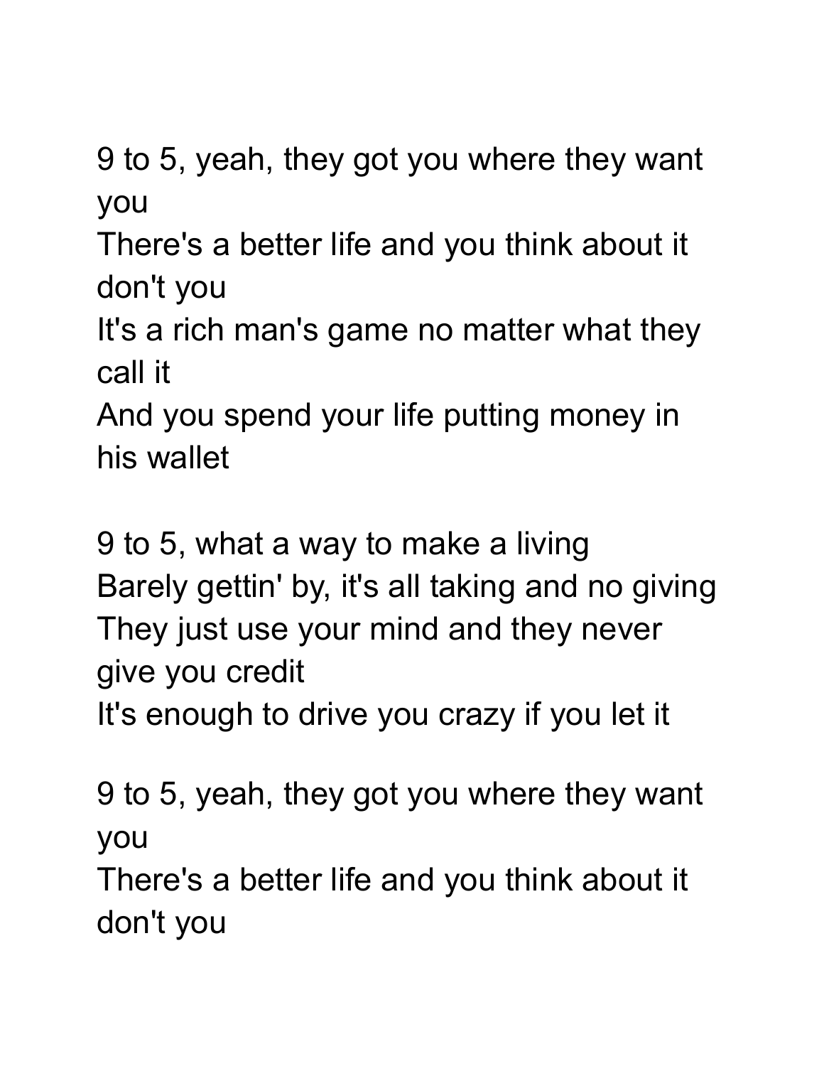9 to 5, yeah, they got you where they want you
There's a better life and you think about it don't you
It's a rich man's game no matter what they call it
And you spend your life putting money in his wallet

9 to 5, what a way to make a living
Barely gettin' by, it's all taking and no giving
They just use your mind and they never give you credit
It's enough to drive you crazy if you let it

9 to 5, yeah, they got you where they want you
There's a better life and you think about it don't you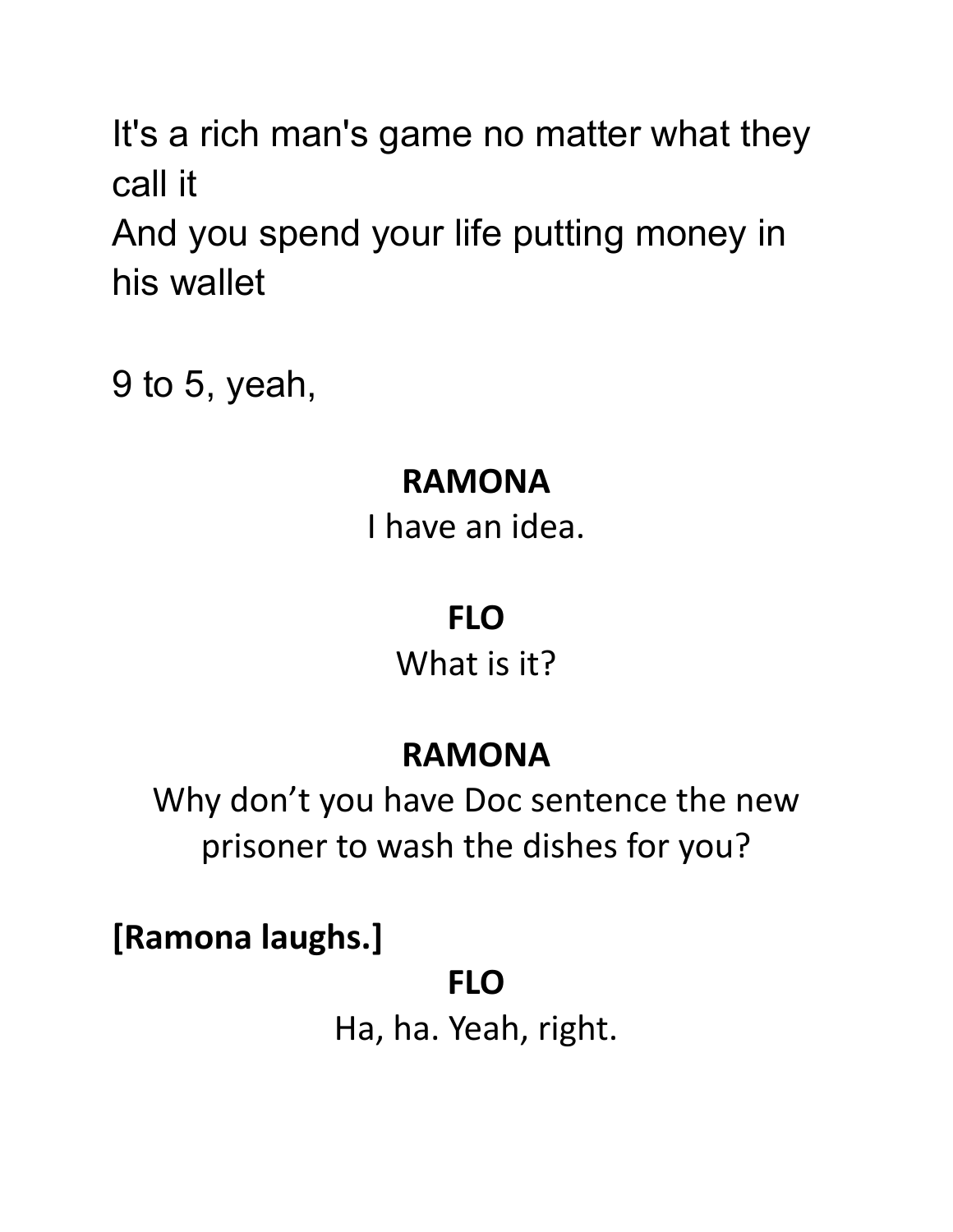It's a rich man's game no matter what they call it
And you spend your life putting money in his wallet

9 to 5, yeah,

**RAMONA**
I have an idea.

**FLO**
What is it?

**RAMONA**
Why don't you have Doc sentence the new prisoner to wash the dishes for you?

**[Ramona laughs.]**

**FLO**
Ha, ha. Yeah, right.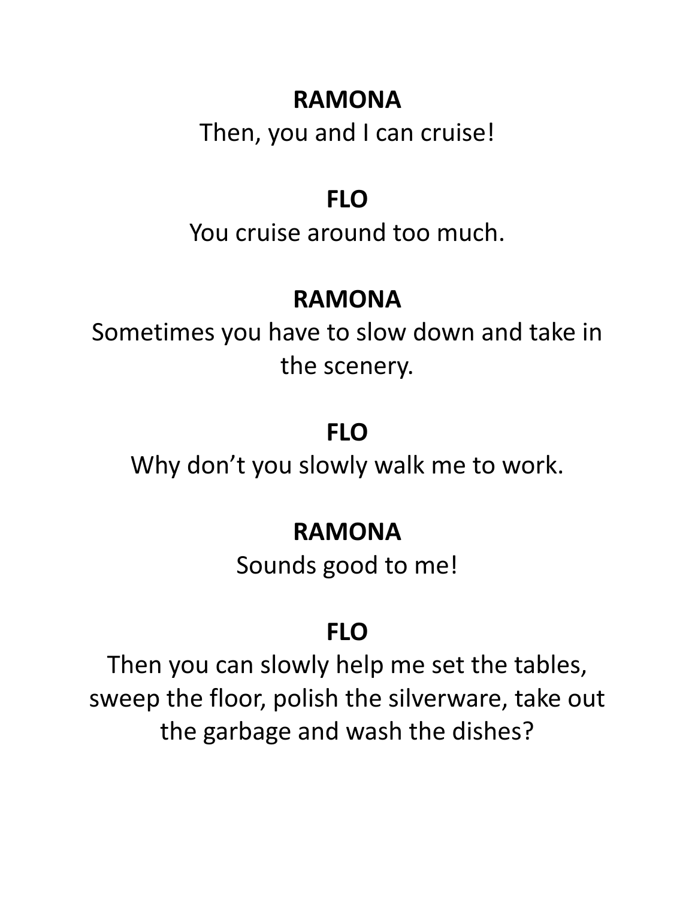**RAMONA**

Then, you and I can cruise!

**FLO**

You cruise around too much.

**RAMONA**

Sometimes you have to slow down and take in the scenery.

**FLO**

Why don’t you slowly walk me to work.

**RAMONA**

Sounds good to me!

**FLO**

Then you can slowly help me set the tables, sweep the floor, polish the silverware, take out the garbage and wash the dishes?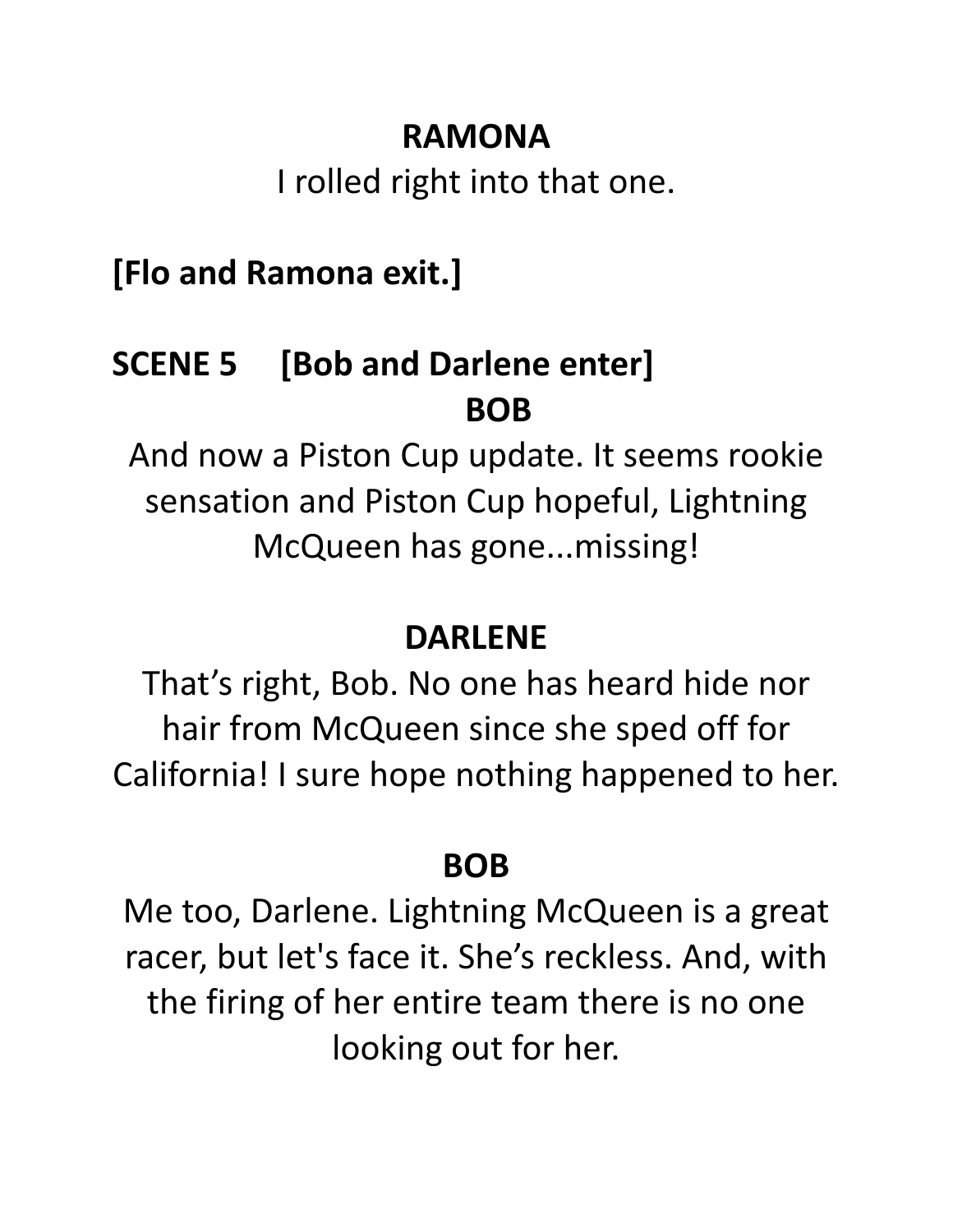**RAMONA**

I rolled right into that one.

**[Flo and Ramona exit.]**

**SCENE 5 [Bob and Darlene enter]**

**BOB**

And now a Piston Cup update. It seems rookie sensation and Piston Cup hopeful, Lightning McQueen has gone...missing!

**DARLENE**

That's right, Bob. No one has heard hide nor hair from McQueen since she sped off for California! I sure hope nothing happened to her.

**BOB**

Me too, Darlene. Lightning McQueen is a great racer, but let's face it. She's reckless. And, with the firing of her entire team there is no one looking out for her.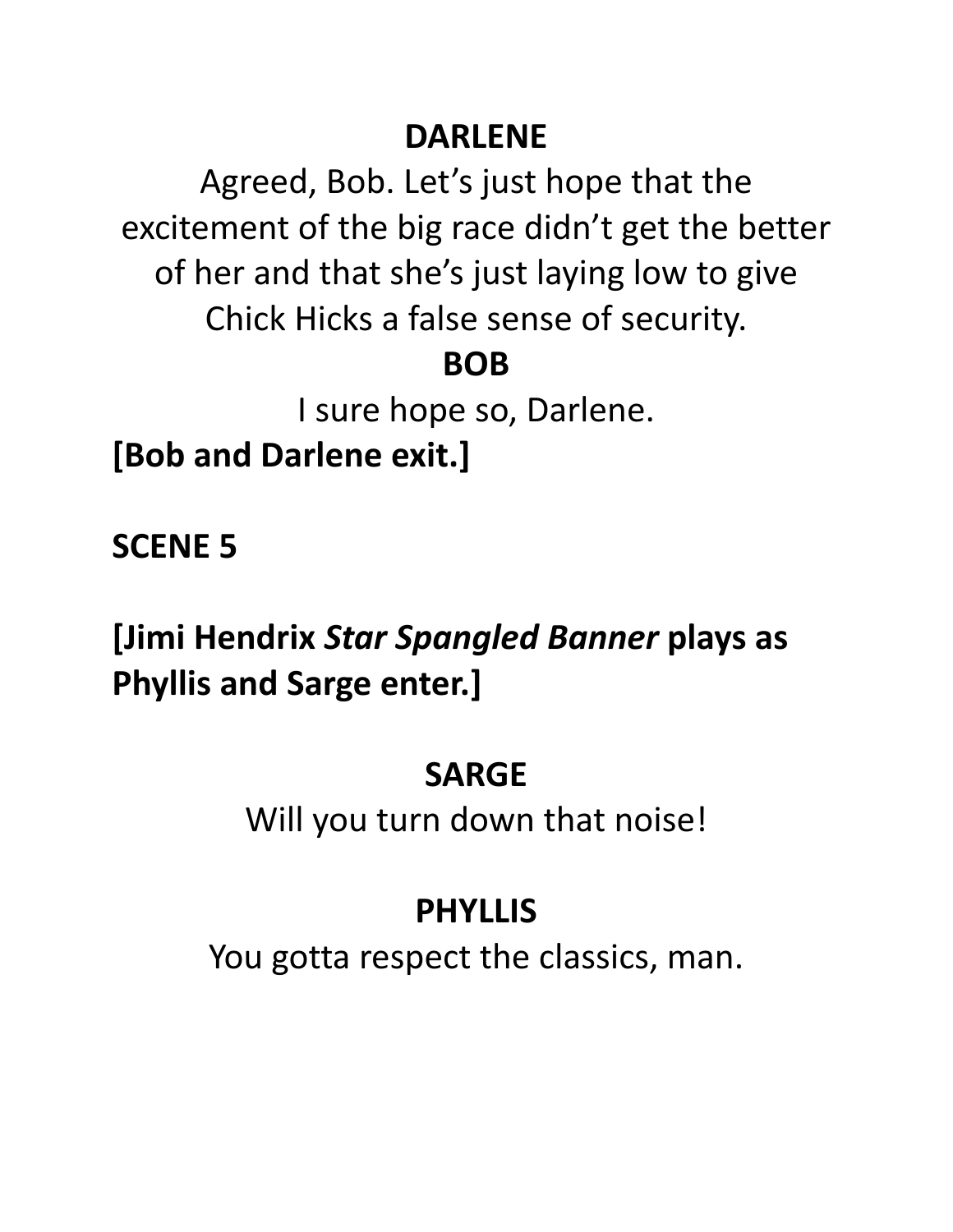**DARLENE**

Agreed, Bob. Let's just hope that the excitement of the big race didn't get the better of her and that she's just laying low to give Chick Hicks a false sense of security.

**BOB**

I sure hope so, Darlene.

**[Bob and Darlene exit.]**

**SCENE 5**

**[Jimi Hendrix *Star Spangled Banner* plays as Phyllis and Sarge enter.]**

**SARGE**

Will you turn down that noise!

**PHYLLIS**

You gotta respect the classics, man.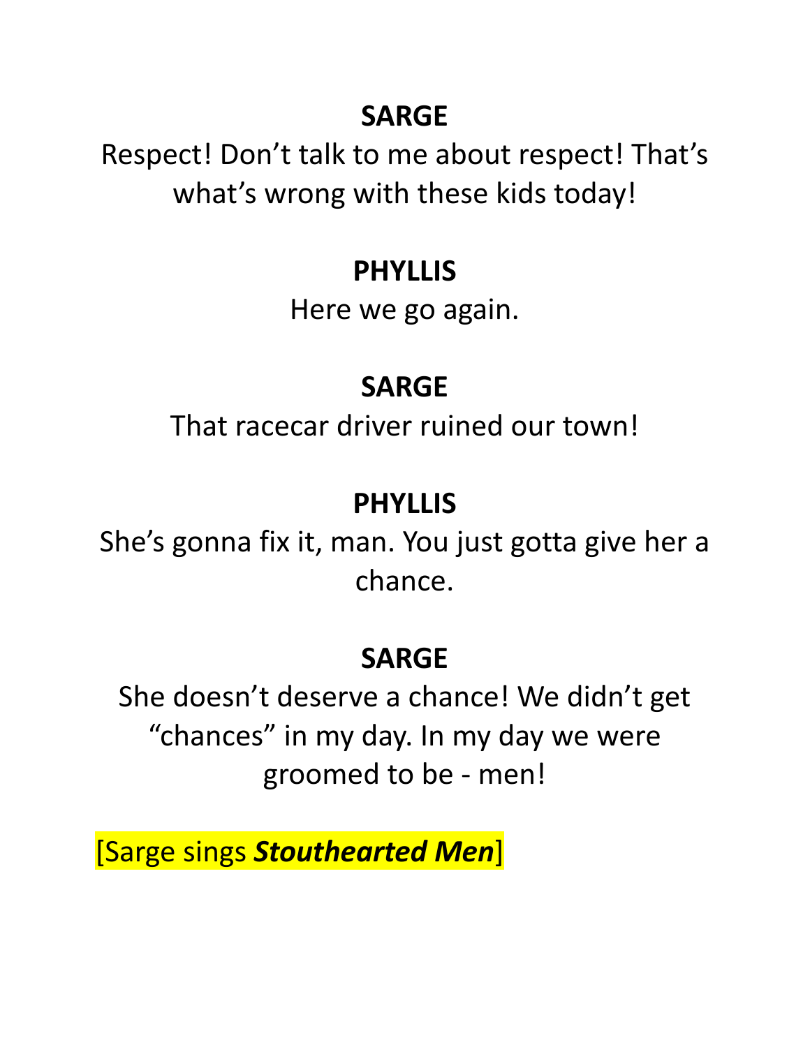**SARGE**

Respect! Don’t talk to me about respect! That’s what’s wrong with these kids today!

**PHYLLIS**

Here we go again.

**SARGE**

That racecar driver ruined our town!

**PHYLLIS**

She’s gonna fix it, man. You just gotta give her a chance.

**SARGE**

She doesn’t deserve a chance! We didn’t get “chances” in my day. In my day we were groomed to be - men!

[Sarge sings ***Stouthearted Men***]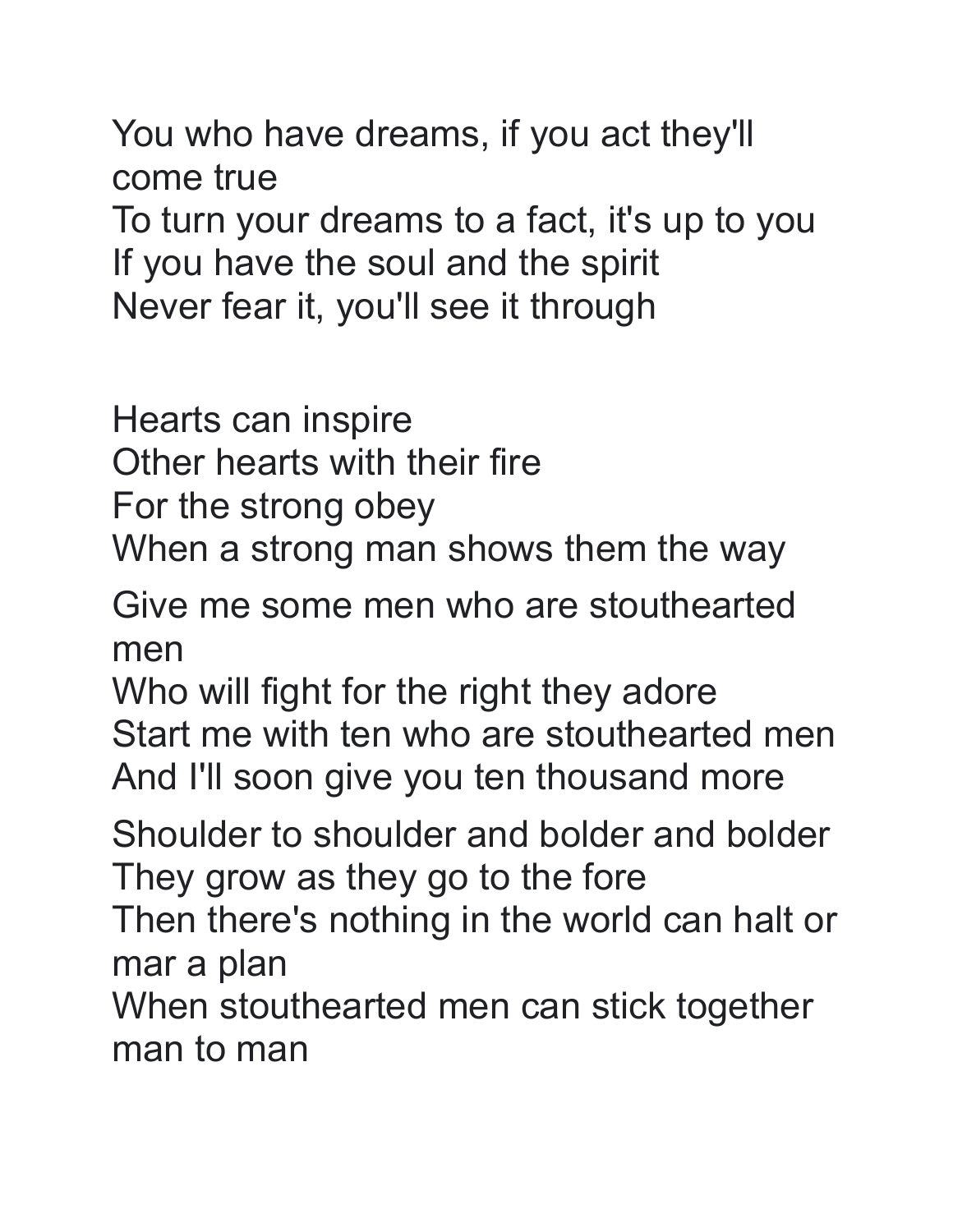You who have dreams, if you act they'll come true
To turn your dreams to a fact, it's up to you
If you have the soul and the spirit
Never fear it, you'll see it through

Hearts can inspire
Other hearts with their fire
For the strong obey
When a strong man shows them the way

Give me some men who are stouthearted men
Who will fight for the right they adore
Start me with ten who are stouthearted men
And I'll soon give you ten thousand more

Shoulder to shoulder and bolder and bolder
They grow as they go to the fore
Then there's nothing in the world can halt or mar a plan
When stouthearted men can stick together man to man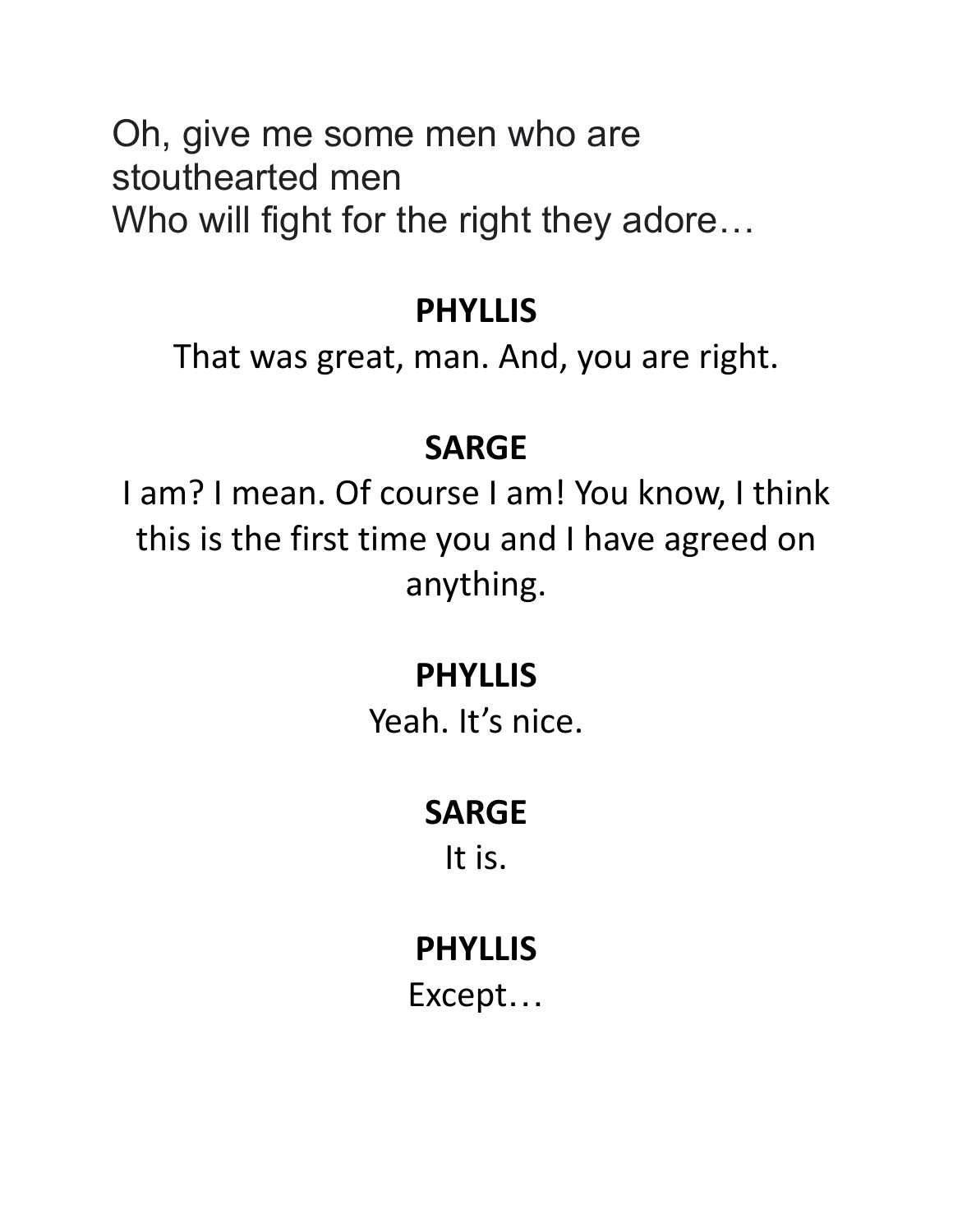Oh, give me some men who are stouthearted men
Who will fight for the right they adore…

**PHYLLIS**

That was great, man. And, you are right.

**SARGE**

I am? I mean. Of course I am! You know, I think this is the first time you and I have agreed on anything.

**PHYLLIS**

Yeah. It's nice.

**SARGE**

It is.

**PHYLLIS**

Except…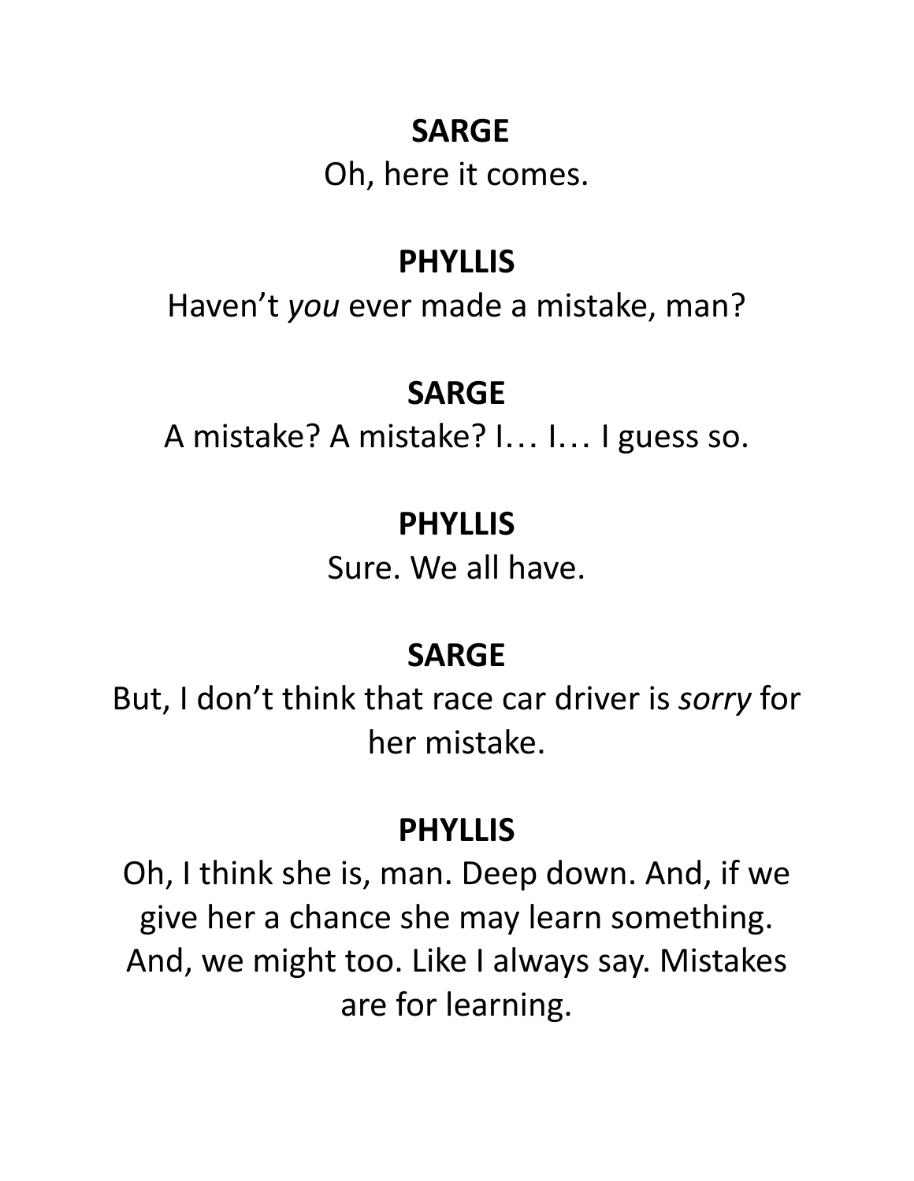**SARGE**

Oh, here it comes.

**PHYLLIS**

Haven't *you* ever made a mistake, man?

**SARGE**

A mistake? A mistake? I… I… I guess so.

**PHYLLIS**

Sure. We all have.

**SARGE**

But, I don't think that race car driver is *sorry* for her mistake.

**PHYLLIS**

Oh, I think she is, man. Deep down. And, if we give her a chance she may learn something. And, we might too. Like I always say. Mistakes are for learning.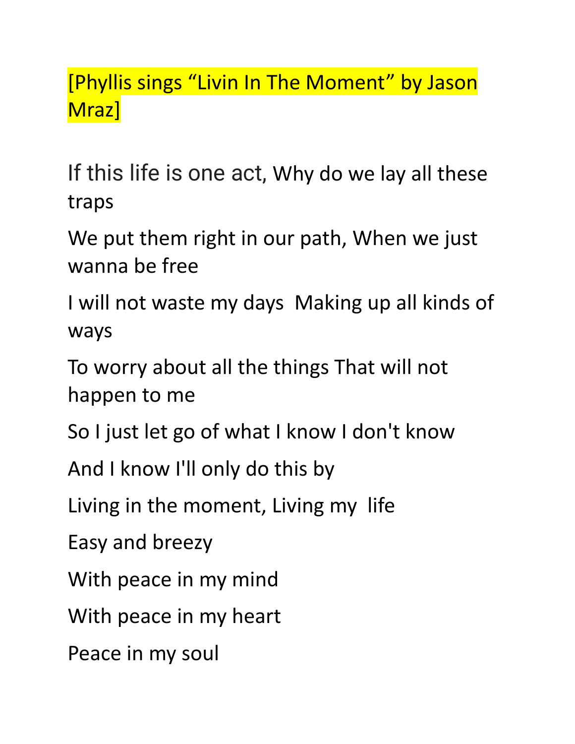[Phyllis sings “Livin In The Moment” by Jason Mraz]

If this life is one act, Why do we lay all these traps

We put them right in our path, When we just wanna be free

I will not waste my days  Making up all kinds of ways

To worry about all the things That will not happen to me

So I just let go of what I know I don't know

And I know I'll only do this by

Living in the moment, Living my  life

Easy and breezy

With peace in my mind

With peace in my heart

Peace in my soul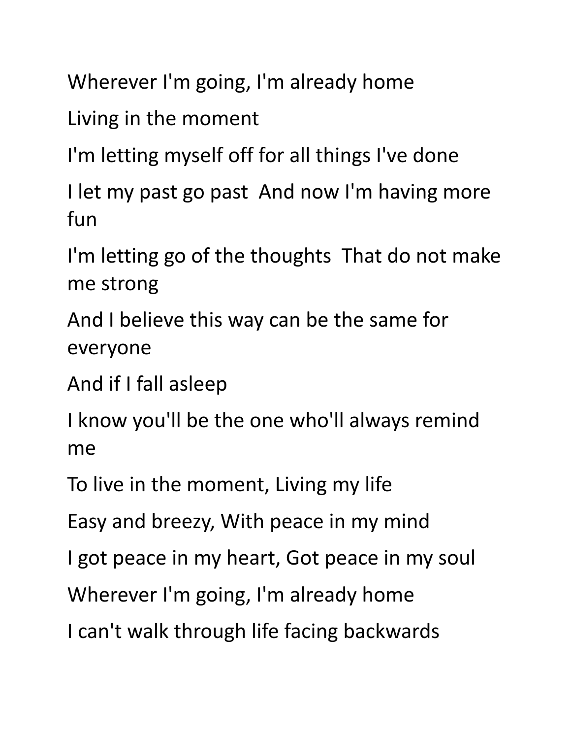Wherever I'm going, I'm already home

Living in the moment

I'm letting myself off for all things I've done

I let my past go past  And now I'm having more fun

I'm letting go of the thoughts  That do not make me strong

And I believe this way can be the same for everyone

And if I fall asleep

I know you'll be the one who'll always remind me

To live in the moment, Living my life

Easy and breezy, With peace in my mind

I got peace in my heart, Got peace in my soul

Wherever I'm going, I'm already home

I can't walk through life facing backwards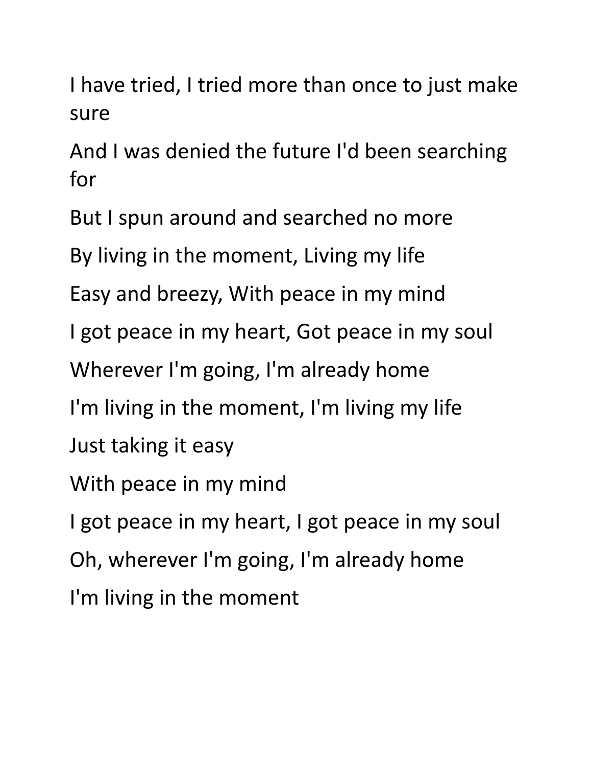I have tried, I tried more than once to just make sure

And I was denied the future I'd been searching for

But I spun around and searched no more

By living in the moment, Living my life

Easy and breezy, With peace in my mind

I got peace in my heart, Got peace in my soul

Wherever I'm going, I'm already home

I'm living in the moment, I'm living my life

Just taking it easy

With peace in my mind

I got peace in my heart, I got peace in my soul

Oh, wherever I'm going, I'm already home

I'm living in the moment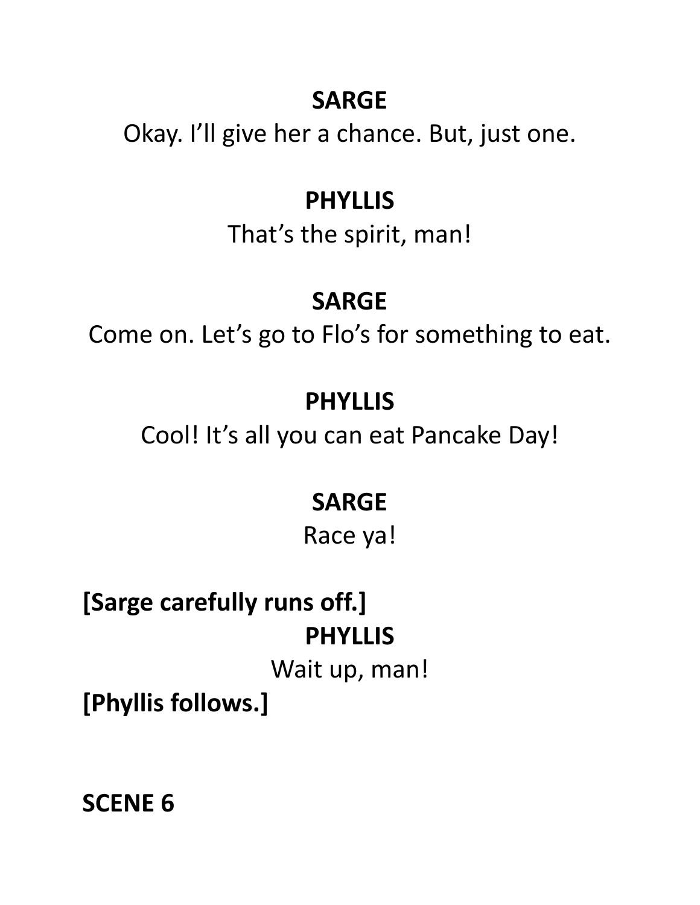**SARGE**

Okay. I'll give her a chance. But, just one.

**PHYLLIS**

That's the spirit, man!

**SARGE**

Come on. Let's go to Flo's for something to eat.

**PHYLLIS**

Cool! It's all you can eat Pancake Day!

**SARGE**

Race ya!

**[Sarge carefully runs off.]**

**PHYLLIS**

Wait up, man!

**[Phyllis follows.]**

**SCENE 6**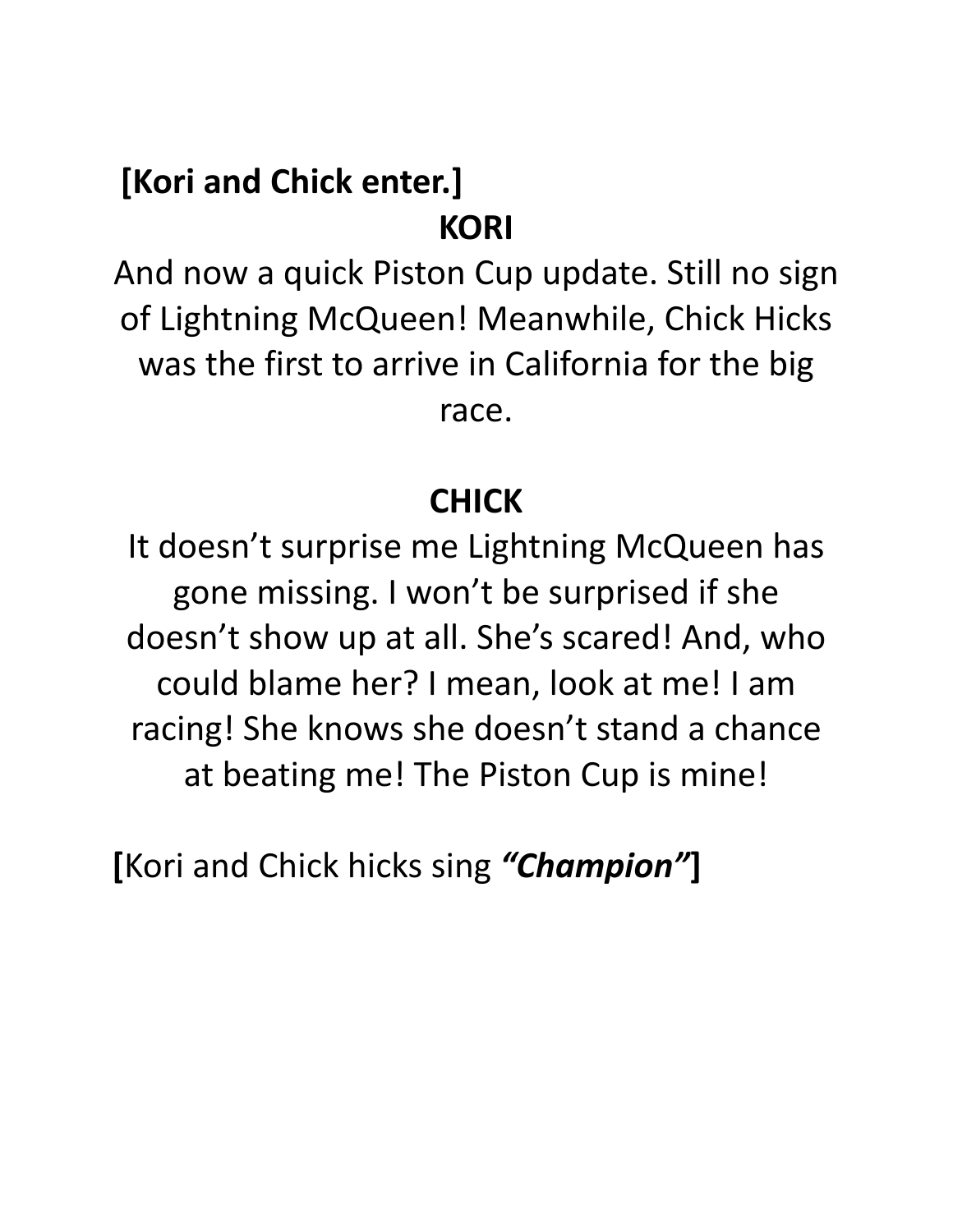**[Kori and Chick enter.]**

**KORI**

And now a quick Piston Cup update. Still no sign of Lightning McQueen! Meanwhile, Chick Hicks was the first to arrive in California for the big race.

**CHICK**

It doesn't surprise me Lightning McQueen has gone missing. I won't be surprised if she doesn't show up at all. She's scared! And, who could blame her? I mean, look at me! I am racing! She knows she doesn't stand a chance at beating me! The Piston Cup is mine!

**[**Kori and Chick hicks sing ***"Champion"*****]**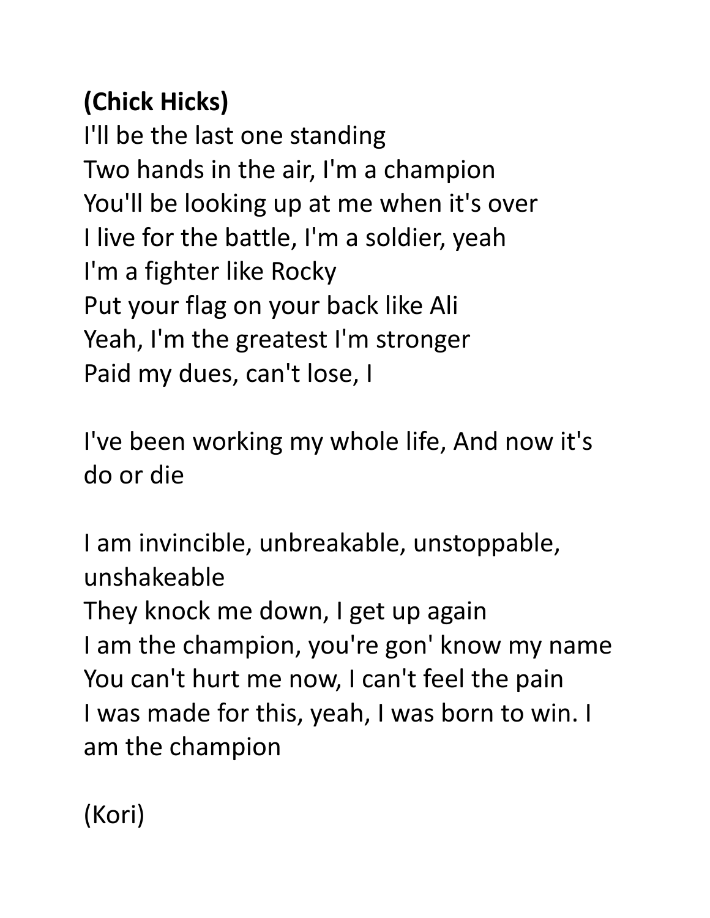**(Chick Hicks)**
I'll be the last one standing
Two hands in the air, I'm a champion
You'll be looking up at me when it's over
I live for the battle, I'm a soldier, yeah
I'm a fighter like Rocky
Put your flag on your back like Ali
Yeah, I'm the greatest I'm stronger
Paid my dues, can't lose, I

I've been working my whole life, And now it's do or die

I am invincible, unbreakable, unstoppable, unshakeable
They knock me down, I get up again
I am the champion, you're gon' know my name
You can't hurt me now, I can't feel the pain
I was made for this, yeah, I was born to win. I am the champion

(Kori)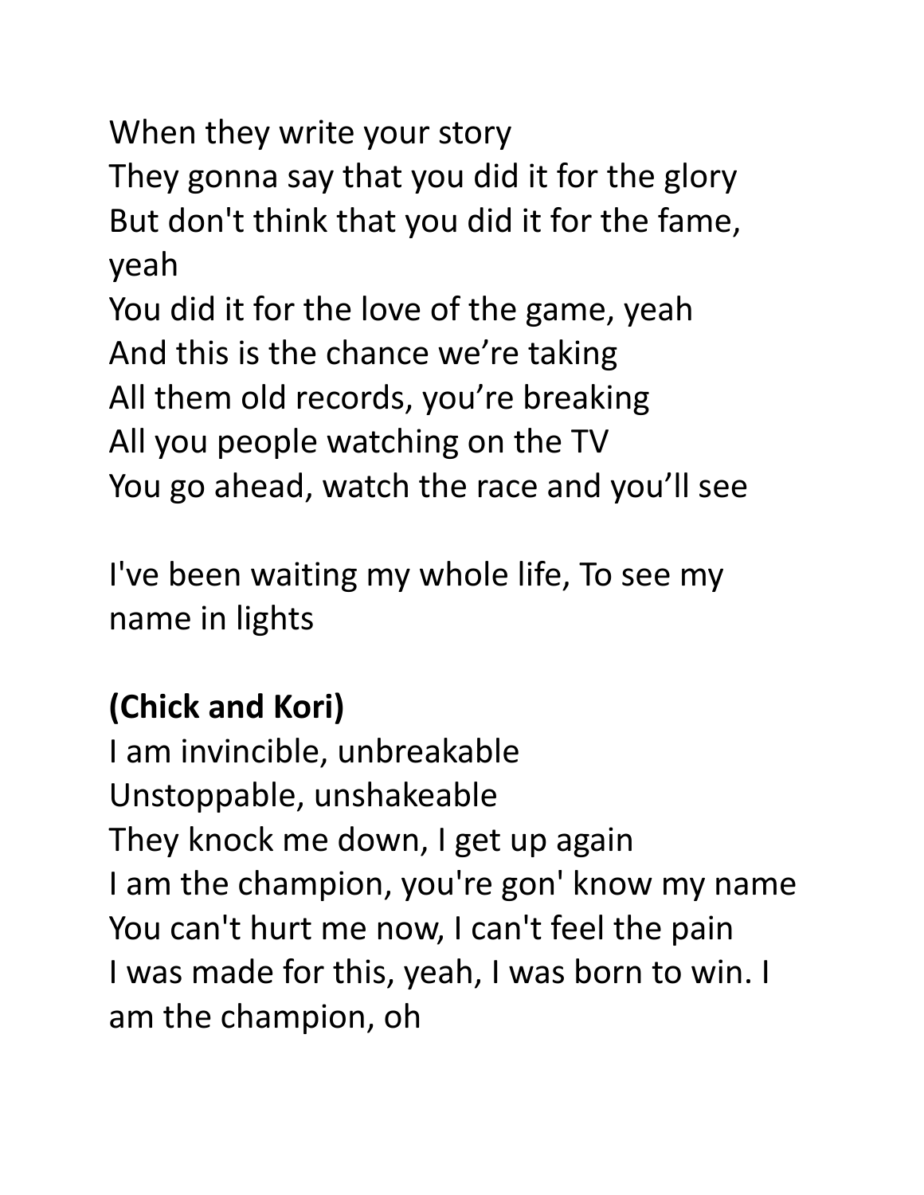When they write your story
They gonna say that you did it for the glory
But don't think that you did it for the fame, yeah
You did it for the love of the game, yeah
And this is the chance we're taking
All them old records, you're breaking
All you people watching on the TV
You go ahead, watch the race and you'll see

I've been waiting my whole life, To see my name in lights

**(Chick and Kori)**
I am invincible, unbreakable
Unstoppable, unshakeable
They knock me down, I get up again
I am the champion, you're gon' know my name
You can't hurt me now, I can't feel the pain
I was made for this, yeah, I was born to win. I am the champion, oh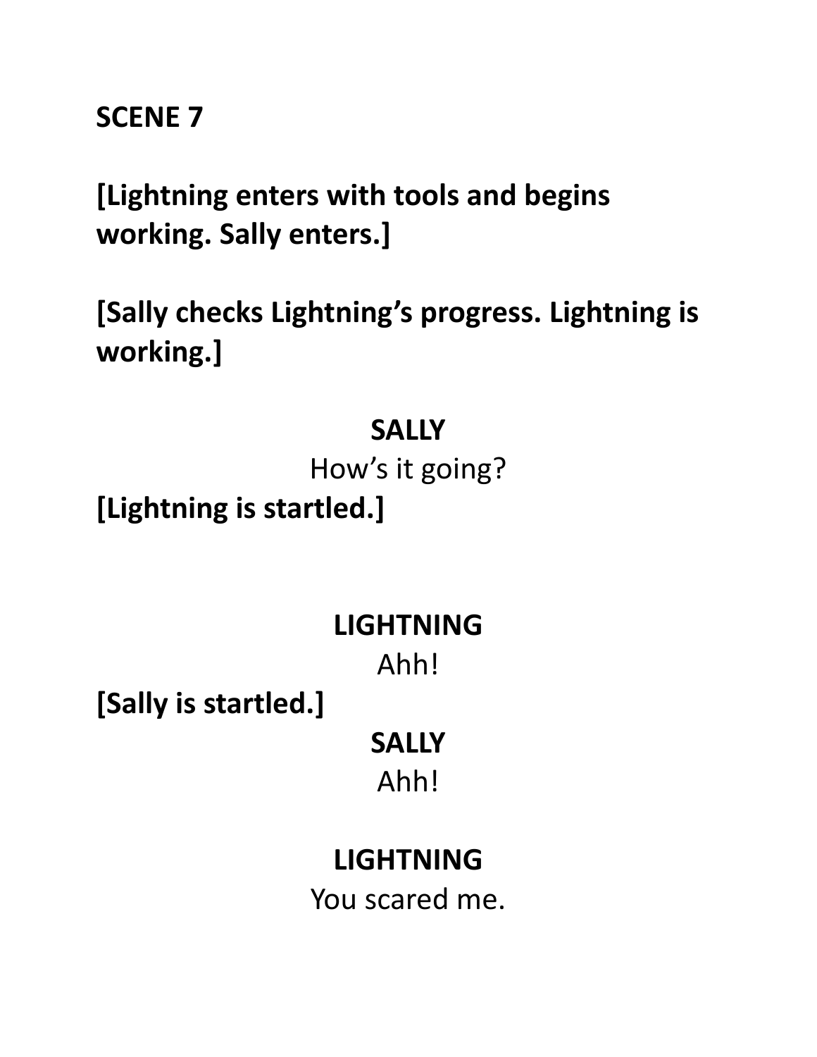**SCENE 7**

**[Lightning enters with tools and begins working. Sally enters.]**

**[Sally checks Lightning's progress. Lightning is working.]**

**SALLY**

How's it going?

**[Lightning is startled.]**

**LIGHTNING**

Ahh!

**[Sally is startled.]**

**SALLY**

Ahh!

**LIGHTNING**

You scared me.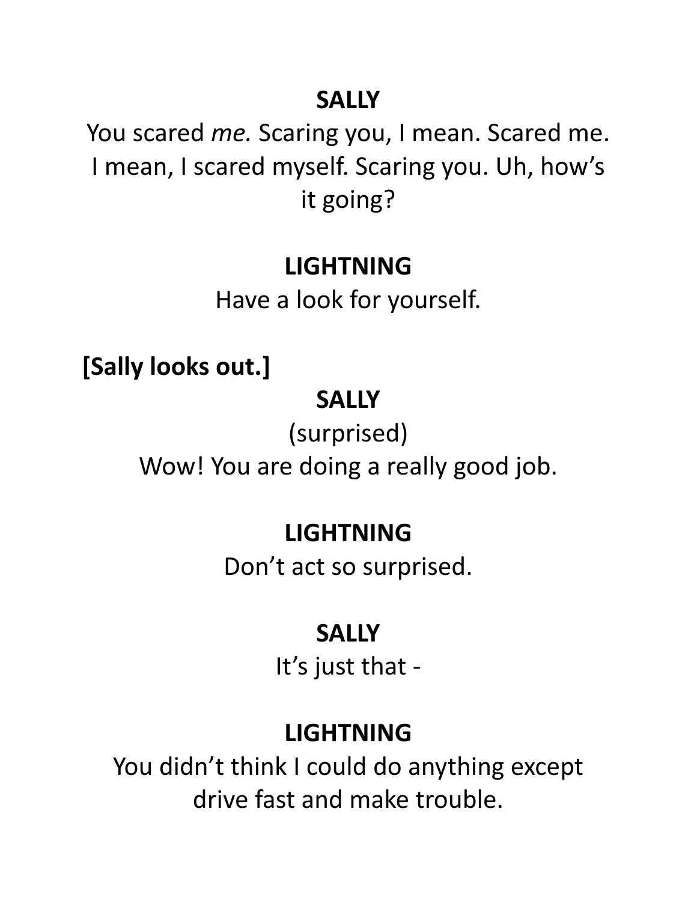**SALLY**

You scared *me.* Scaring you, I mean. Scared me. I mean, I scared myself. Scaring you. Uh, how's it going?

**LIGHTNING**

Have a look for yourself.

**[Sally looks out.]**

**SALLY**

(surprised)

Wow! You are doing a really good job.

**LIGHTNING**

Don't act so surprised.

**SALLY**

It's just that -

**LIGHTNING**

You didn't think I could do anything except drive fast and make trouble.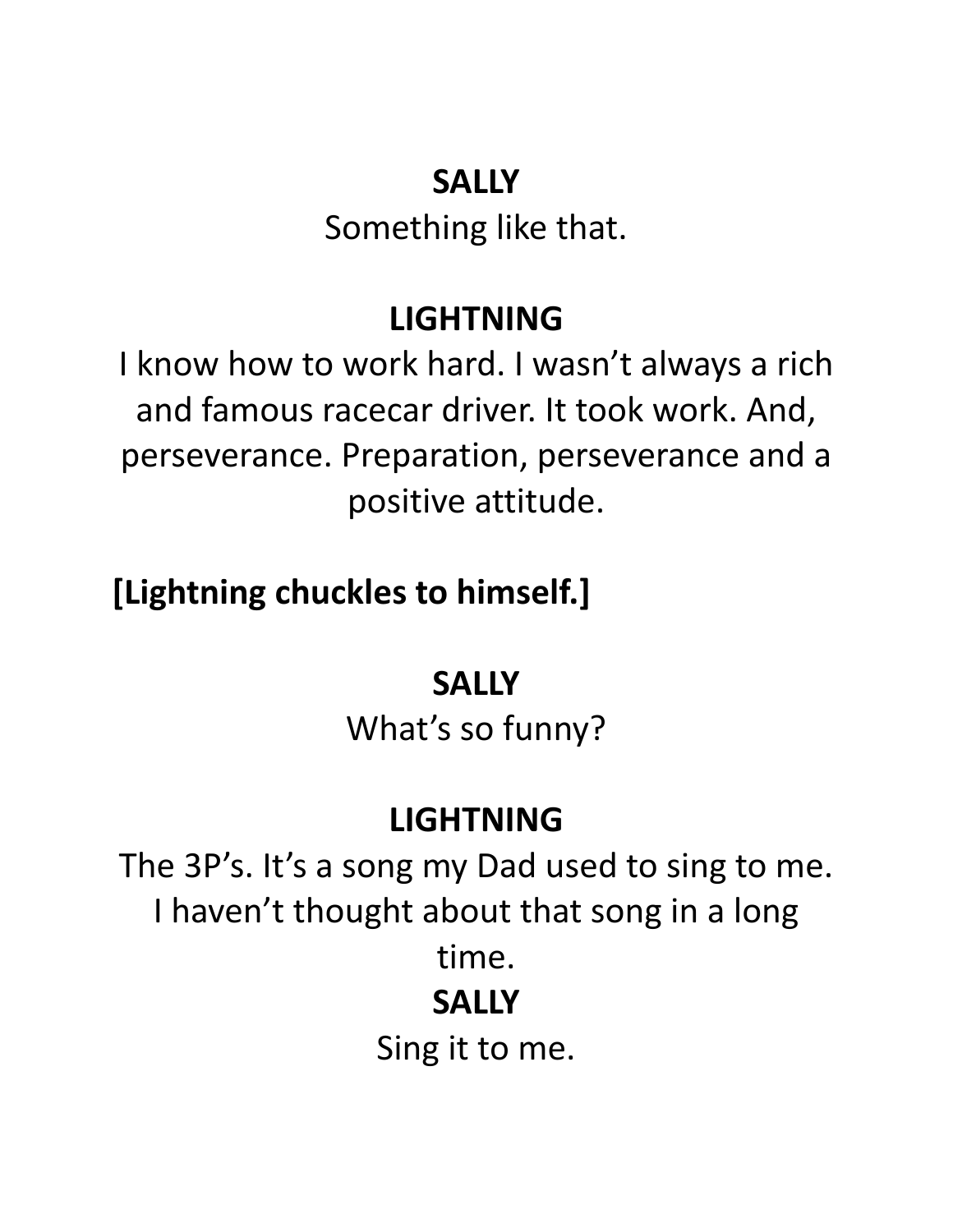**SALLY**

Something like that.

**LIGHTNING**

I know how to work hard. I wasn't always a rich and famous racecar driver. It took work. And, perseverance. Preparation, perseverance and a positive attitude.

**[Lightning chuckles to himself.]**

**SALLY**

What's so funny?

**LIGHTNING**

The 3P's. It's a song my Dad used to sing to me. I haven't thought about that song in a long time.

**SALLY**

Sing it to me.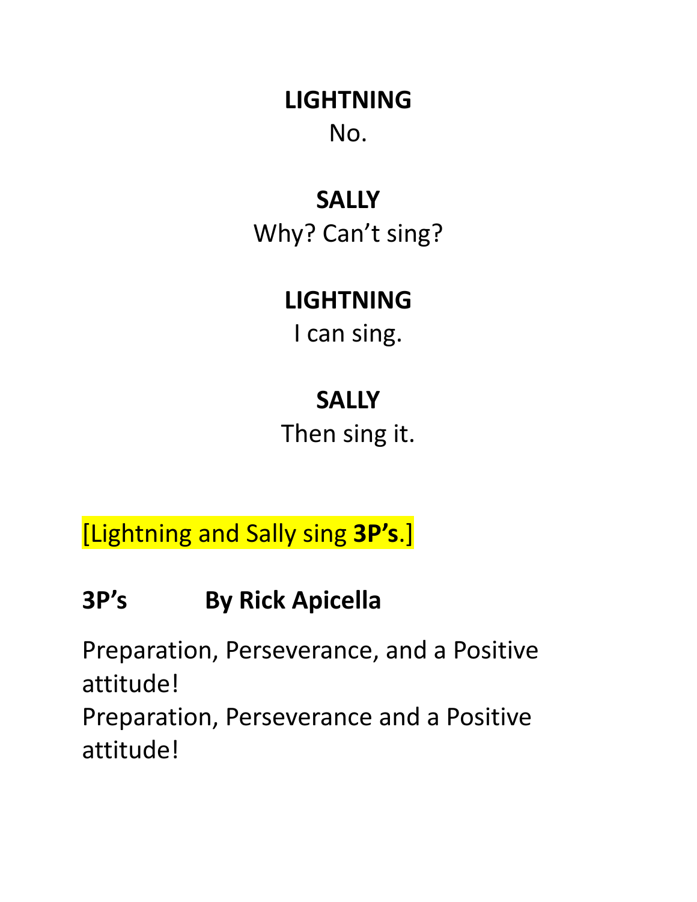**LIGHTNING**
No.

**SALLY**
Why? Can't sing?

**LIGHTNING**
I can sing.

**SALLY**
Then sing it.

[Lightning and Sally sing **3P's**.]

**3P's By Rick Apicella**

Preparation, Perseverance, and a Positive attitude!
Preparation, Perseverance and a Positive attitude!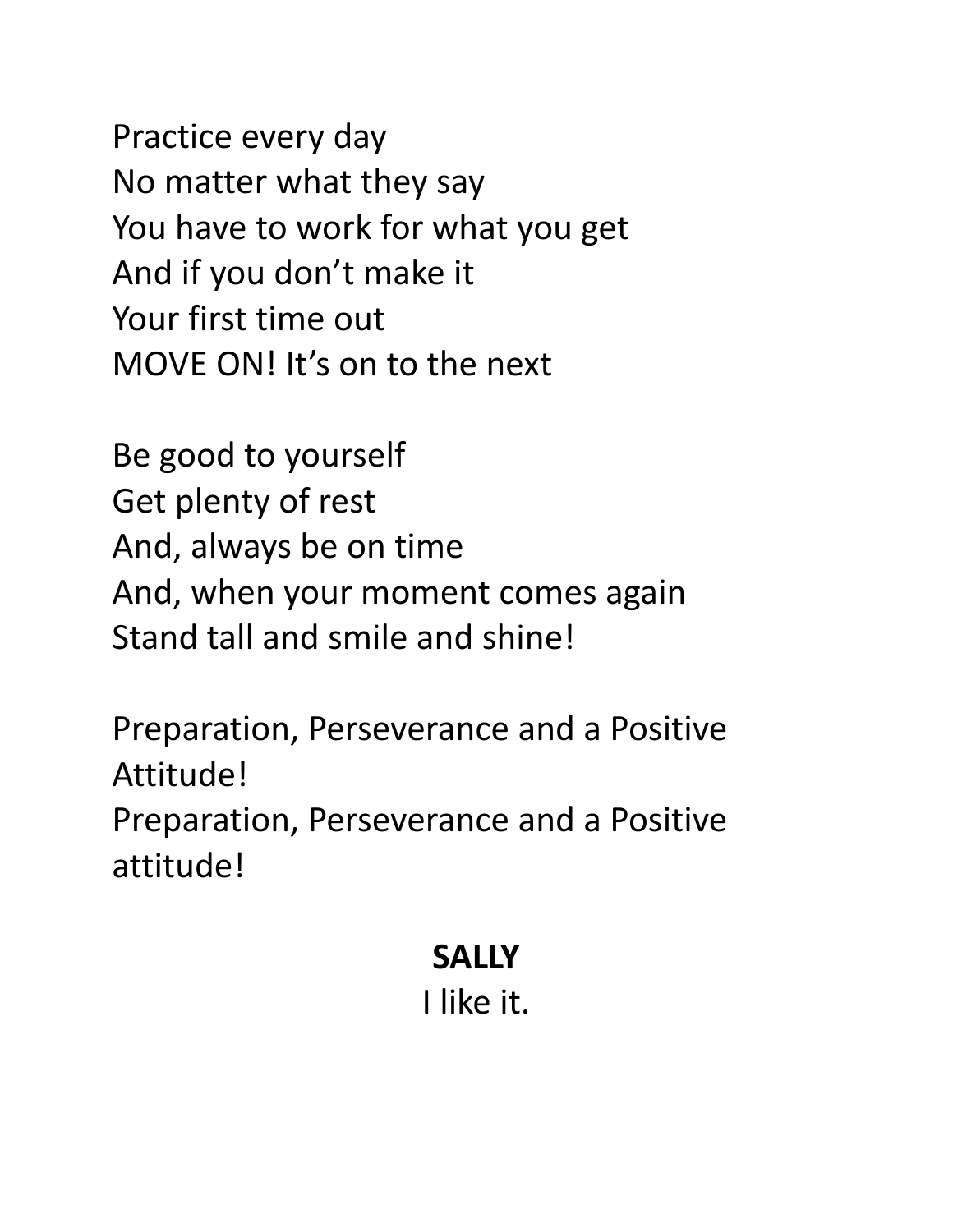Practice every day
No matter what they say
You have to work for what you get
And if you don't make it
Your first time out
MOVE ON! It's on to the next

Be good to yourself
Get plenty of rest
And, always be on time
And, when your moment comes again
Stand tall and smile and shine!

Preparation, Perseverance and a Positive Attitude!
Preparation, Perseverance and a Positive attitude!

**SALLY**
I like it.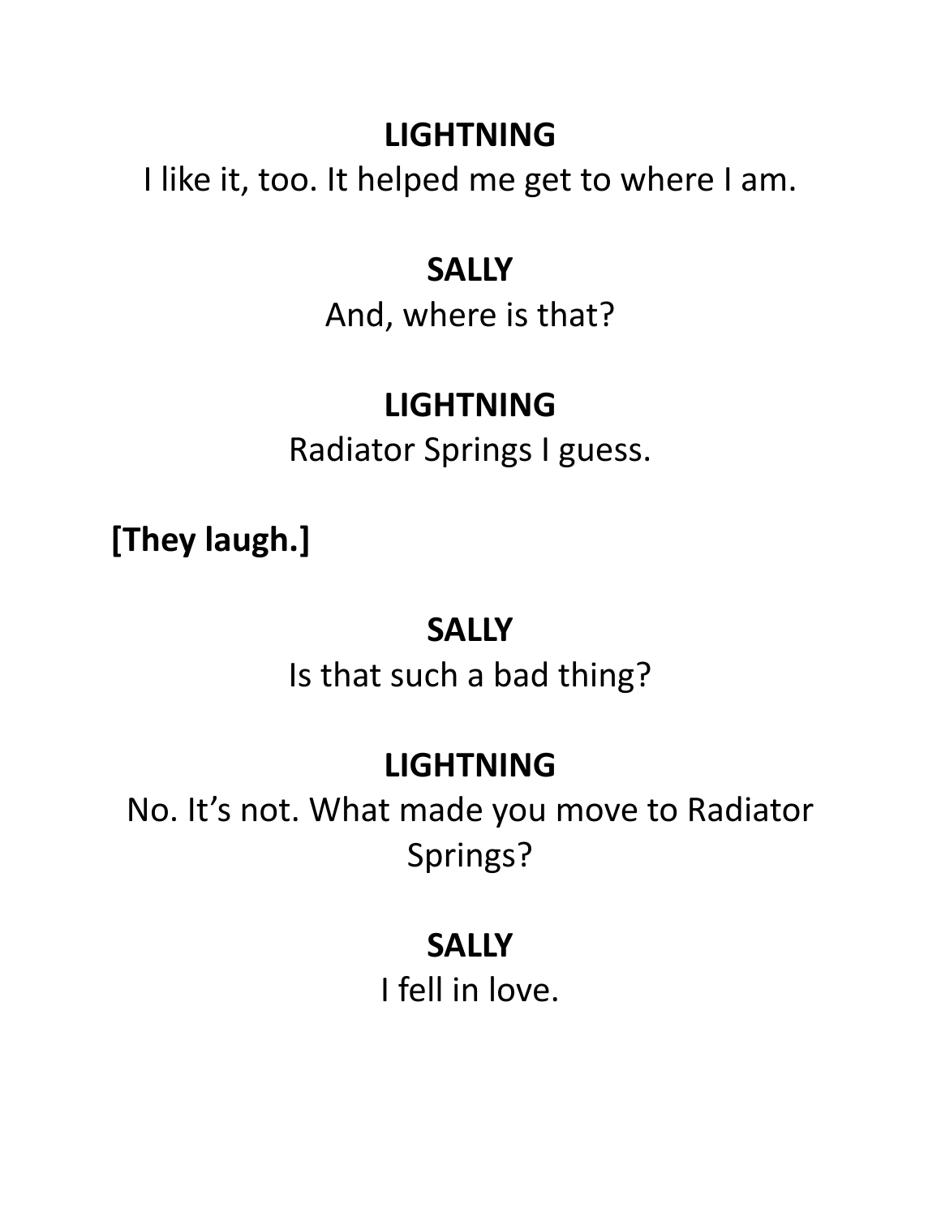**LIGHTNING**

I like it, too. It helped me get to where I am.

**SALLY**

And, where is that?

**LIGHTNING**

Radiator Springs I guess.

**[They laugh.]**

**SALLY**

Is that such a bad thing?

**LIGHTNING**

No. It's not. What made you move to Radiator Springs?

**SALLY**

I fell in love.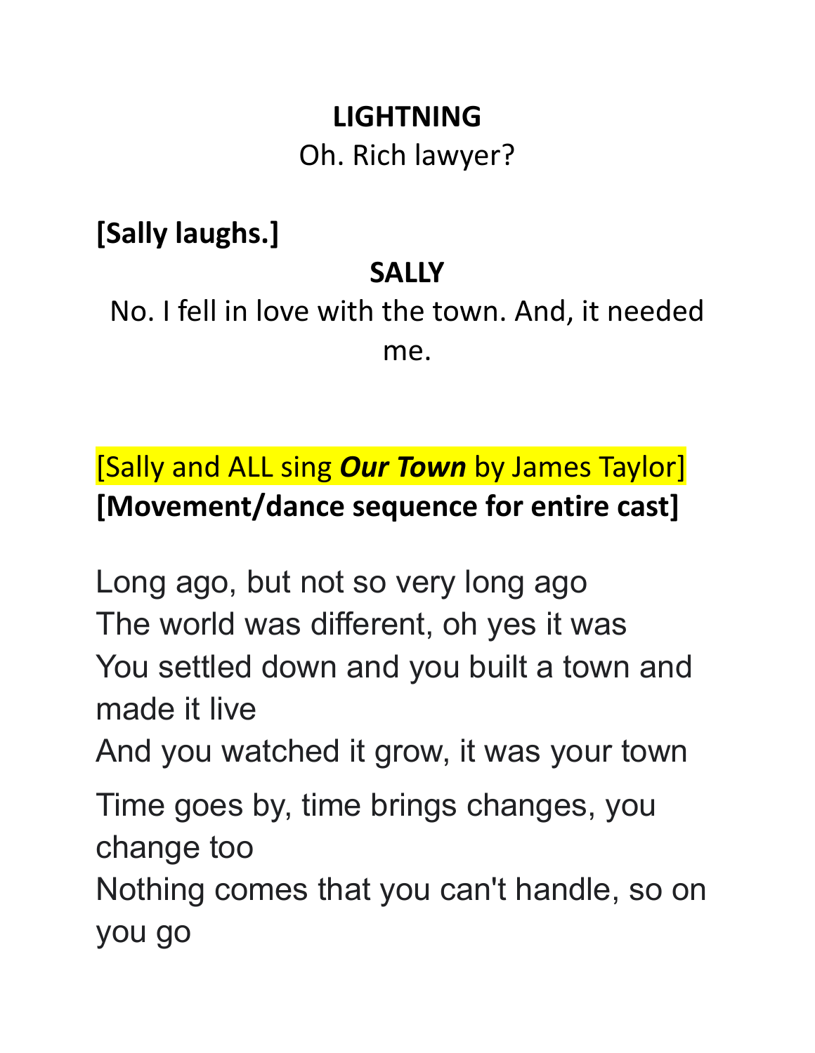**LIGHTNING**

Oh. Rich lawyer?

**[Sally laughs.]**

**SALLY**

No. I fell in love with the town. And, it needed me.

[Sally and ALL sing ***Our Town*** by James Taylor]

**[Movement/dance sequence for entire cast]**

Long ago, but not so very long ago
The world was different, oh yes it was
You settled down and you built a town and made it live
And you watched it grow, it was your town

Time goes by, time brings changes, you change too
Nothing comes that you can't handle, so on you go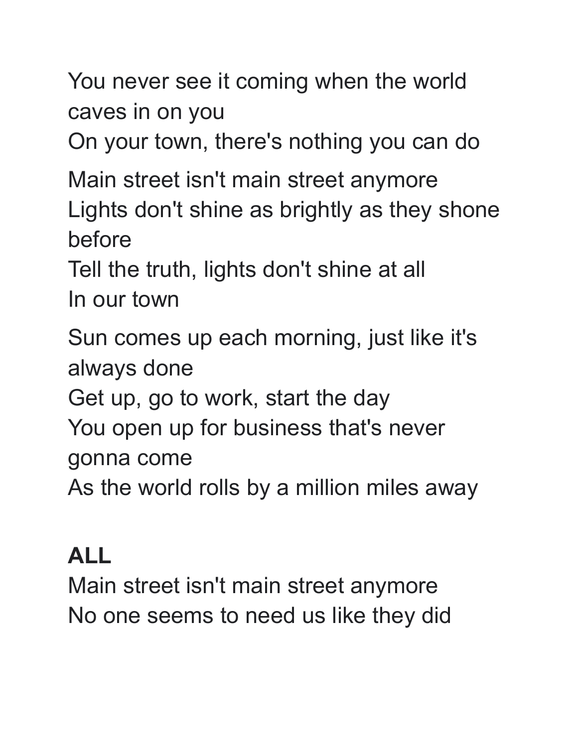You never see it coming when the world caves in on you
On your town, there's nothing you can do

Main street isn't main street anymore
Lights don't shine as brightly as they shone before
Tell the truth, lights don't shine at all
In our town

Sun comes up each morning, just like it's always done
Get up, go to work, start the day
You open up for business that's never gonna come
As the world rolls by a million miles away

**ALL**
Main street isn't main street anymore
No one seems to need us like they did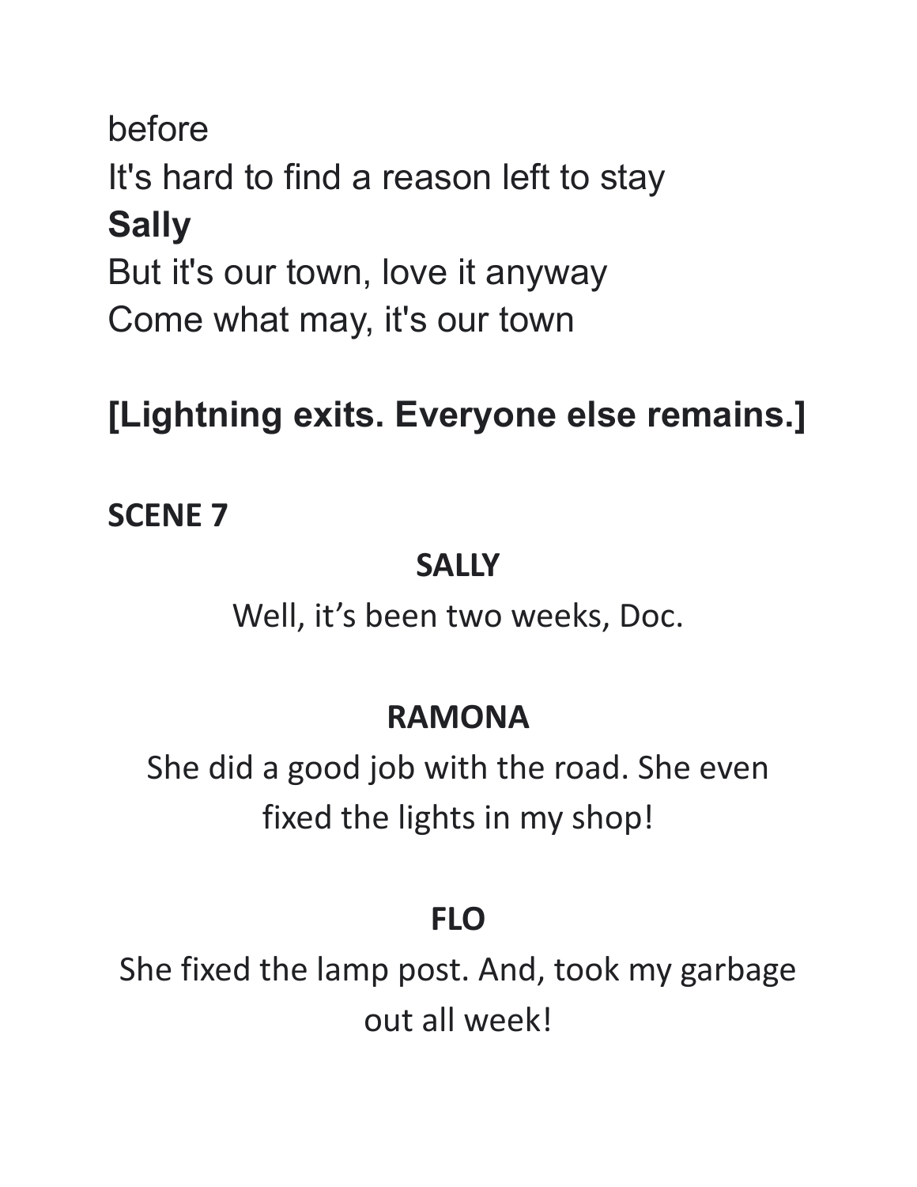before
It's hard to find a reason left to stay
**Sally**
But it's our town, love it anyway
Come what may, it's our town

**[Lightning exits. Everyone else remains.]**

**SCENE 7**

**SALLY**

Well, it's been two weeks, Doc.

**RAMONA**

She did a good job with the road. She even fixed the lights in my shop!

**FLO**

She fixed the lamp post. And, took my garbage out all week!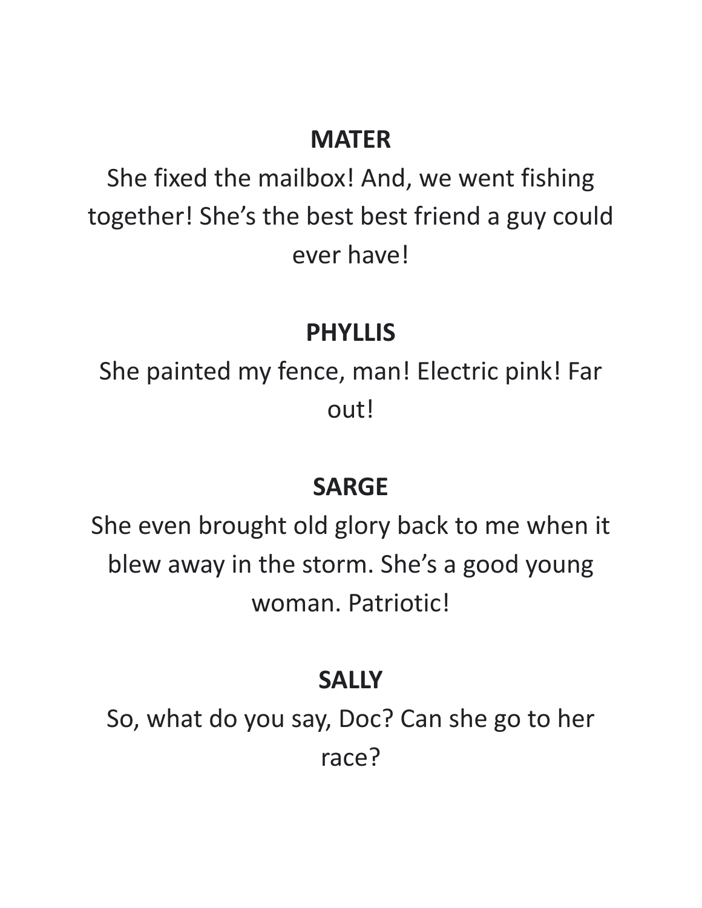**MATER**

She fixed the mailbox! And, we went fishing together! She's the best best friend a guy could ever have!

**PHYLLIS**

She painted my fence, man! Electric pink! Far out!

**SARGE**

She even brought old glory back to me when it blew away in the storm. She's a good young woman. Patriotic!

**SALLY**

So, what do you say, Doc? Can she go to her race?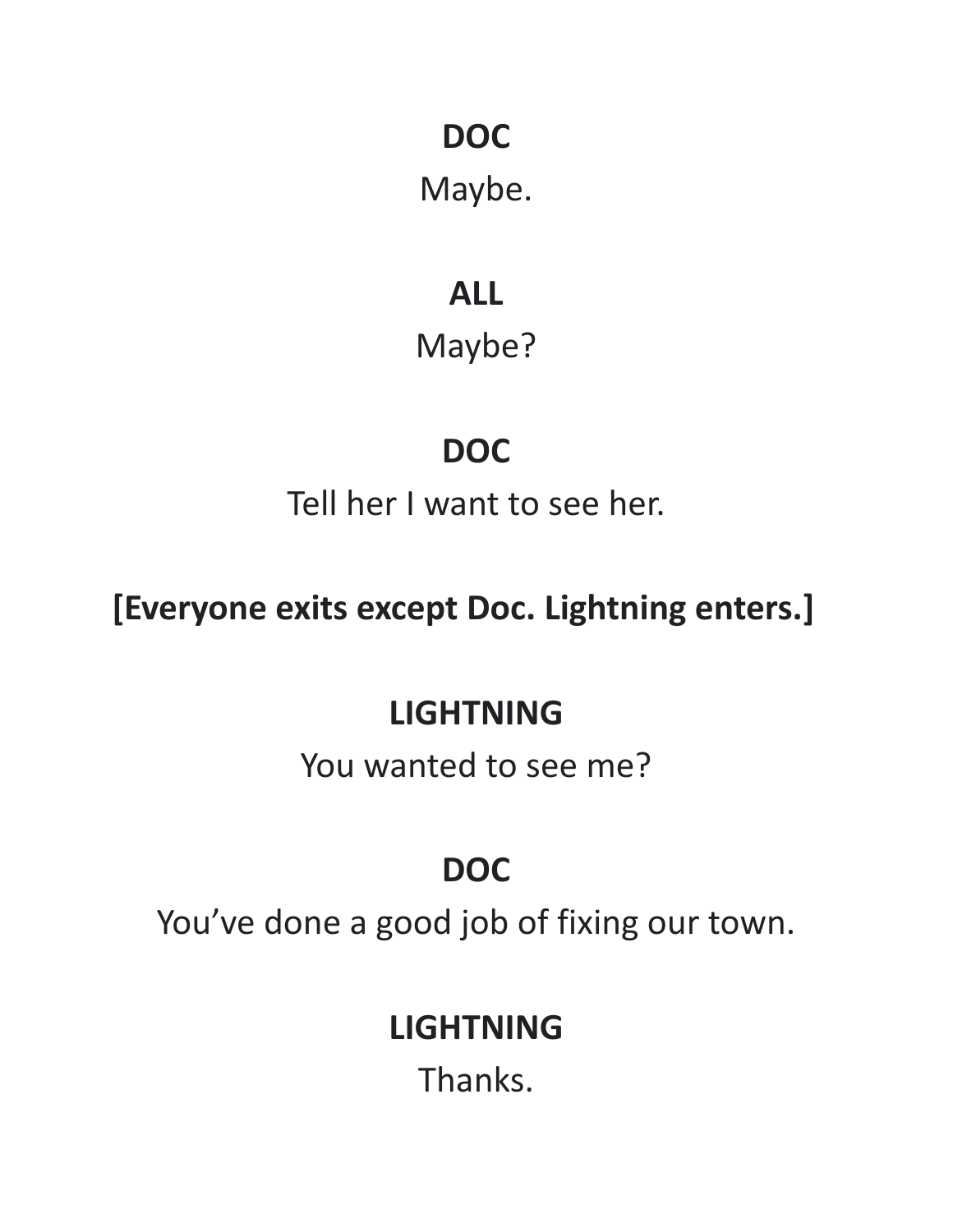**DOC**

Maybe.

**ALL**

Maybe?

**DOC**

Tell her I want to see her.

**[Everyone exits except Doc. Lightning enters.]**

**LIGHTNING**

You wanted to see me?

**DOC**

You've done a good job of fixing our town.

**LIGHTNING**

Thanks.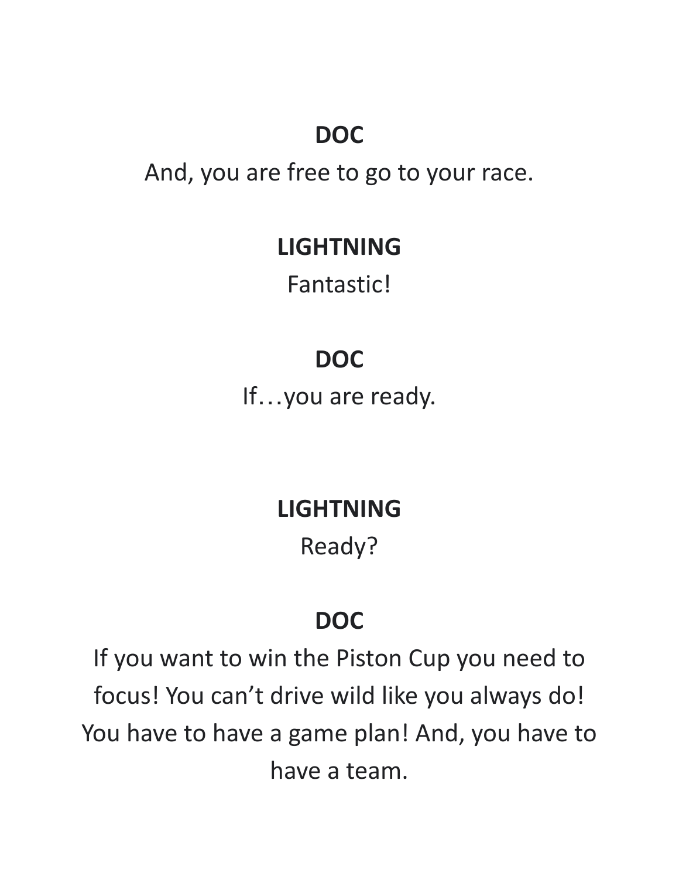**DOC**

And, you are free to go to your race.

**LIGHTNING**

Fantastic!

**DOC**

If…you are ready.

**LIGHTNING**

Ready?

**DOC**

If you want to win the Piston Cup you need to focus! You can't drive wild like you always do! You have to have a game plan! And, you have to have a team.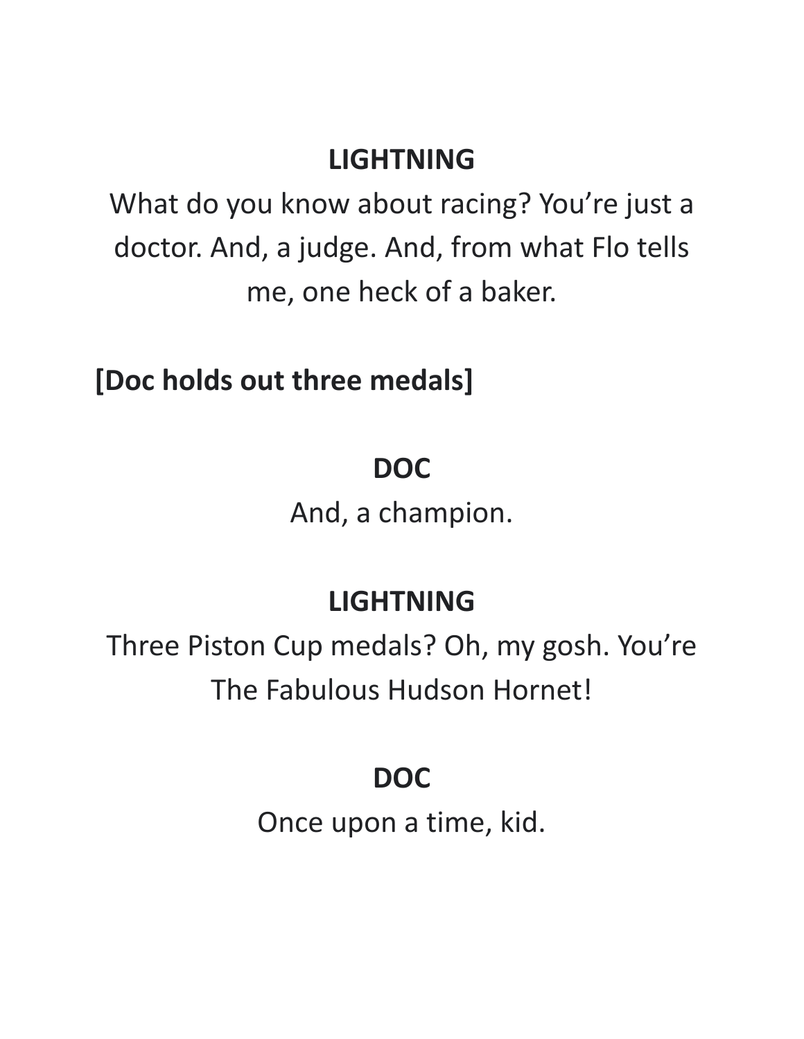**LIGHTNING**

What do you know about racing? You're just a doctor. And, a judge. And, from what Flo tells me, one heck of a baker.

**[Doc holds out three medals]**

**DOC**

And, a champion.

**LIGHTNING**

Three Piston Cup medals? Oh, my gosh. You're The Fabulous Hudson Hornet!

**DOC**

Once upon a time, kid.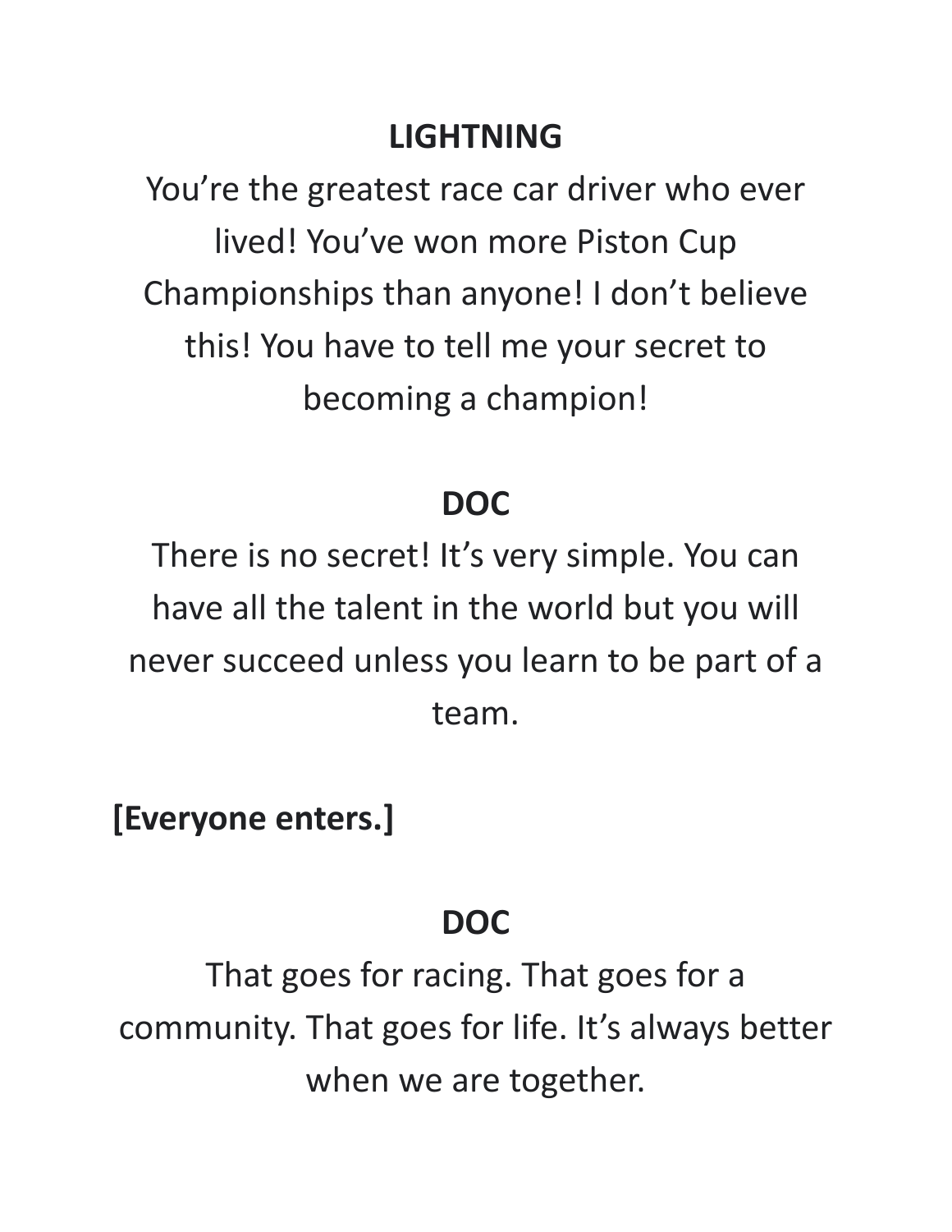**LIGHTNING**

You're the greatest race car driver who ever lived! You've won more Piston Cup Championships than anyone! I don't believe this! You have to tell me your secret to becoming a champion!

**DOC**

There is no secret! It's very simple. You can have all the talent in the world but you will never succeed unless you learn to be part of a team.

**[Everyone enters.]**

**DOC**

That goes for racing. That goes for a community. That goes for life. It's always better when we are together.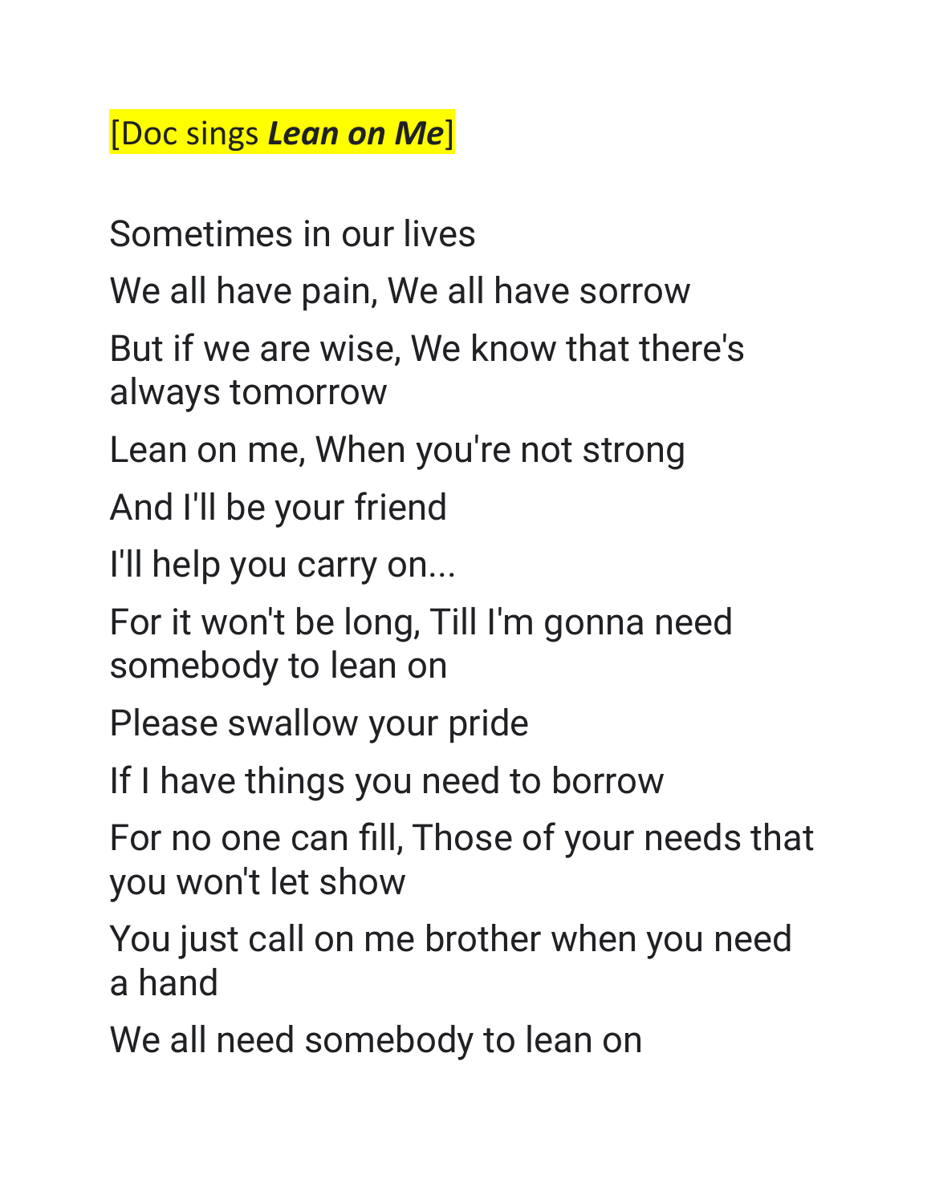[Doc sings ***Lean on Me***]

Sometimes in our lives

We all have pain, We all have sorrow

But if we are wise, We know that there's always tomorrow

Lean on me, When you're not strong

And I'll be your friend

I'll help you carry on...

For it won't be long, Till I'm gonna need somebody to lean on

Please swallow your pride

If I have things you need to borrow

For no one can fill, Those of your needs that you won't let show

You just call on me brother when you need a hand

We all need somebody to lean on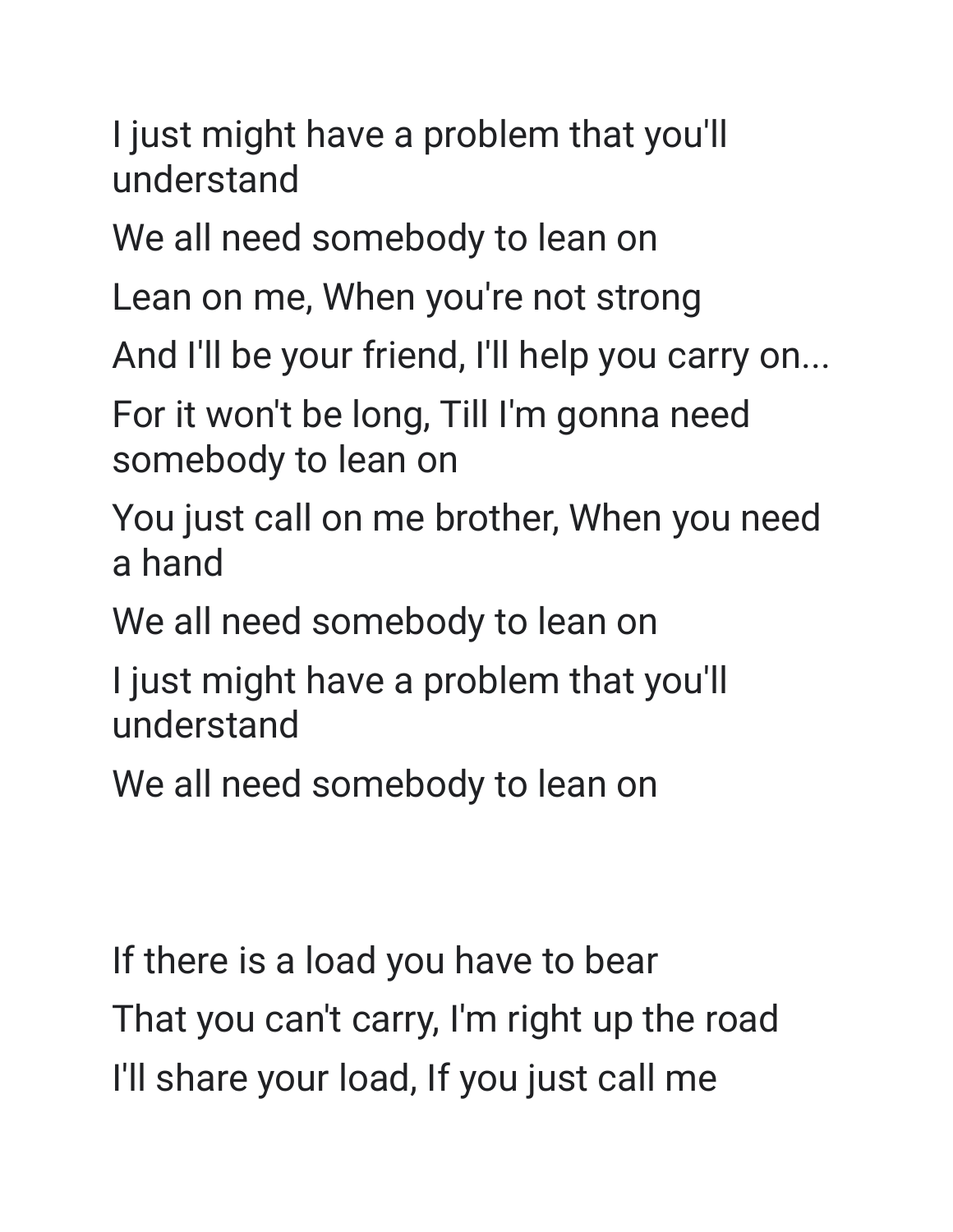I just might have a problem that you'll understand

We all need somebody to lean on

Lean on me, When you're not strong

And I'll be your friend, I'll help you carry on...

For it won't be long, Till I'm gonna need somebody to lean on

You just call on me brother, When you need a hand

We all need somebody to lean on

I just might have a problem that you'll understand

We all need somebody to lean on

If there is a load you have to bear

That you can't carry, I'm right up the road

I'll share your load, If you just call me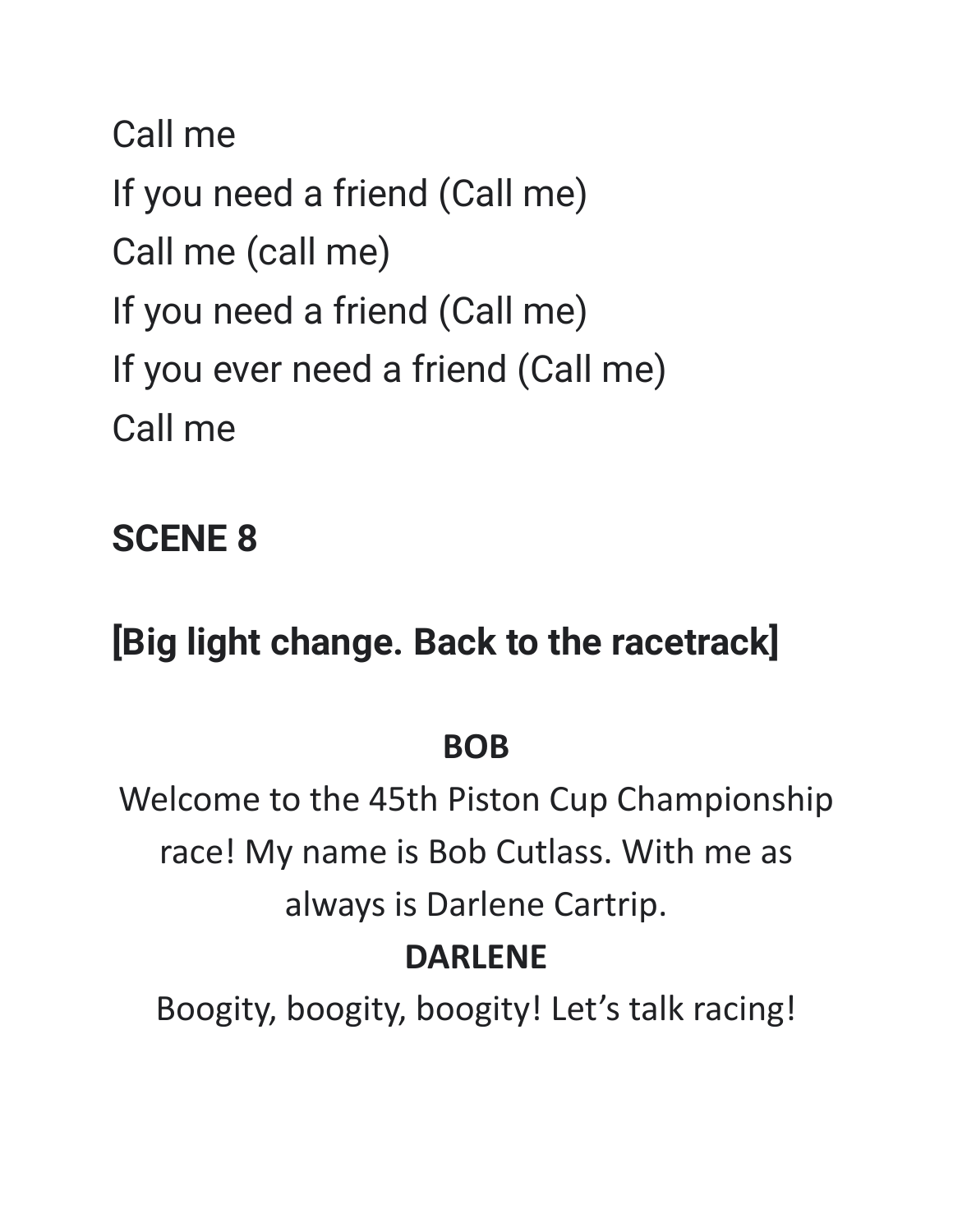Call me
If you need a friend (Call me)
Call me (call me)
If you need a friend (Call me)
If you ever need a friend (Call me)
Call me

## SCENE 8

## [Big light change. Back to the racetrack]

**BOB**

Welcome to the 45th Piston Cup Championship race! My name is Bob Cutlass. With me as always is Darlene Cartrip.

**DARLENE**

Boogity, boogity, boogity! Let’s talk racing!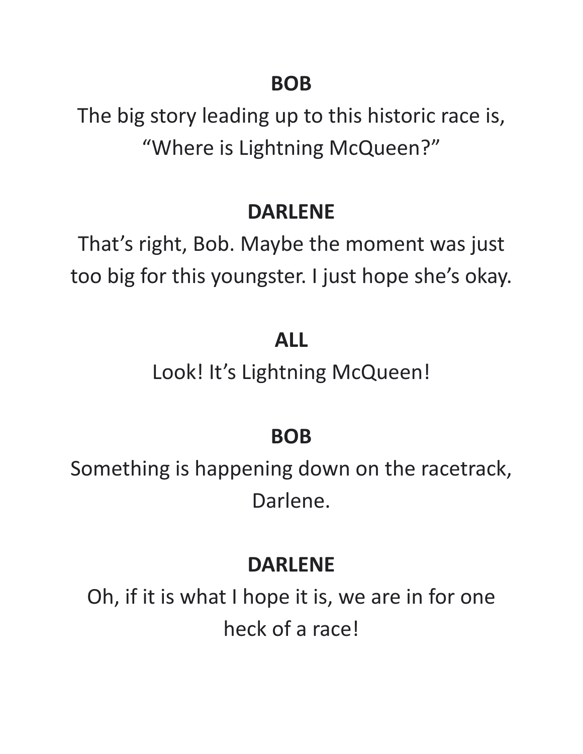**BOB**

The big story leading up to this historic race is, "Where is Lightning McQueen?"

**DARLENE**

That's right, Bob. Maybe the moment was just too big for this youngster. I just hope she's okay.

**ALL**

Look! It's Lightning McQueen!

**BOB**

Something is happening down on the racetrack, Darlene.

**DARLENE**

Oh, if it is what I hope it is, we are in for one heck of a race!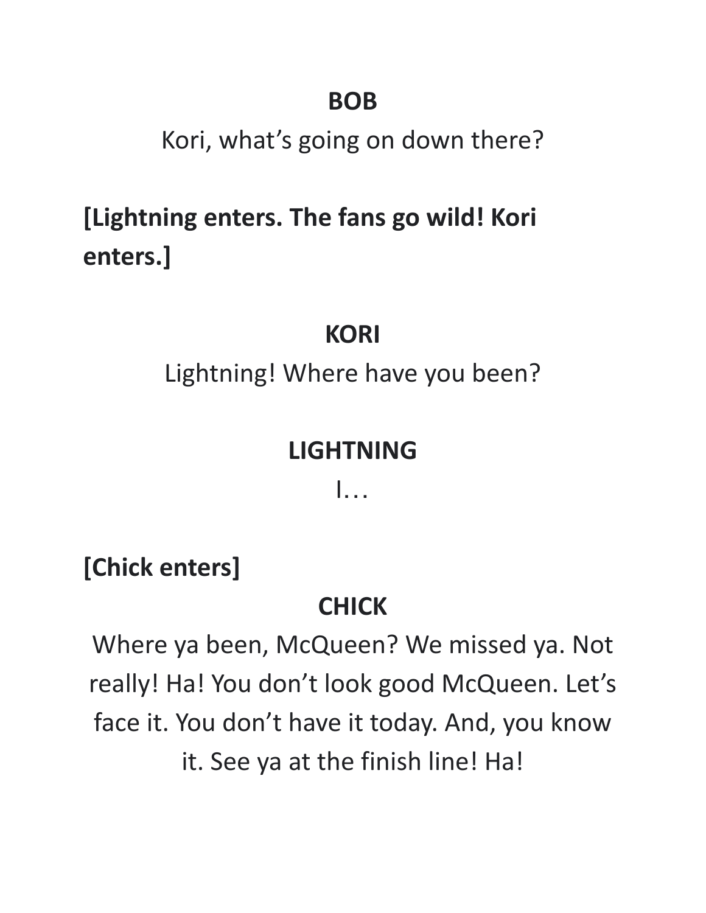**BOB**

Kori, what's going on down there?

**[Lightning enters. The fans go wild! Kori enters.]**

**KORI**

Lightning! Where have you been?

**LIGHTNING**

I…

**[Chick enters]**

**CHICK**

Where ya been, McQueen? We missed ya. Not really! Ha! You don't look good McQueen. Let's face it. You don't have it today. And, you know it. See ya at the finish line! Ha!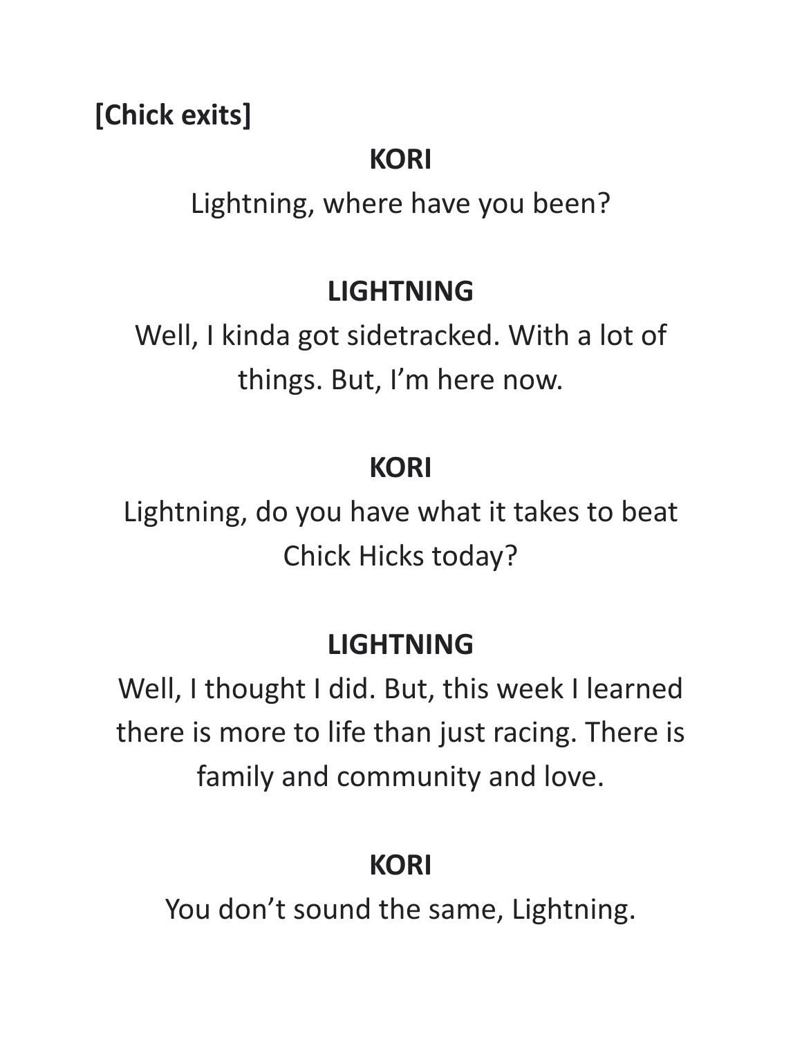**[Chick exits]**

**KORI**

Lightning, where have you been?

**LIGHTNING**

Well, I kinda got sidetracked. With a lot of things. But, I'm here now.

**KORI**

Lightning, do you have what it takes to beat Chick Hicks today?

**LIGHTNING**

Well, I thought I did. But, this week I learned there is more to life than just racing. There is family and community and love.

**KORI**

You don't sound the same, Lightning.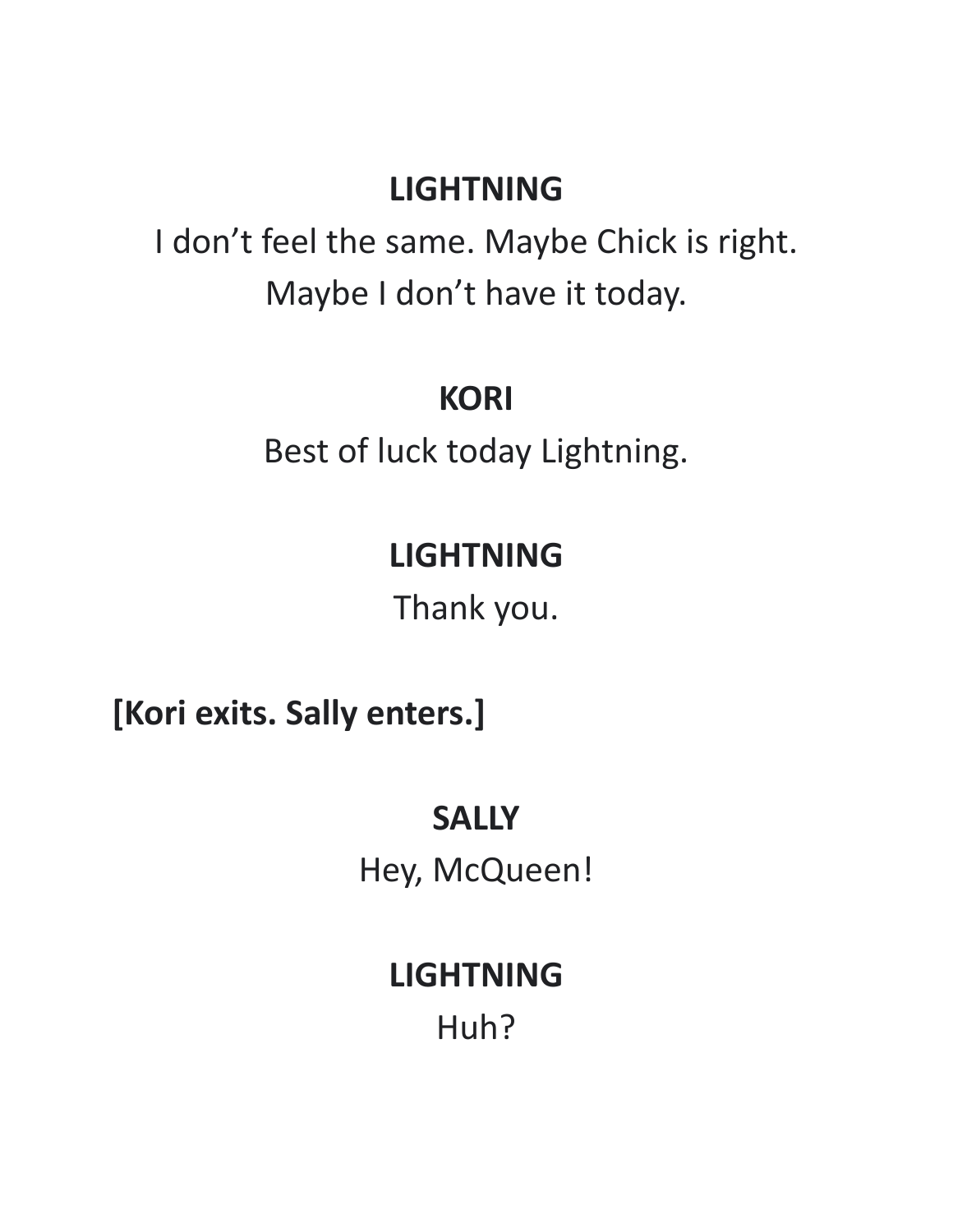**LIGHTNING**

I don’t feel the same. Maybe Chick is right.
Maybe I don’t have it today.

**KORI**

Best of luck today Lightning.

**LIGHTNING**

Thank you.

**[Kori exits. Sally enters.]**

**SALLY**

Hey, McQueen!

**LIGHTNING**

Huh?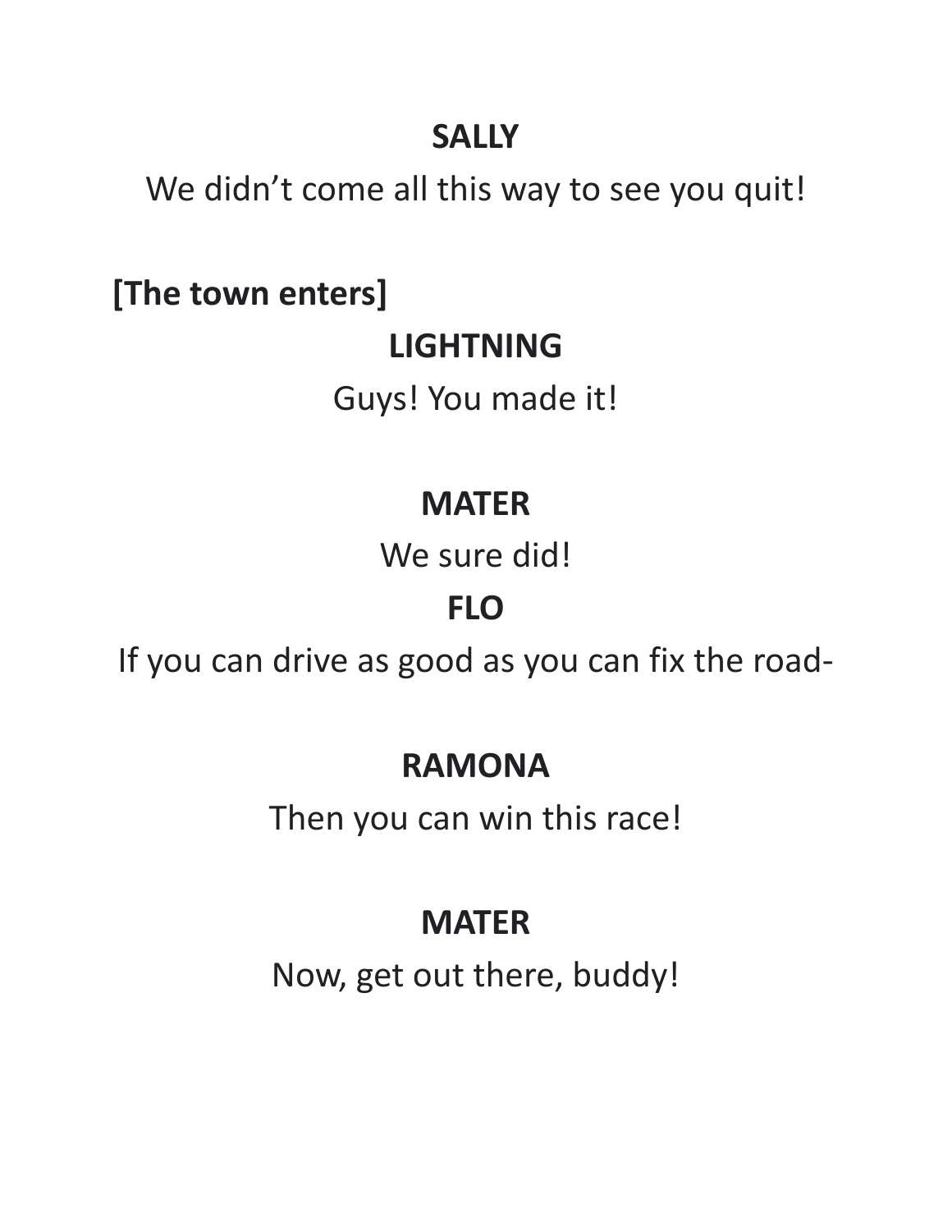**SALLY**

We didn't come all this way to see you quit!

**[The town enters]**

**LIGHTNING**

Guys! You made it!

**MATER**

We sure did!

**FLO**

If you can drive as good as you can fix the road-

**RAMONA**

Then you can win this race!

**MATER**

Now, get out there, buddy!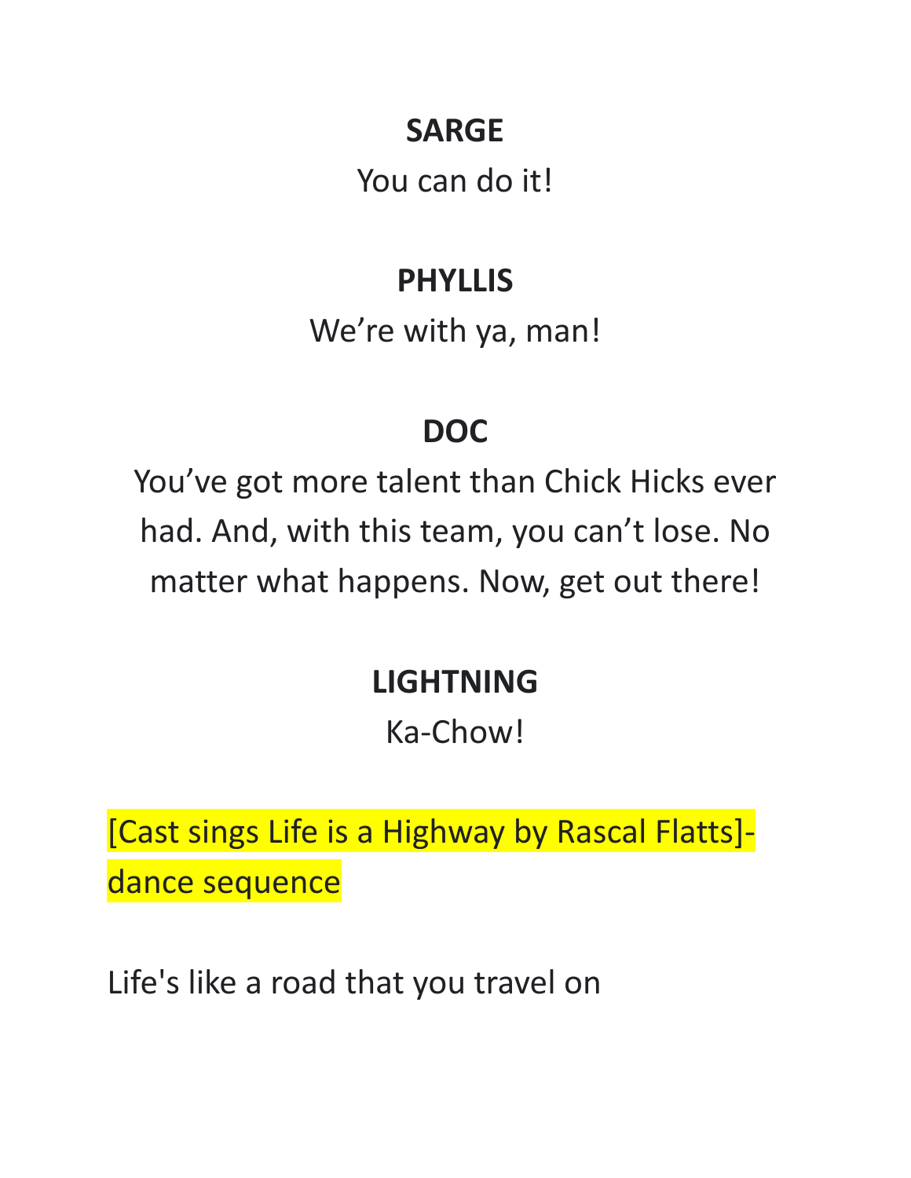**SARGE**

You can do it!

**PHYLLIS**

We're with ya, man!

**DOC**

You've got more talent than Chick Hicks ever had. And, with this team, you can't lose. No matter what happens. Now, get out there!

**LIGHTNING**

Ka-Chow!

[Cast sings Life is a Highway by Rascal Flatts]- dance sequence

Life's like a road that you travel on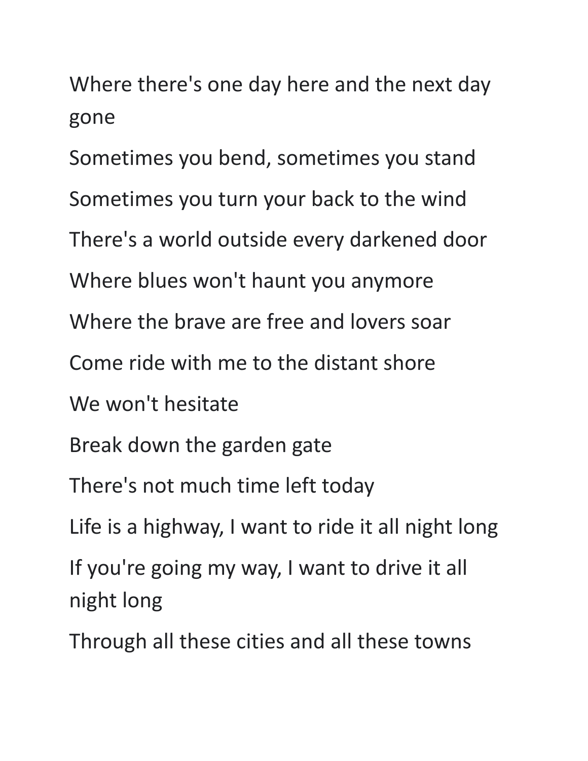Where there's one day here and the next day gone

Sometimes you bend, sometimes you stand

Sometimes you turn your back to the wind

There's a world outside every darkened door

Where blues won't haunt you anymore

Where the brave are free and lovers soar

Come ride with me to the distant shore

We won't hesitate

Break down the garden gate

There's not much time left today

Life is a highway, I want to ride it all night long

If you're going my way, I want to drive it all night long

Through all these cities and all these towns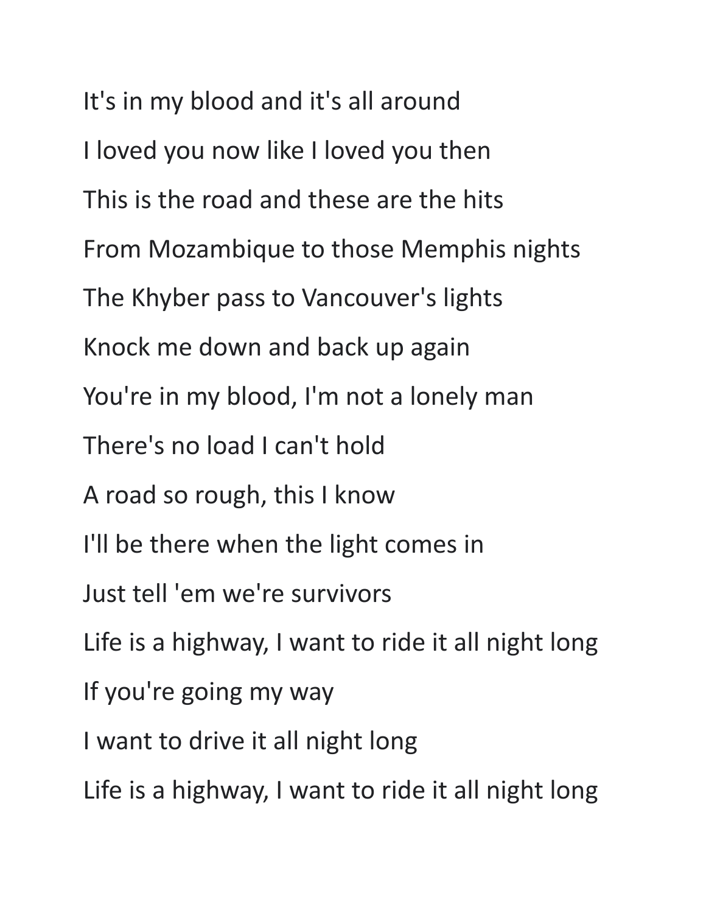It's in my blood and it's all around

I loved you now like I loved you then

This is the road and these are the hits

From Mozambique to those Memphis nights

The Khyber pass to Vancouver's lights

Knock me down and back up again

You're in my blood, I'm not a lonely man

There's no load I can't hold

A road so rough, this I know

I'll be there when the light comes in

Just tell 'em we're survivors

Life is a highway, I want to ride it all night long

If you're going my way

I want to drive it all night long

Life is a highway, I want to ride it all night long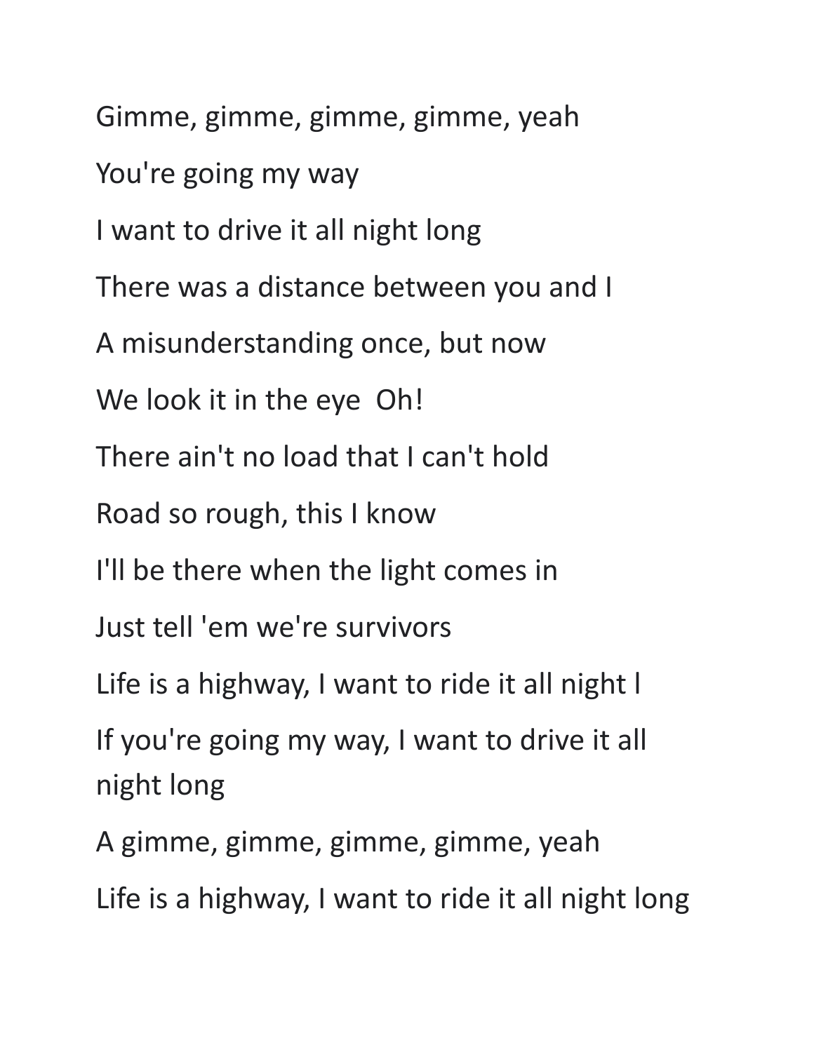Gimme, gimme, gimme, gimme, yeah

You're going my way

I want to drive it all night long

There was a distance between you and I

A misunderstanding once, but now

We look it in the eye  Oh!

There ain't no load that I can't hold

Road so rough, this I know

I'll be there when the light comes in

Just tell 'em we're survivors

Life is a highway, I want to ride it all night l

If you're going my way, I want to drive it all night long

A gimme, gimme, gimme, gimme, yeah

Life is a highway, I want to ride it all night long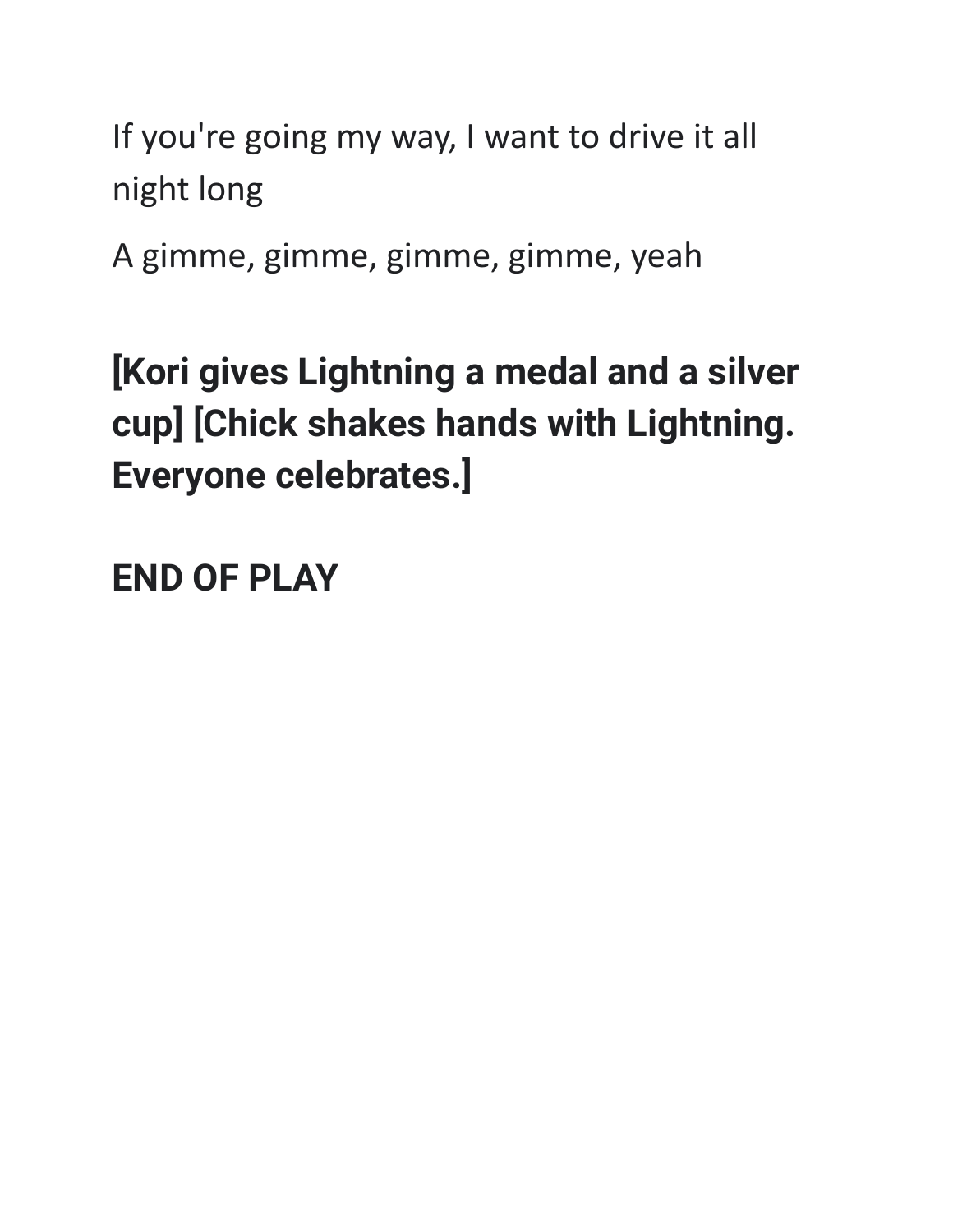If you're going my way, I want to drive it all night long

A gimme, gimme, gimme, gimme, yeah

**[Kori gives Lightning a medal and a silver cup] [Chick shakes hands with Lightning. Everyone celebrates.]**

**END OF PLAY**